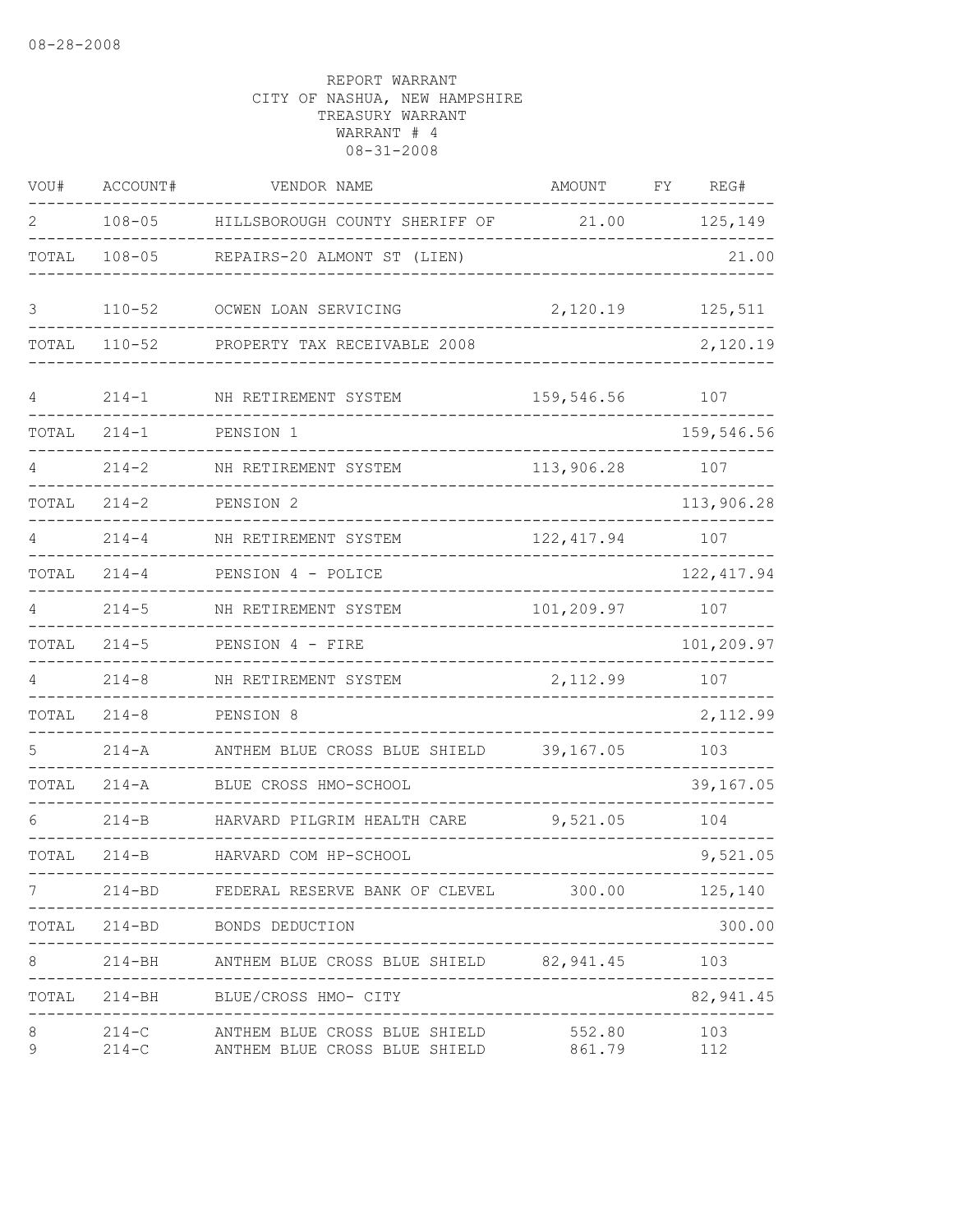08-28-2008

REPORT WARRANT
CITY OF NASHUA, NEW HAMPSHIRE
TREASURY WARRANT
WARRANT # 4
08-31-2008

| VOU# | ACCOUNT# | VENDOR NAME | AMOUNT | FY | REG# |
|---|---|---|---|---|---|
| 2 | 108-05 | HILLSBOROUGH COUNTY SHERIFF OF | 21.00 | | 125,149 |
| TOTAL | 108-05 | REPAIRS-20 ALMONT ST (LIEN) | | | 21.00 |
| 3 | 110-52 | OCWEN LOAN SERVICING | 2,120.19 | | 125,511 |
| TOTAL | 110-52 | PROPERTY TAX RECEIVABLE 2008 | | | 2,120.19 |
| 4 | 214-1 | NH RETIREMENT SYSTEM | 159,546.56 | | 107 |
| TOTAL | 214-1 | PENSION 1 | | | 159,546.56 |
| 4 | 214-2 | NH RETIREMENT SYSTEM | 113,906.28 | | 107 |
| TOTAL | 214-2 | PENSION 2 | | | 113,906.28 |
| 4 | 214-4 | NH RETIREMENT SYSTEM | 122,417.94 | | 107 |
| TOTAL | 214-4 | PENSION 4 - POLICE | | | 122,417.94 |
| 4 | 214-5 | NH RETIREMENT SYSTEM | 101,209.97 | | 107 |
| TOTAL | 214-5 | PENSION 4 - FIRE | | | 101,209.97 |
| 4 | 214-8 | NH RETIREMENT SYSTEM | 2,112.99 | | 107 |
| TOTAL | 214-8 | PENSION 8 | | | 2,112.99 |
| 5 | 214-A | ANTHEM BLUE CROSS BLUE SHIELD | 39,167.05 | | 103 |
| TOTAL | 214-A | BLUE CROSS HMO-SCHOOL | | | 39,167.05 |
| 6 | 214-B | HARVARD PILGRIM HEALTH CARE | 9,521.05 | | 104 |
| TOTAL | 214-B | HARVARD COM HP-SCHOOL | | | 9,521.05 |
| 7 | 214-BD | FEDERAL RESERVE BANK OF CLEVEL | 300.00 | | 125,140 |
| TOTAL | 214-BD | BONDS DEDUCTION | | | 300.00 |
| 8 | 214-BH | ANTHEM BLUE CROSS BLUE SHIELD | 82,941.45 | | 103 |
| TOTAL | 214-BH | BLUE/CROSS HMO- CITY | | | 82,941.45 |
| 8 | 214-C | ANTHEM BLUE CROSS BLUE SHIELD | 552.80 | | 103 |
| 9 | 214-C | ANTHEM BLUE CROSS BLUE SHIELD | 861.79 | | 112 |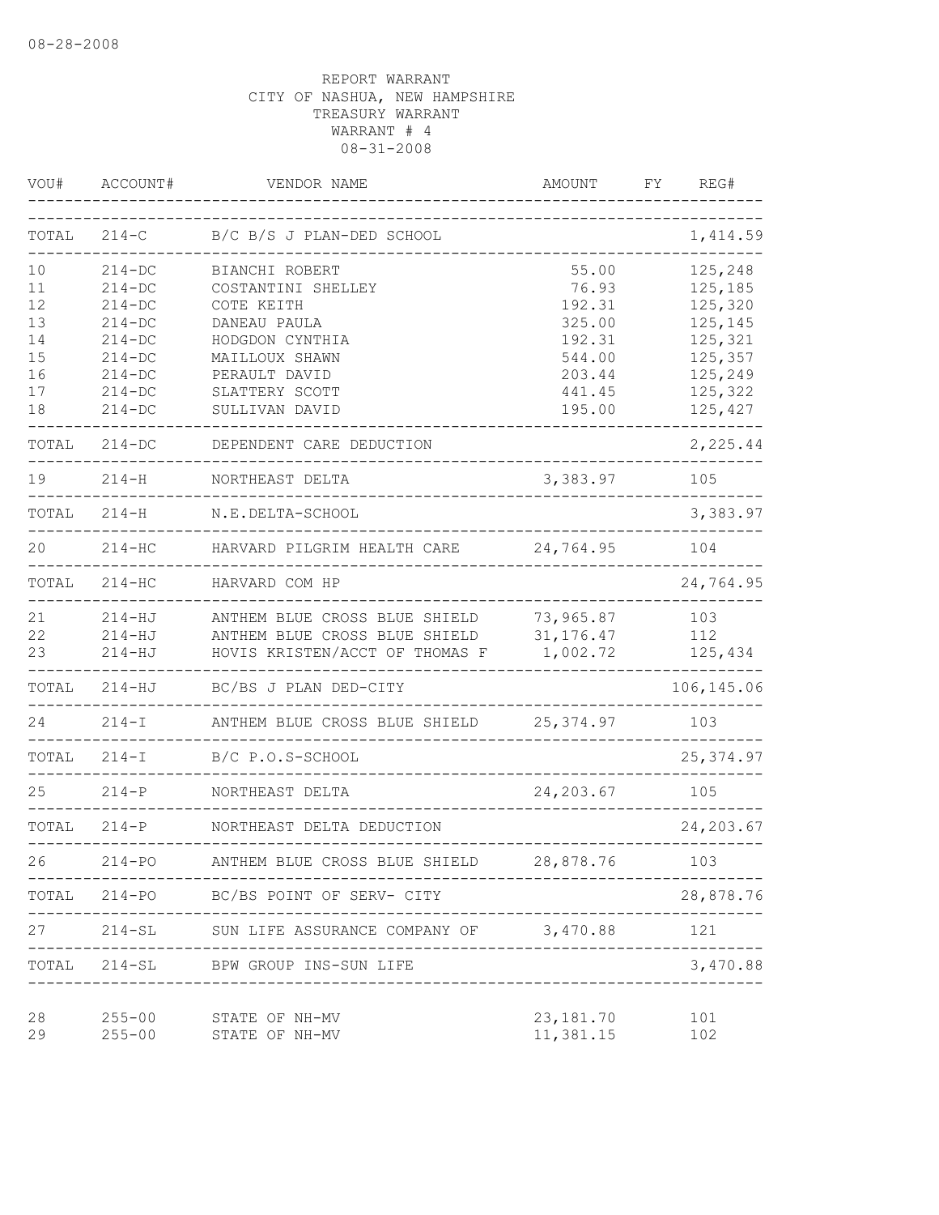08-28-2008

REPORT WARRANT
CITY OF NASHUA, NEW HAMPSHIRE
TREASURY WARRANT
WARRANT # 4
08-31-2008

| VOU# | ACCOUNT# | VENDOR NAME | AMOUNT | FY | REG# |
|---|---|---|---|---|---|
| TOTAL | 214-C | B/C B/S J PLAN-DED SCHOOL | | | 1,414.59 |
| 10 | 214-DC | BIANCHI ROBERT | 55.00 | | 125,248 |
| 11 | 214-DC | COSTANTINI SHELLEY | 76.93 | | 125,185 |
| 12 | 214-DC | COTE KEITH | 192.31 | | 125,320 |
| 13 | 214-DC | DANEAU PAULA | 325.00 | | 125,145 |
| 14 | 214-DC | HODGDON CYNTHIA | 192.31 | | 125,321 |
| 15 | 214-DC | MAILLOUX SHAWN | 544.00 | | 125,357 |
| 16 | 214-DC | PERAULT DAVID | 203.44 | | 125,249 |
| 17 | 214-DC | SLATTERY SCOTT | 441.45 | | 125,322 |
| 18 | 214-DC | SULLIVAN DAVID | 195.00 | | 125,427 |
| TOTAL | 214-DC | DEPENDENT CARE DEDUCTION | | | 2,225.44 |
| 19 | 214-H | NORTHEAST DELTA | 3,383.97 | | 105 |
| TOTAL | 214-H | N.E.DELTA-SCHOOL | | | 3,383.97 |
| 20 | 214-HC | HARVARD PILGRIM HEALTH CARE | 24,764.95 | | 104 |
| TOTAL | 214-HC | HARVARD COM HP | | | 24,764.95 |
| 21 | 214-HJ | ANTHEM BLUE CROSS BLUE SHIELD | 73,965.87 | | 103 |
| 22 | 214-HJ | ANTHEM BLUE CROSS BLUE SHIELD | 31,176.47 | | 112 |
| 23 | 214-HJ | HOVIS KRISTEN/ACCT OF THOMAS F | 1,002.72 | | 125,434 |
| TOTAL | 214-HJ | BC/BS J PLAN DED-CITY | | | 106,145.06 |
| 24 | 214-I | ANTHEM BLUE CROSS BLUE SHIELD | 25,374.97 | | 103 |
| TOTAL | 214-I | B/C P.O.S-SCHOOL | | | 25,374.97 |
| 25 | 214-P | NORTHEAST DELTA | 24,203.67 | | 105 |
| TOTAL | 214-P | NORTHEAST DELTA DEDUCTION | | | 24,203.67 |
| 26 | 214-PO | ANTHEM BLUE CROSS BLUE SHIELD | 28,878.76 | | 103 |
| TOTAL | 214-PO | BC/BS POINT OF SERV- CITY | | | 28,878.76 |
| 27 | 214-SL | SUN LIFE ASSURANCE COMPANY OF | 3,470.88 | | 121 |
| TOTAL | 214-SL | BPW GROUP INS-SUN LIFE | | | 3,470.88 |
| 28 | 255-00 | STATE OF NH-MV | 23,181.70 | | 101 |
| 29 | 255-00 | STATE OF NH-MV | 11,381.15 | | 102 |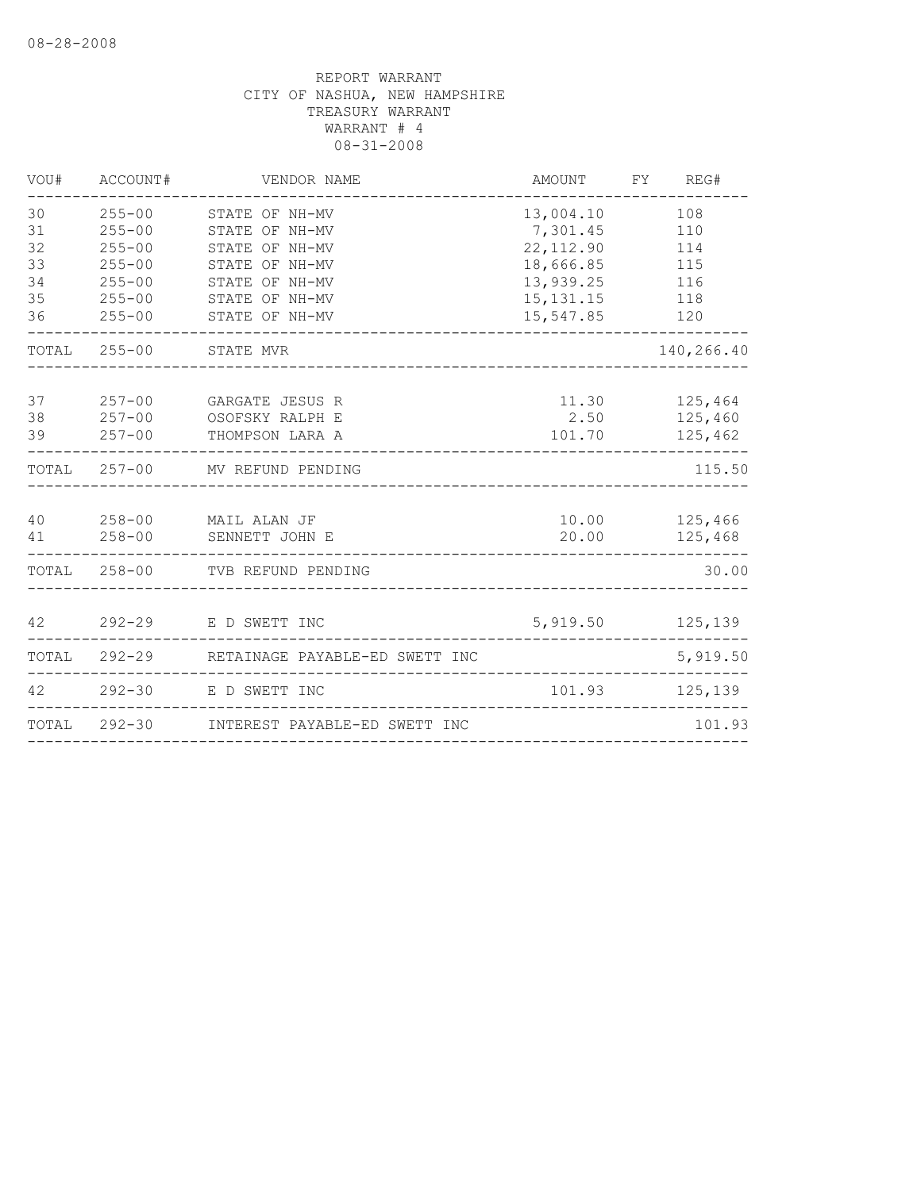REPORT WARRANT
CITY OF NASHUA, NEW HAMPSHIRE
TREASURY WARRANT
WARRANT # 4
08-31-2008

| VOU# | ACCOUNT# | VENDOR NAME | AMOUNT | FY | REG# |
|---|---|---|---|---|---|
| 30 | 255-00 | STATE OF NH-MV | 13,004.10 | | 108 |
| 31 | 255-00 | STATE OF NH-MV | 7,301.45 | | 110 |
| 32 | 255-00 | STATE OF NH-MV | 22,112.90 | | 114 |
| 33 | 255-00 | STATE OF NH-MV | 18,666.85 | | 115 |
| 34 | 255-00 | STATE OF NH-MV | 13,939.25 | | 116 |
| 35 | 255-00 | STATE OF NH-MV | 15,131.15 | | 118 |
| 36 | 255-00 | STATE OF NH-MV | 15,547.85 | | 120 |
| TOTAL | 255-00 | STATE MVR | | | 140,266.40 |
| 37 | 257-00 | GARGATE JESUS R | 11.30 | | 125,464 |
| 38 | 257-00 | OSOFSKY RALPH E | 2.50 | | 125,460 |
| 39 | 257-00 | THOMPSON LARA A | 101.70 | | 125,462 |
| TOTAL | 257-00 | MV REFUND PENDING | | | 115.50 |
| 40 | 258-00 | MAIL ALAN JF | 10.00 | | 125,466 |
| 41 | 258-00 | SENNETT JOHN E | 20.00 | | 125,468 |
| TOTAL | 258-00 | TVB REFUND PENDING | | | 30.00 |
| 42 | 292-29 | E D SWETT INC | 5,919.50 | | 125,139 |
| TOTAL | 292-29 | RETAINAGE PAYABLE-ED SWETT INC | | | 5,919.50 |
| 42 | 292-30 | E D SWETT INC | 101.93 | | 125,139 |
| TOTAL | 292-30 | INTEREST PAYABLE-ED SWETT INC | | | 101.93 |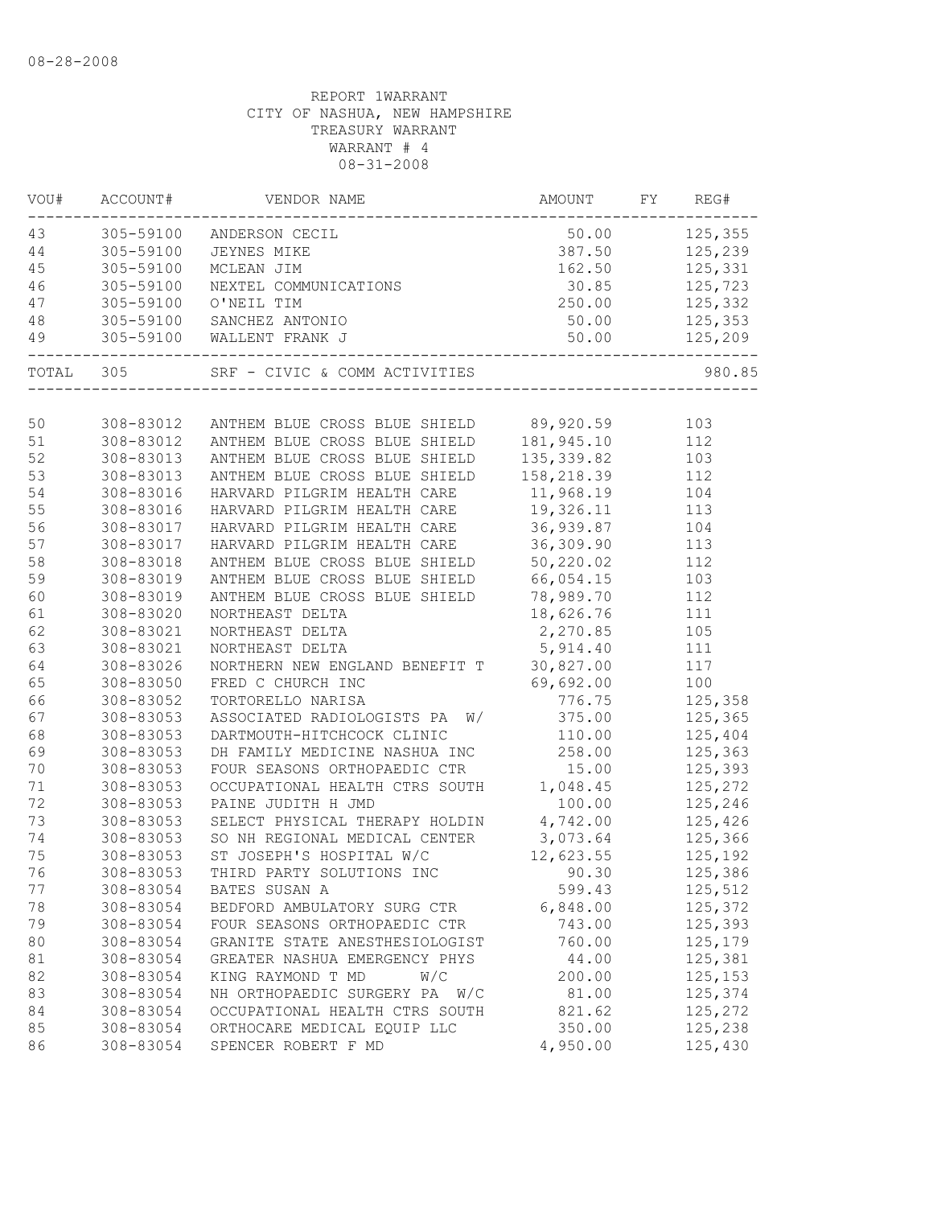08-28-2008

REPORT 1WARRANT
CITY OF NASHUA, NEW HAMPSHIRE
TREASURY WARRANT
WARRANT # 4
08-31-2008

| VOU# | ACCOUNT# | VENDOR NAME | AMOUNT | FY | REG# |
|---|---|---|---|---|---|
| 43 | 305-59100 | ANDERSON CECIL | 50.00 | | 125,355 |
| 44 | 305-59100 | JEYNES MIKE | 387.50 | | 125,239 |
| 45 | 305-59100 | MCLEAN JIM | 162.50 | | 125,331 |
| 46 | 305-59100 | NEXTEL COMMUNICATIONS | 30.85 | | 125,723 |
| 47 | 305-59100 | O'NEIL TIM | 250.00 | | 125,332 |
| 48 | 305-59100 | SANCHEZ ANTONIO | 50.00 | | 125,353 |
| 49 | 305-59100 | WALLENT FRANK J | 50.00 | | 125,209 |
| TOTAL | 305 | SRF - CIVIC & COMM ACTIVITIES | | | 980.85 |
| 50 | 308-83012 | ANTHEM BLUE CROSS BLUE SHIELD | 89,920.59 | | 103 |
| 51 | 308-83012 | ANTHEM BLUE CROSS BLUE SHIELD | 181,945.10 | | 112 |
| 52 | 308-83013 | ANTHEM BLUE CROSS BLUE SHIELD | 135,339.82 | | 103 |
| 53 | 308-83013 | ANTHEM BLUE CROSS BLUE SHIELD | 158,218.39 | | 112 |
| 54 | 308-83016 | HARVARD PILGRIM HEALTH CARE | 11,968.19 | | 104 |
| 55 | 308-83016 | HARVARD PILGRIM HEALTH CARE | 19,326.11 | | 113 |
| 56 | 308-83017 | HARVARD PILGRIM HEALTH CARE | 36,939.87 | | 104 |
| 57 | 308-83017 | HARVARD PILGRIM HEALTH CARE | 36,309.90 | | 113 |
| 58 | 308-83018 | ANTHEM BLUE CROSS BLUE SHIELD | 50,220.02 | | 112 |
| 59 | 308-83019 | ANTHEM BLUE CROSS BLUE SHIELD | 66,054.15 | | 103 |
| 60 | 308-83019 | ANTHEM BLUE CROSS BLUE SHIELD | 78,989.70 | | 112 |
| 61 | 308-83020 | NORTHEAST DELTA | 18,626.76 | | 111 |
| 62 | 308-83021 | NORTHEAST DELTA | 2,270.85 | | 105 |
| 63 | 308-83021 | NORTHEAST DELTA | 5,914.40 | | 111 |
| 64 | 308-83026 | NORTHERN NEW ENGLAND BENEFIT T | 30,827.00 | | 117 |
| 65 | 308-83050 | FRED C CHURCH INC | 69,692.00 | | 100 |
| 66 | 308-83052 | TORTORELLO NARISA | 776.75 | | 125,358 |
| 67 | 308-83053 | ASSOCIATED RADIOLOGISTS PA W/ | 375.00 | | 125,365 |
| 68 | 308-83053 | DARTMOUTH-HITCHCOCK CLINIC | 110.00 | | 125,404 |
| 69 | 308-83053 | DH FAMILY MEDICINE NASHUA INC | 258.00 | | 125,363 |
| 70 | 308-83053 | FOUR SEASONS ORTHOPAEDIC CTR | 15.00 | | 125,393 |
| 71 | 308-83053 | OCCUPATIONAL HEALTH CTRS SOUTH | 1,048.45 | | 125,272 |
| 72 | 308-83053 | PAINE JUDITH H JMD | 100.00 | | 125,246 |
| 73 | 308-83053 | SELECT PHYSICAL THERAPY HOLDIN | 4,742.00 | | 125,426 |
| 74 | 308-83053 | SO NH REGIONAL MEDICAL CENTER | 3,073.64 | | 125,366 |
| 75 | 308-83053 | ST JOSEPH'S HOSPITAL W/C | 12,623.55 | | 125,192 |
| 76 | 308-83053 | THIRD PARTY SOLUTIONS INC | 90.30 | | 125,386 |
| 77 | 308-83054 | BATES SUSAN A | 599.43 | | 125,512 |
| 78 | 308-83054 | BEDFORD AMBULATORY SURG CTR | 6,848.00 | | 125,372 |
| 79 | 308-83054 | FOUR SEASONS ORTHOPAEDIC CTR | 743.00 | | 125,393 |
| 80 | 308-83054 | GRANITE STATE ANESTHESIOLOGIST | 760.00 | | 125,179 |
| 81 | 308-83054 | GREATER NASHUA EMERGENCY PHYS | 44.00 | | 125,381 |
| 82 | 308-83054 | KING RAYMOND T MD W/C | 200.00 | | 125,153 |
| 83 | 308-83054 | NH ORTHOPAEDIC SURGERY PA W/C | 81.00 | | 125,374 |
| 84 | 308-83054 | OCCUPATIONAL HEALTH CTRS SOUTH | 821.62 | | 125,272 |
| 85 | 308-83054 | ORTHOCARE MEDICAL EQUIP LLC | 350.00 | | 125,238 |
| 86 | 308-83054 | SPENCER ROBERT F MD | 4,950.00 | | 125,430 |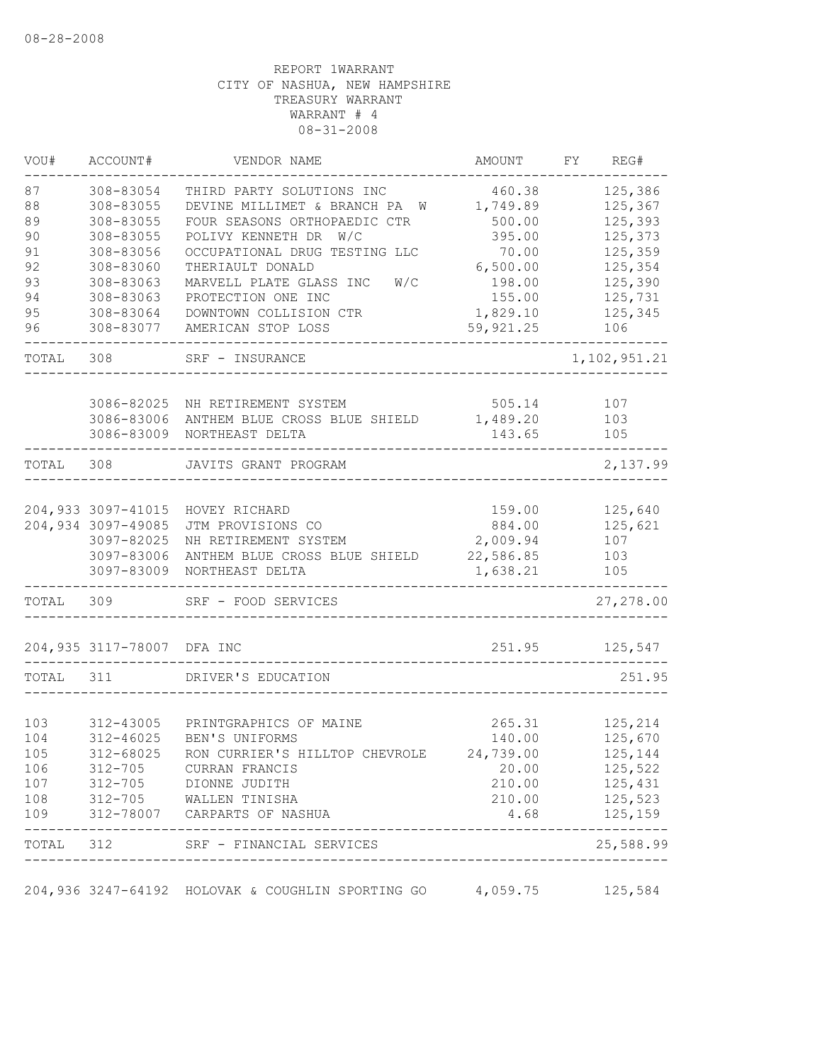REPORT 1WARRANT
CITY OF NASHUA, NEW HAMPSHIRE
TREASURY WARRANT
WARRANT # 4
08-31-2008

| VOU# | ACCOUNT# | VENDOR NAME | AMOUNT | FY | REG# |
|---|---|---|---|---|---|
| 87 | 308-83054 | THIRD PARTY SOLUTIONS INC | 460.38 | | 125,386 |
| 88 | 308-83055 | DEVINE MILLIMET & BRANCH PA W | 1,749.89 | | 125,367 |
| 89 | 308-83055 | FOUR SEASONS ORTHOPAEDIC CTR | 500.00 | | 125,393 |
| 90 | 308-83055 | POLIVY KENNETH DR W/C | 395.00 | | 125,373 |
| 91 | 308-83056 | OCCUPATIONAL DRUG TESTING LLC | 70.00 | | 125,359 |
| 92 | 308-83060 | THERIAULT DONALD | 6,500.00 | | 125,354 |
| 93 | 308-83063 | MARVELL PLATE GLASS INC W/C | 198.00 | | 125,390 |
| 94 | 308-83063 | PROTECTION ONE INC | 155.00 | | 125,731 |
| 95 | 308-83064 | DOWNTOWN COLLISION CTR | 1,829.10 | | 125,345 |
| 96 | 308-83077 | AMERICAN STOP LOSS | 59,921.25 | | 106 |
| TOTAL | 308 | SRF - INSURANCE | | | 1,102,951.21 |
| | 3086-82025 | NH RETIREMENT SYSTEM | 505.14 | | 107 |
| | 3086-83006 | ANTHEM BLUE CROSS BLUE SHIELD | 1,489.20 | | 103 |
| | 3086-83009 | NORTHEAST DELTA | 143.65 | | 105 |
| TOTAL | 308 | JAVITS GRANT PROGRAM | | | 2,137.99 |
| 204,933 | 3097-41015 | HOVEY RICHARD | 159.00 | | 125,640 |
| 204,934 | 3097-49085 | JTM PROVISIONS CO | 884.00 | | 125,621 |
| | 3097-82025 | NH RETIREMENT SYSTEM | 2,009.94 | | 107 |
| | 3097-83006 | ANTHEM BLUE CROSS BLUE SHIELD | 22,586.85 | | 103 |
| | 3097-83009 | NORTHEAST DELTA | 1,638.21 | | 105 |
| TOTAL | 309 | SRF - FOOD SERVICES | | | 27,278.00 |
| 204,935 | 3117-78007 | DFA INC | 251.95 | | 125,547 |
| TOTAL | 311 | DRIVER'S EDUCATION | | | 251.95 |
| 103 | 312-43005 | PRINTGRAPHICS OF MAINE | 265.31 | | 125,214 |
| 104 | 312-46025 | BEN'S UNIFORMS | 140.00 | | 125,670 |
| 105 | 312-68025 | RON CURRIER'S HILLTOP CHEVROLE | 24,739.00 | | 125,144 |
| 106 | 312-705 | CURRAN FRANCIS | 20.00 | | 125,522 |
| 107 | 312-705 | DIONNE JUDITH | 210.00 | | 125,431 |
| 108 | 312-705 | WALLEN TINISHA | 210.00 | | 125,523 |
| 109 | 312-78007 | CARPARTS OF NASHUA | 4.68 | | 125,159 |
| TOTAL | 312 | SRF - FINANCIAL SERVICES | | | 25,588.99 |
| 204,936 | 3247-64192 | HOLOVAK & COUGHLIN SPORTING GO | 4,059.75 | | 125,584 |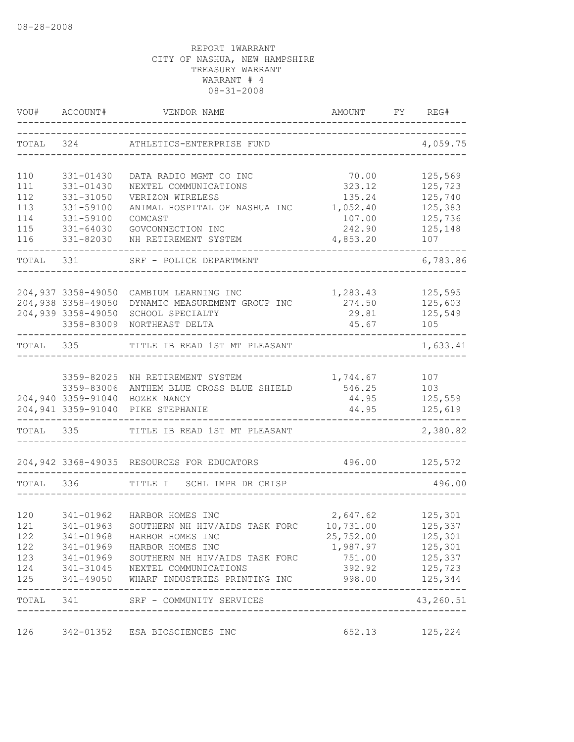08-28-2008

REPORT 1WARRANT
CITY OF NASHUA, NEW HAMPSHIRE
TREASURY WARRANT
WARRANT # 4
08-31-2008

| VOU# | ACCOUNT# | VENDOR NAME | AMOUNT | FY | REG# |
|---|---|---|---|---|---|
| TOTAL | 324 | ATHLETICS-ENTERPRISE FUND | | | 4,059.75 |
| 110 | 331-01430 | DATA RADIO MGMT CO INC | 70.00 | | 125,569 |
| 111 | 331-01430 | NEXTEL COMMUNICATIONS | 323.12 | | 125,723 |
| 112 | 331-31050 | VERIZON WIRELESS | 135.24 | | 125,740 |
| 113 | 331-59100 | ANIMAL HOSPITAL OF NASHUA INC | 1,052.40 | | 125,383 |
| 114 | 331-59100 | COMCAST | 107.00 | | 125,736 |
| 115 | 331-64030 | GOVCONNECTION INC | 242.90 | | 125,148 |
| 116 | 331-82030 | NH RETIREMENT SYSTEM | 4,853.20 | | 107 |
| TOTAL | 331 | SRF - POLICE DEPARTMENT | | | 6,783.86 |
| 204,937 | 3358-49050 | CAMBIUM LEARNING INC | 1,283.43 | | 125,595 |
| 204,938 | 3358-49050 | DYNAMIC MEASUREMENT GROUP INC | 274.50 | | 125,603 |
| 204,939 | 3358-49050 | SCHOOL SPECIALTY | 29.81 | | 125,549 |
| | 3358-83009 | NORTHEAST DELTA | 45.67 | | 105 |
| TOTAL | 335 | TITLE IB READ 1ST MT PLEASANT | | | 1,633.41 |
| | 3359-82025 | NH RETIREMENT SYSTEM | 1,744.67 | | 107 |
| | 3359-83006 | ANTHEM BLUE CROSS BLUE SHIELD | 546.25 | | 103 |
| 204,940 | 3359-91040 | BOZEK NANCY | 44.95 | | 125,559 |
| 204,941 | 3359-91040 | PIKE STEPHANIE | 44.95 | | 125,619 |
| TOTAL | 335 | TITLE IB READ 1ST MT PLEASANT | | | 2,380.82 |
| 204,942 | 3368-49035 | RESOURCES FOR EDUCATORS | 496.00 | | 125,572 |
| TOTAL | 336 | TITLE I SCHL IMPR DR CRISP | | | 496.00 |
| 120 | 341-01962 | HARBOR HOMES INC | 2,647.62 | | 125,301 |
| 121 | 341-01963 | SOUTHERN NH HIV/AIDS TASK FORC | 10,731.00 | | 125,337 |
| 122 | 341-01968 | HARBOR HOMES INC | 25,752.00 | | 125,301 |
| 122 | 341-01969 | HARBOR HOMES INC | 1,987.97 | | 125,301 |
| 123 | 341-01969 | SOUTHERN NH HIV/AIDS TASK FORC | 751.00 | | 125,337 |
| 124 | 341-31045 | NEXTEL COMMUNICATIONS | 392.92 | | 125,723 |
| 125 | 341-49050 | WHARF INDUSTRIES PRINTING INC | 998.00 | | 125,344 |
| TOTAL | 341 | SRF - COMMUNITY SERVICES | | | 43,260.51 |
| 126 | 342-01352 | ESA BIOSCIENCES INC | 652.13 | | 125,224 |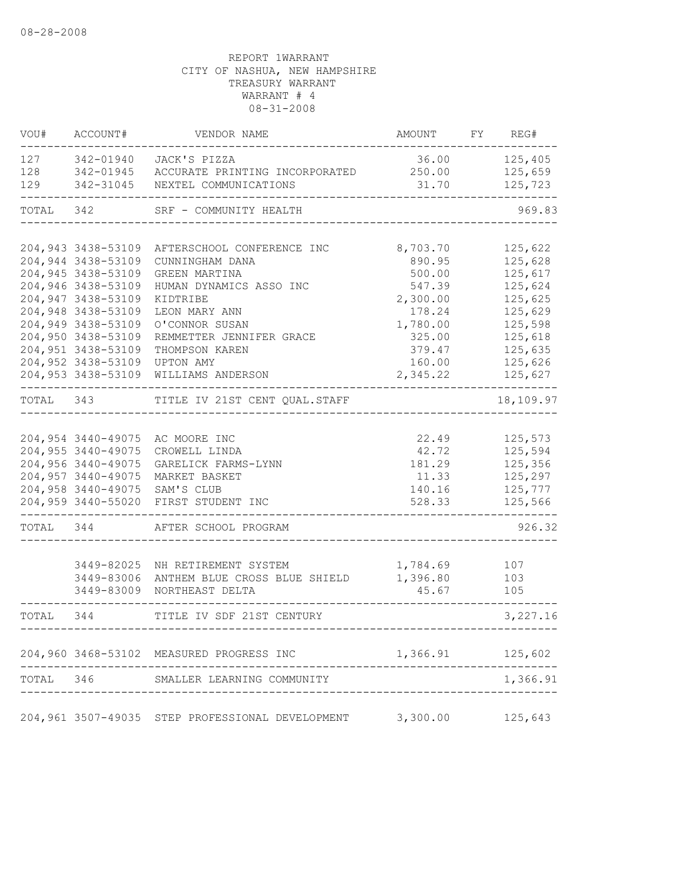08-28-2008

REPORT 1WARRANT
CITY OF NASHUA, NEW HAMPSHIRE
TREASURY WARRANT
WARRANT # 4
08-31-2008

| VOU# | ACCOUNT# | VENDOR NAME | AMOUNT | FY | REG# |
|---|---|---|---|---|---|
| 127 | 342-01940 | JACK'S PIZZA | 36.00 | | 125,405 |
| 128 | 342-01945 | ACCURATE PRINTING INCORPORATED | 250.00 | | 125,659 |
| 129 | 342-31045 | NEXTEL COMMUNICATIONS | 31.70 | | 125,723 |
| TOTAL | 342 | SRF - COMMUNITY HEALTH | | | 969.83 |
| 204,943 | 3438-53109 | AFTERSCHOOL CONFERENCE INC | 8,703.70 | | 125,622 |
| 204,944 | 3438-53109 | CUNNINGHAM DANA | 890.95 | | 125,628 |
| 204,945 | 3438-53109 | GREEN MARTINA | 500.00 | | 125,617 |
| 204,946 | 3438-53109 | HUMAN DYNAMICS ASSO INC | 547.39 | | 125,624 |
| 204,947 | 3438-53109 | KIDTRIBE | 2,300.00 | | 125,625 |
| 204,948 | 3438-53109 | LEON MARY ANN | 178.24 | | 125,629 |
| 204,949 | 3438-53109 | O'CONNOR SUSAN | 1,780.00 | | 125,598 |
| 204,950 | 3438-53109 | REMMETTER JENNIFER GRACE | 325.00 | | 125,618 |
| 204,951 | 3438-53109 | THOMPSON KAREN | 379.47 | | 125,635 |
| 204,952 | 3438-53109 | UPTON AMY | 160.00 | | 125,626 |
| 204,953 | 3438-53109 | WILLIAMS ANDERSON | 2,345.22 | | 125,627 |
| TOTAL | 343 | TITLE IV 21ST CENT QUAL.STAFF | | | 18,109.97 |
| 204,954 | 3440-49075 | AC MOORE INC | 22.49 | | 125,573 |
| 204,955 | 3440-49075 | CROWELL LINDA | 42.72 | | 125,594 |
| 204,956 | 3440-49075 | GARELICK FARMS-LYNN | 181.29 | | 125,356 |
| 204,957 | 3440-49075 | MARKET BASKET | 11.33 | | 125,297 |
| 204,958 | 3440-49075 | SAM'S CLUB | 140.16 | | 125,777 |
| 204,959 | 3440-55020 | FIRST STUDENT INC | 528.33 | | 125,566 |
| TOTAL | 344 | AFTER SCHOOL PROGRAM | | | 926.32 |
| | 3449-82025 | NH RETIREMENT SYSTEM | 1,784.69 | | 107 |
| | 3449-83006 | ANTHEM BLUE CROSS BLUE SHIELD | 1,396.80 | | 103 |
| | 3449-83009 | NORTHEAST DELTA | 45.67 | | 105 |
| TOTAL | 344 | TITLE IV SDF 21ST CENTURY | | | 3,227.16 |
| 204,960 | 3468-53102 | MEASURED PROGRESS INC | 1,366.91 | | 125,602 |
| TOTAL | 346 | SMALLER LEARNING COMMUNITY | | | 1,366.91 |
| 204,961 | 3507-49035 | STEP PROFESSIONAL DEVELOPMENT | 3,300.00 | | 125,643 |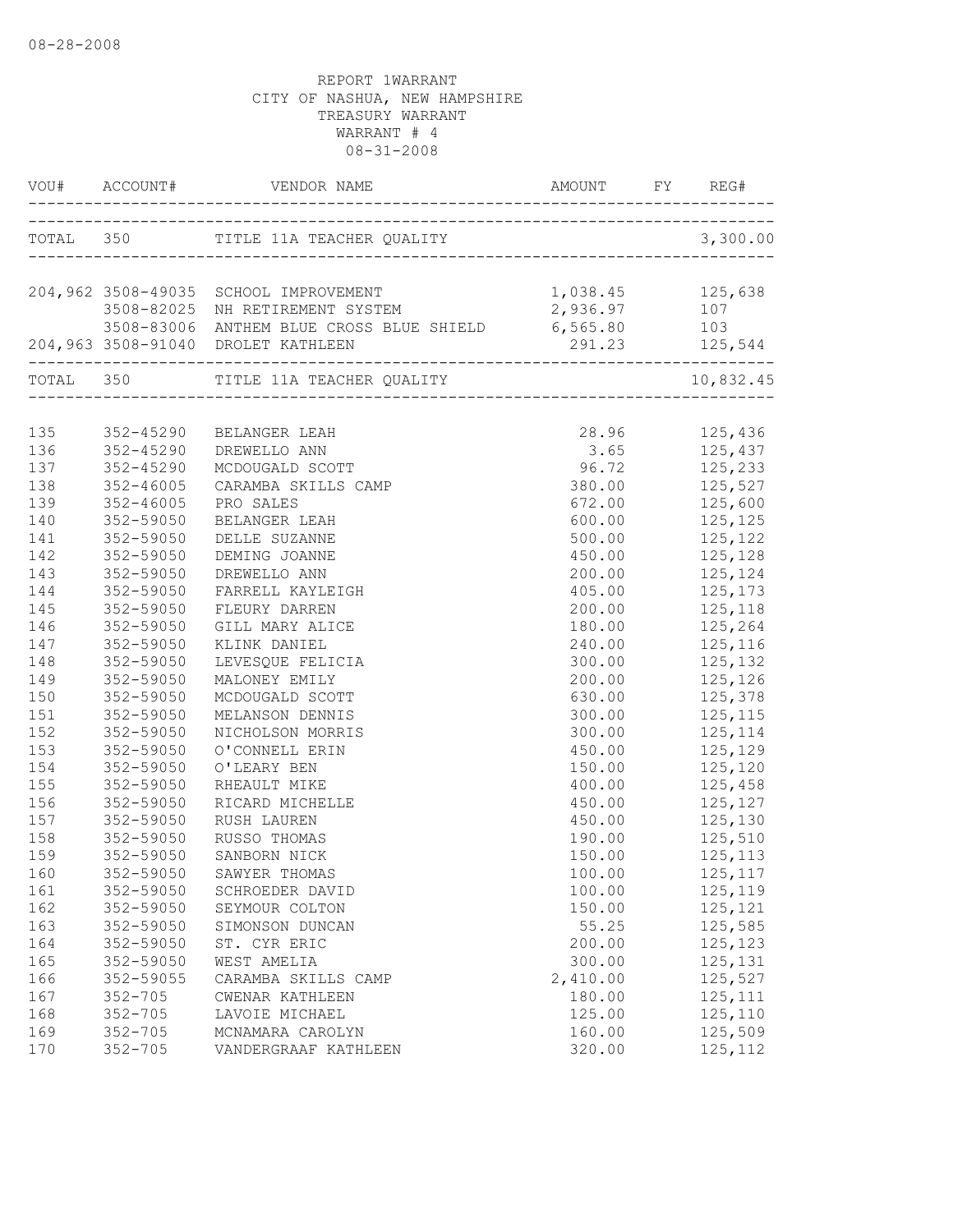08-28-2008

REPORT 1WARRANT
CITY OF NASHUA, NEW HAMPSHIRE
TREASURY WARRANT
WARRANT # 4
08-31-2008

| VOU# | ACCOUNT# | VENDOR NAME | AMOUNT | FY | REG# |
|---|---|---|---|---|---|
| TOTAL | 350 | TITLE 11A TEACHER QUALITY | | | 3,300.00 |
| 204,962 | 3508-49035 | SCHOOL IMPROVEMENT | 1,038.45 | | 125,638 |
| | 3508-82025 | NH RETIREMENT SYSTEM | 2,936.97 | | 107 |
| | 3508-83006 | ANTHEM BLUE CROSS BLUE SHIELD | 6,565.80 | | 103 |
| 204,963 | 3508-91040 | DROLET KATHLEEN | 291.23 | | 125,544 |
| TOTAL | 350 | TITLE 11A TEACHER QUALITY | | | 10,832.45 |
| 135 | 352-45290 | BELANGER LEAH | 28.96 | | 125,436 |
| 136 | 352-45290 | DREWELLO ANN | 3.65 | | 125,437 |
| 137 | 352-45290 | MCDOUGALD SCOTT | 96.72 | | 125,233 |
| 138 | 352-46005 | CARAMBA SKILLS CAMP | 380.00 | | 125,527 |
| 139 | 352-46005 | PRO SALES | 672.00 | | 125,600 |
| 140 | 352-59050 | BELANGER LEAH | 600.00 | | 125,125 |
| 141 | 352-59050 | DELLE SUZANNE | 500.00 | | 125,122 |
| 142 | 352-59050 | DEMING JOANNE | 450.00 | | 125,128 |
| 143 | 352-59050 | DREWELLO ANN | 200.00 | | 125,124 |
| 144 | 352-59050 | FARRELL KAYLEIGH | 405.00 | | 125,173 |
| 145 | 352-59050 | FLEURY DARREN | 200.00 | | 125,118 |
| 146 | 352-59050 | GILL MARY ALICE | 180.00 | | 125,264 |
| 147 | 352-59050 | KLINK DANIEL | 240.00 | | 125,116 |
| 148 | 352-59050 | LEVESQUE FELICIA | 300.00 | | 125,132 |
| 149 | 352-59050 | MALONEY EMILY | 200.00 | | 125,126 |
| 150 | 352-59050 | MCDOUGALD SCOTT | 630.00 | | 125,378 |
| 151 | 352-59050 | MELANSON DENNIS | 300.00 | | 125,115 |
| 152 | 352-59050 | NICHOLSON MORRIS | 300.00 | | 125,114 |
| 153 | 352-59050 | O'CONNELL ERIN | 450.00 | | 125,129 |
| 154 | 352-59050 | O'LEARY BEN | 150.00 | | 125,120 |
| 155 | 352-59050 | RHEAULT MIKE | 400.00 | | 125,458 |
| 156 | 352-59050 | RICARD MICHELLE | 450.00 | | 125,127 |
| 157 | 352-59050 | RUSH LAUREN | 450.00 | | 125,130 |
| 158 | 352-59050 | RUSSO THOMAS | 190.00 | | 125,510 |
| 159 | 352-59050 | SANBORN NICK | 150.00 | | 125,113 |
| 160 | 352-59050 | SAWYER THOMAS | 100.00 | | 125,117 |
| 161 | 352-59050 | SCHROEDER DAVID | 100.00 | | 125,119 |
| 162 | 352-59050 | SEYMOUR COLTON | 150.00 | | 125,121 |
| 163 | 352-59050 | SIMONSON DUNCAN | 55.25 | | 125,585 |
| 164 | 352-59050 | ST. CYR ERIC | 200.00 | | 125,123 |
| 165 | 352-59050 | WEST AMELIA | 300.00 | | 125,131 |
| 166 | 352-59055 | CARAMBA SKILLS CAMP | 2,410.00 | | 125,527 |
| 167 | 352-705 | CWENAR KATHLEEN | 180.00 | | 125,111 |
| 168 | 352-705 | LAVOIE MICHAEL | 125.00 | | 125,110 |
| 169 | 352-705 | MCNAMARA CAROLYN | 160.00 | | 125,509 |
| 170 | 352-705 | VANDERGRAAF KATHLEEN | 320.00 | | 125,112 |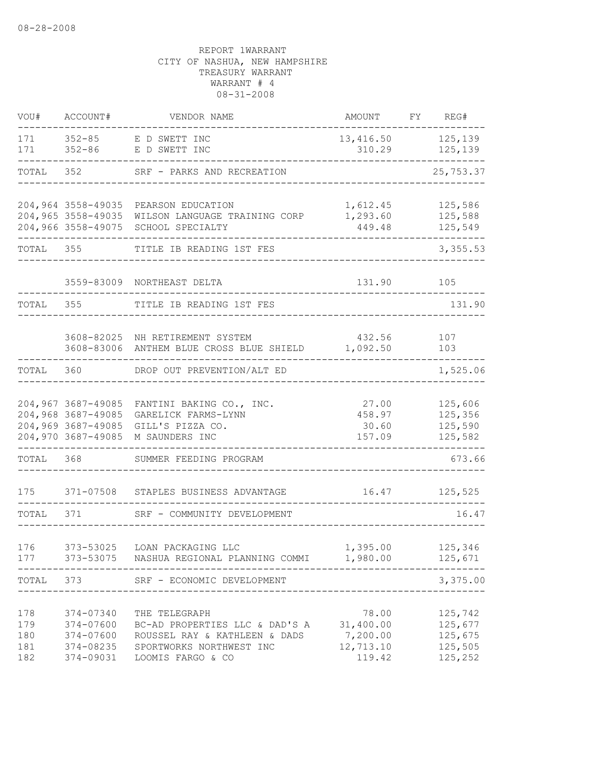08-28-2008

REPORT 1WARRANT
CITY OF NASHUA, NEW HAMPSHIRE
TREASURY WARRANT
WARRANT # 4
08-31-2008

| VOU# | ACCOUNT# | VENDOR NAME | AMOUNT | FY | REG# |
|---|---|---|---|---|---|
| 171 | 352-85 | E D SWETT INC | 13,416.50 | | 125,139 |
| 171 | 352-86 | E D SWETT INC | 310.29 | | 125,139 |
| TOTAL | 352 | SRF - PARKS AND RECREATION | | | 25,753.37 |
| 204,964 | 3558-49035 | PEARSON EDUCATION | 1,612.45 | | 125,586 |
| 204,965 | 3558-49035 | WILSON LANGUAGE TRAINING CORP | 1,293.60 | | 125,588 |
| 204,966 | 3558-49075 | SCHOOL SPECIALTY | 449.48 | | 125,549 |
| TOTAL | 355 | TITLE IB READING 1ST FES | | | 3,355.53 |
| | 3559-83009 | NORTHEAST DELTA | 131.90 | | 105 |
| TOTAL | 355 | TITLE IB READING 1ST FES | | | 131.90 |
| | 3608-82025 | NH RETIREMENT SYSTEM | 432.56 | | 107 |
| | 3608-83006 | ANTHEM BLUE CROSS BLUE SHIELD | 1,092.50 | | 103 |
| TOTAL | 360 | DROP OUT PREVENTION/ALT ED | | | 1,525.06 |
| 204,967 | 3687-49085 | FANTINI BAKING CO., INC. | 27.00 | | 125,606 |
| 204,968 | 3687-49085 | GARELICK FARMS-LYNN | 458.97 | | 125,356 |
| 204,969 | 3687-49085 | GILL'S PIZZA CO. | 30.60 | | 125,590 |
| 204,970 | 3687-49085 | M SAUNDERS INC | 157.09 | | 125,582 |
| TOTAL | 368 | SUMMER FEEDING PROGRAM | | | 673.66 |
| 175 | 371-07508 | STAPLES BUSINESS ADVANTAGE | 16.47 | | 125,525 |
| TOTAL | 371 | SRF - COMMUNITY DEVELOPMENT | | | 16.47 |
| 176 | 373-53025 | LOAN PACKAGING LLC | 1,395.00 | | 125,346 |
| 177 | 373-53075 | NASHUA REGIONAL PLANNING COMMI | 1,980.00 | | 125,671 |
| TOTAL | 373 | SRF - ECONOMIC DEVELOPMENT | | | 3,375.00 |
| 178 | 374-07340 | THE TELEGRAPH | 78.00 | | 125,742 |
| 179 | 374-07600 | BC-AD PROPERTIES LLC & DAD'S A | 31,400.00 | | 125,677 |
| 180 | 374-07600 | ROUSSEL RAY & KATHLEEN & DADS | 7,200.00 | | 125,675 |
| 181 | 374-08235 | SPORTWORKS NORTHWEST INC | 12,713.10 | | 125,505 |
| 182 | 374-09031 | LOOMIS FARGO & CO | 119.42 | | 125,252 |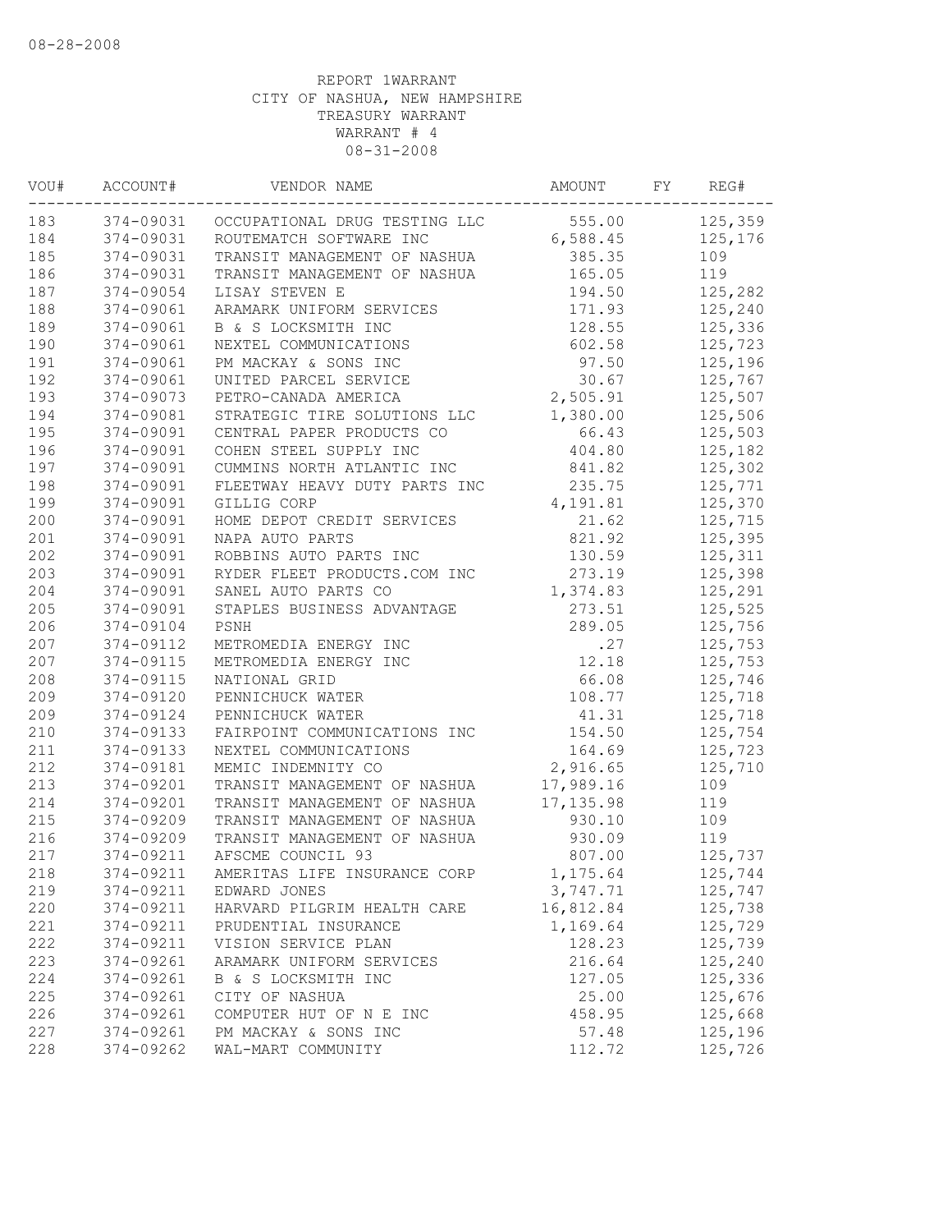08-28-2008

REPORT 1WARRANT
CITY OF NASHUA, NEW HAMPSHIRE
TREASURY WARRANT
WARRANT # 4
08-31-2008

| VOU# | ACCOUNT# | VENDOR NAME | AMOUNT | FY | REG# |
|---|---|---|---|---|---|
| 183 | 374-09031 | OCCUPATIONAL DRUG TESTING LLC | 555.00 | | 125,359 |
| 184 | 374-09031 | ROUTEMATCH SOFTWARE INC | 6,588.45 | | 125,176 |
| 185 | 374-09031 | TRANSIT MANAGEMENT OF NASHUA | 385.35 | | 109 |
| 186 | 374-09031 | TRANSIT MANAGEMENT OF NASHUA | 165.05 | | 119 |
| 187 | 374-09054 | LISAY STEVEN E | 194.50 | | 125,282 |
| 188 | 374-09061 | ARAMARK UNIFORM SERVICES | 171.93 | | 125,240 |
| 189 | 374-09061 | B & S LOCKSMITH INC | 128.55 | | 125,336 |
| 190 | 374-09061 | NEXTEL COMMUNICATIONS | 602.58 | | 125,723 |
| 191 | 374-09061 | PM MACKAY & SONS INC | 97.50 | | 125,196 |
| 192 | 374-09061 | UNITED PARCEL SERVICE | 30.67 | | 125,767 |
| 193 | 374-09073 | PETRO-CANADA AMERICA | 2,505.91 | | 125,507 |
| 194 | 374-09081 | STRATEGIC TIRE SOLUTIONS LLC | 1,380.00 | | 125,506 |
| 195 | 374-09091 | CENTRAL PAPER PRODUCTS CO | 66.43 | | 125,503 |
| 196 | 374-09091 | COHEN STEEL SUPPLY INC | 404.80 | | 125,182 |
| 197 | 374-09091 | CUMMINS NORTH ATLANTIC INC | 841.82 | | 125,302 |
| 198 | 374-09091 | FLEETWAY HEAVY DUTY PARTS INC | 235.75 | | 125,771 |
| 199 | 374-09091 | GILLIG CORP | 4,191.81 | | 125,370 |
| 200 | 374-09091 | HOME DEPOT CREDIT SERVICES | 21.62 | | 125,715 |
| 201 | 374-09091 | NAPA AUTO PARTS | 821.92 | | 125,395 |
| 202 | 374-09091 | ROBBINS AUTO PARTS INC | 130.59 | | 125,311 |
| 203 | 374-09091 | RYDER FLEET PRODUCTS.COM INC | 273.19 | | 125,398 |
| 204 | 374-09091 | SANEL AUTO PARTS CO | 1,374.83 | | 125,291 |
| 205 | 374-09091 | STAPLES BUSINESS ADVANTAGE | 273.51 | | 125,525 |
| 206 | 374-09104 | PSNH | 289.05 | | 125,756 |
| 207 | 374-09112 | METROMEDIA ENERGY INC | .27 | | 125,753 |
| 207 | 374-09115 | METROMEDIA ENERGY INC | 12.18 | | 125,753 |
| 208 | 374-09115 | NATIONAL GRID | 66.08 | | 125,746 |
| 209 | 374-09120 | PENNICHUCK WATER | 108.77 | | 125,718 |
| 209 | 374-09124 | PENNICHUCK WATER | 41.31 | | 125,718 |
| 210 | 374-09133 | FAIRPOINT COMMUNICATIONS INC | 154.50 | | 125,754 |
| 211 | 374-09133 | NEXTEL COMMUNICATIONS | 164.69 | | 125,723 |
| 212 | 374-09181 | MEMIC INDEMNITY CO | 2,916.65 | | 125,710 |
| 213 | 374-09201 | TRANSIT MANAGEMENT OF NASHUA | 17,989.16 | | 109 |
| 214 | 374-09201 | TRANSIT MANAGEMENT OF NASHUA | 17,135.98 | | 119 |
| 215 | 374-09209 | TRANSIT MANAGEMENT OF NASHUA | 930.10 | | 109 |
| 216 | 374-09209 | TRANSIT MANAGEMENT OF NASHUA | 930.09 | | 119 |
| 217 | 374-09211 | AFSCME COUNCIL 93 | 807.00 | | 125,737 |
| 218 | 374-09211 | AMERITAS LIFE INSURANCE CORP | 1,175.64 | | 125,744 |
| 219 | 374-09211 | EDWARD JONES | 3,747.71 | | 125,747 |
| 220 | 374-09211 | HARVARD PILGRIM HEALTH CARE | 16,812.84 | | 125,738 |
| 221 | 374-09211 | PRUDENTIAL INSURANCE | 1,169.64 | | 125,729 |
| 222 | 374-09211 | VISION SERVICE PLAN | 128.23 | | 125,739 |
| 223 | 374-09261 | ARAMARK UNIFORM SERVICES | 216.64 | | 125,240 |
| 224 | 374-09261 | B & S LOCKSMITH INC | 127.05 | | 125,336 |
| 225 | 374-09261 | CITY OF NASHUA | 25.00 | | 125,676 |
| 226 | 374-09261 | COMPUTER HUT OF N E INC | 458.95 | | 125,668 |
| 227 | 374-09261 | PM MACKAY & SONS INC | 57.48 | | 125,196 |
| 228 | 374-09262 | WAL-MART COMMUNITY | 112.72 | | 125,726 |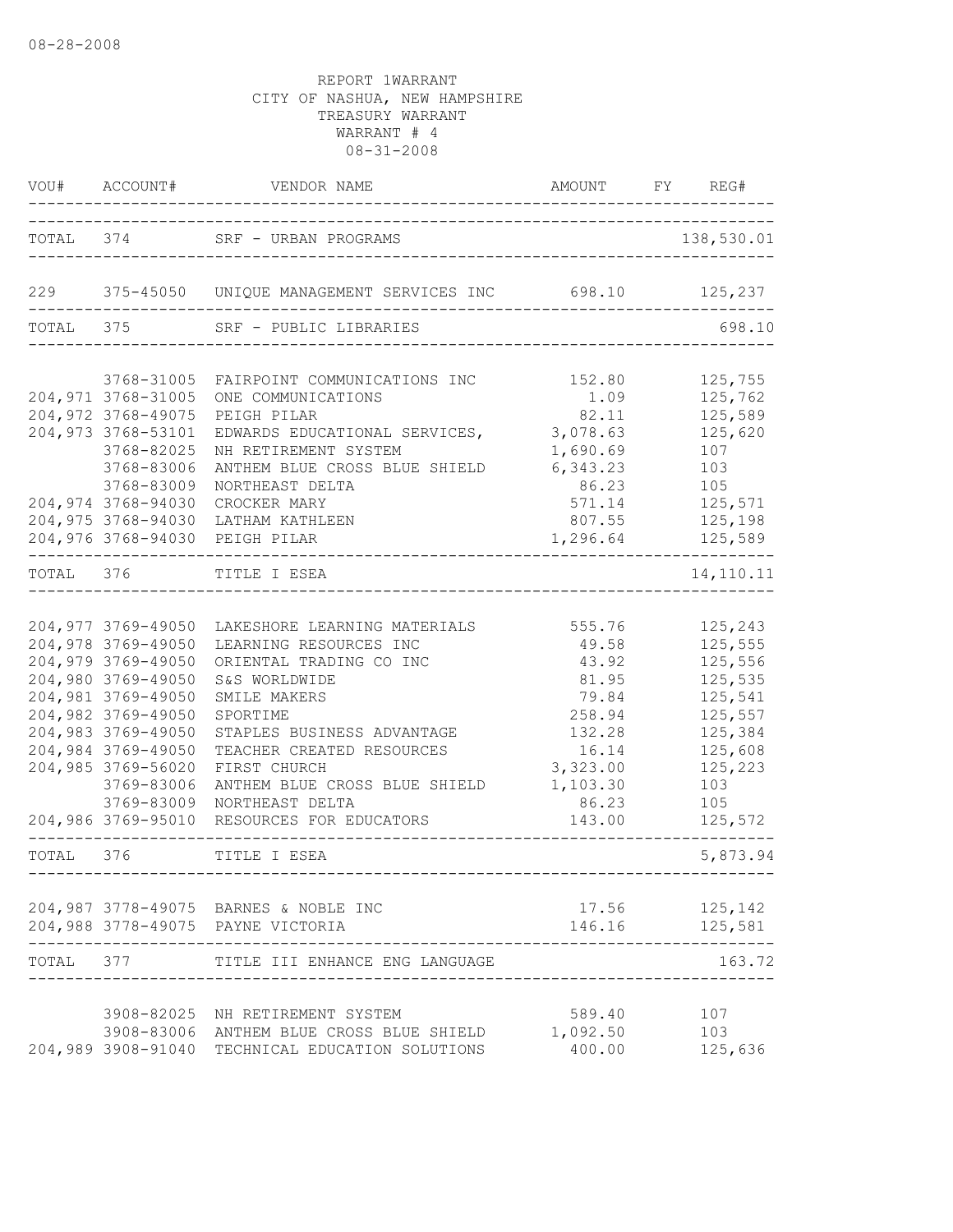08-28-2008

REPORT 1WARRANT
CITY OF NASHUA, NEW HAMPSHIRE
TREASURY WARRANT
WARRANT # 4
08-31-2008

| VOU# | ACCOUNT# | VENDOR NAME | AMOUNT | FY | REG# |
|---|---|---|---|---|---|
| TOTAL | 374 | SRF - URBAN PROGRAMS | | | 138,530.01 |
| 229 | 375-45050 | UNIQUE MANAGEMENT SERVICES INC | 698.10 | | 125,237 |
| TOTAL | 375 | SRF - PUBLIC LIBRARIES | | | 698.10 |
| | 3768-31005 | FAIRPOINT COMMUNICATIONS INC | 152.80 | | 125,755 |
| 204,971 | 3768-31005 | ONE COMMUNICATIONS | 1.09 | | 125,762 |
| 204,972 | 3768-49075 | PEIGH PILAR | 82.11 | | 125,589 |
| 204,973 | 3768-53101 | EDWARDS EDUCATIONAL SERVICES, | 3,078.63 | | 125,620 |
| | 3768-82025 | NH RETIREMENT SYSTEM | 1,690.69 | | 107 |
| | 3768-83006 | ANTHEM BLUE CROSS BLUE SHIELD | 6,343.23 | | 103 |
| | 3768-83009 | NORTHEAST DELTA | 86.23 | | 105 |
| 204,974 | 3768-94030 | CROCKER MARY | 571.14 | | 125,571 |
| 204,975 | 3768-94030 | LATHAM KATHLEEN | 807.55 | | 125,198 |
| 204,976 | 3768-94030 | PEIGH PILAR | 1,296.64 | | 125,589 |
| TOTAL | 376 | TITLE I ESEA | | | 14,110.11 |
| 204,977 | 3769-49050 | LAKESHORE LEARNING MATERIALS | 555.76 | | 125,243 |
| 204,978 | 3769-49050 | LEARNING RESOURCES INC | 49.58 | | 125,555 |
| 204,979 | 3769-49050 | ORIENTAL TRADING CO INC | 43.92 | | 125,556 |
| 204,980 | 3769-49050 | S&S WORLDWIDE | 81.95 | | 125,535 |
| 204,981 | 3769-49050 | SMILE MAKERS | 79.84 | | 125,541 |
| 204,982 | 3769-49050 | SPORTIME | 258.94 | | 125,557 |
| 204,983 | 3769-49050 | STAPLES BUSINESS ADVANTAGE | 132.28 | | 125,384 |
| 204,984 | 3769-49050 | TEACHER CREATED RESOURCES | 16.14 | | 125,608 |
| 204,985 | 3769-56020 | FIRST CHURCH | 3,323.00 | | 125,223 |
| | 3769-83006 | ANTHEM BLUE CROSS BLUE SHIELD | 1,103.30 | | 103 |
| | 3769-83009 | NORTHEAST DELTA | 86.23 | | 105 |
| 204,986 | 3769-95010 | RESOURCES FOR EDUCATORS | 143.00 | | 125,572 |
| TOTAL | 376 | TITLE I ESEA | | | 5,873.94 |
| 204,987 | 3778-49075 | BARNES & NOBLE INC | 17.56 | | 125,142 |
| 204,988 | 3778-49075 | PAYNE VICTORIA | 146.16 | | 125,581 |
| TOTAL | 377 | TITLE III ENHANCE ENG LANGUAGE | | | 163.72 |
| | 3908-82025 | NH RETIREMENT SYSTEM | 589.40 | | 107 |
| | 3908-83006 | ANTHEM BLUE CROSS BLUE SHIELD | 1,092.50 | | 103 |
| 204,989 | 3908-91040 | TECHNICAL EDUCATION SOLUTIONS | 400.00 | | 125,636 |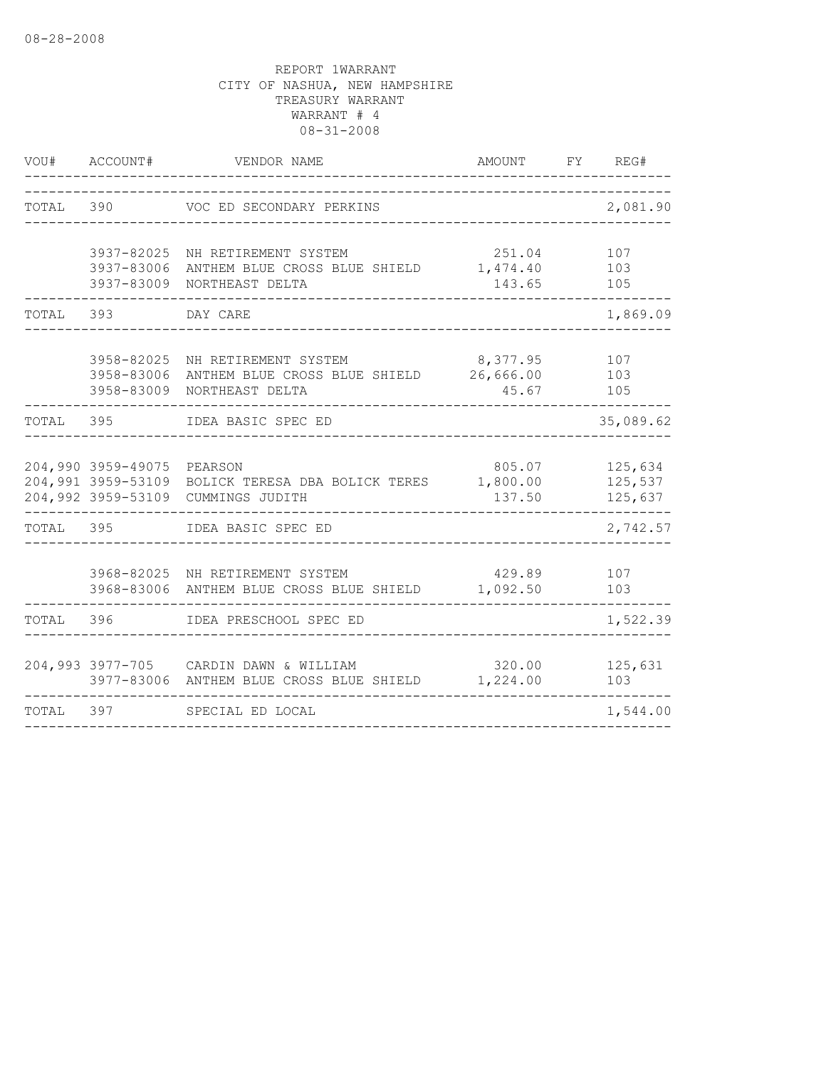08-28-2008

REPORT 1WARRANT
CITY OF NASHUA, NEW HAMPSHIRE
TREASURY WARRANT
WARRANT # 4
08-31-2008

| VOU# | ACCOUNT# | VENDOR NAME | AMOUNT | FY | REG# |
|---|---|---|---|---|---|
| TOTAL | 390 | VOC ED SECONDARY PERKINS | | | 2,081.90 |
| | 3937-82025 | NH RETIREMENT SYSTEM | 251.04 | | 107 |
| | 3937-83006 | ANTHEM BLUE CROSS BLUE SHIELD | 1,474.40 | | 103 |
| | 3937-83009 | NORTHEAST DELTA | 143.65 | | 105 |
| TOTAL | 393 | DAY CARE | | | 1,869.09 |
| | 3958-82025 | NH RETIREMENT SYSTEM | 8,377.95 | | 107 |
| | 3958-83006 | ANTHEM BLUE CROSS BLUE SHIELD | 26,666.00 | | 103 |
| | 3958-83009 | NORTHEAST DELTA | 45.67 | | 105 |
| TOTAL | 395 | IDEA BASIC SPEC ED | | | 35,089.62 |
| 204,990 | 3959-49075 | PEARSON | 805.07 | | 125,634 |
| 204,991 | 3959-53109 | BOLICK TERESA DBA BOLICK TERES | 1,800.00 | | 125,537 |
| 204,992 | 3959-53109 | CUMMINGS JUDITH | 137.50 | | 125,637 |
| TOTAL | 395 | IDEA BASIC SPEC ED | | | 2,742.57 |
| | 3968-82025 | NH RETIREMENT SYSTEM | 429.89 | | 107 |
| | 3968-83006 | ANTHEM BLUE CROSS BLUE SHIELD | 1,092.50 | | 103 |
| TOTAL | 396 | IDEA PRESCHOOL SPEC ED | | | 1,522.39 |
| 204,993 | 3977-705 | CARDIN DAWN & WILLIAM | 320.00 | | 125,631 |
| | 3977-83006 | ANTHEM BLUE CROSS BLUE SHIELD | 1,224.00 | | 103 |
| TOTAL | 397 | SPECIAL ED LOCAL | | | 1,544.00 |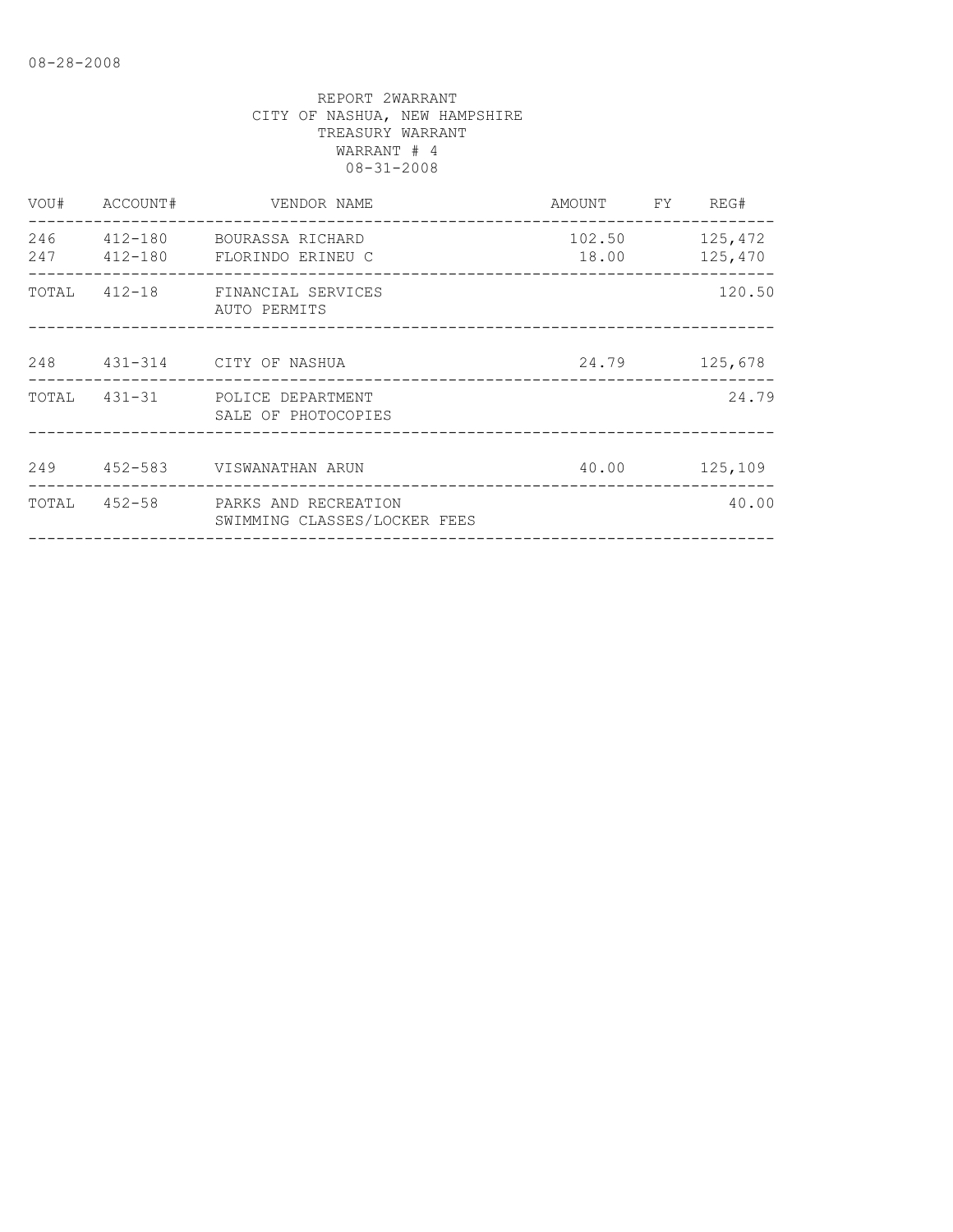REPORT 2WARRANT
CITY OF NASHUA, NEW HAMPSHIRE
TREASURY WARRANT
WARRANT # 4
08-31-2008

| VOU# | ACCOUNT# | VENDOR NAME | AMOUNT | FY | REG# |
|---|---|---|---|---|---|
| 246 | 412-180 | BOURASSA RICHARD | 102.50 | | 125,472 |
| 247 | 412-180 | FLORINDO ERINEU C | 18.00 | | 125,470 |
| TOTAL | 412-18 | FINANCIAL SERVICES AUTO PERMITS | | | 120.50 |
| 248 | 431-314 | CITY OF NASHUA | 24.79 | | 125,678 |
| TOTAL | 431-31 | POLICE DEPARTMENT SALE OF PHOTOCOPIES | | | 24.79 |
| 249 | 452-583 | VISWANATHAN ARUN | 40.00 | | 125,109 |
| TOTAL | 452-58 | PARKS AND RECREATION SWIMMING CLASSES/LOCKER FEES | | | 40.00 |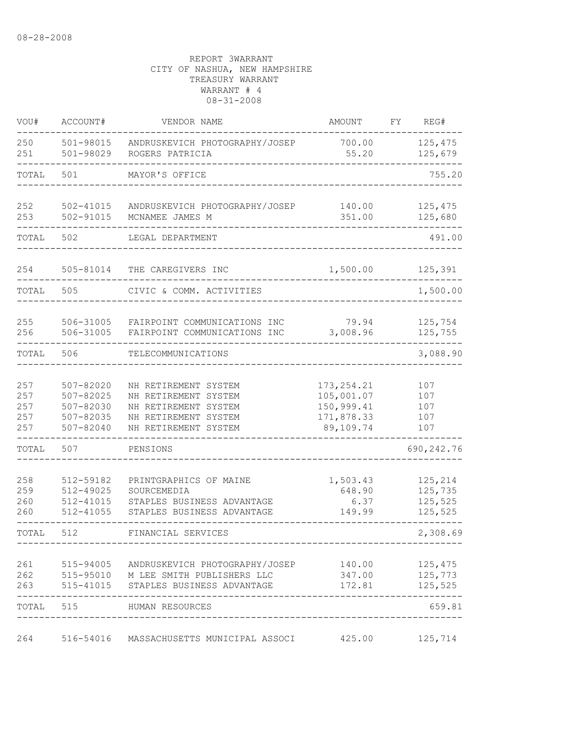08-28-2008

REPORT 3WARRANT
CITY OF NASHUA, NEW HAMPSHIRE
TREASURY WARRANT
WARRANT # 4
08-31-2008

| VOU# | ACCOUNT# | VENDOR NAME | AMOUNT | FY | REG# |
|---|---|---|---|---|---|
| 250 | 501-98015 | ANDRUSKEVICH PHOTOGRAPHY/JOSEP | 700.00 | | 125,475 |
| 251 | 501-98029 | ROGERS PATRICIA | 55.20 | | 125,679 |
| TOTAL | 501 | MAYOR'S OFFICE | | | 755.20 |
| 252 | 502-41015 | ANDRUSKEVICH PHOTOGRAPHY/JOSEP | 140.00 | | 125,475 |
| 253 | 502-91015 | MCNAMEE JAMES M | 351.00 | | 125,680 |
| TOTAL | 502 | LEGAL DEPARTMENT | | | 491.00 |
| 254 | 505-81014 | THE CAREGIVERS INC | 1,500.00 | | 125,391 |
| TOTAL | 505 | CIVIC & COMM. ACTIVITIES | | | 1,500.00 |
| 255 | 506-31005 | FAIRPOINT COMMUNICATIONS INC | 79.94 | | 125,754 |
| 256 | 506-31005 | FAIRPOINT COMMUNICATIONS INC | 3,008.96 | | 125,755 |
| TOTAL | 506 | TELECOMMUNICATIONS | | | 3,088.90 |
| 257 | 507-82020 | NH RETIREMENT SYSTEM | 173,254.21 | | 107 |
| 257 | 507-82025 | NH RETIREMENT SYSTEM | 105,001.07 | | 107 |
| 257 | 507-82030 | NH RETIREMENT SYSTEM | 150,999.41 | | 107 |
| 257 | 507-82035 | NH RETIREMENT SYSTEM | 171,878.33 | | 107 |
| 257 | 507-82040 | NH RETIREMENT SYSTEM | 89,109.74 | | 107 |
| TOTAL | 507 | PENSIONS | | | 690,242.76 |
| 258 | 512-59182 | PRINTGRAPHICS OF MAINE | 1,503.43 | | 125,214 |
| 259 | 512-49025 | SOURCEMEDIA | 648.90 | | 125,735 |
| 260 | 512-41015 | STAPLES BUSINESS ADVANTAGE | 6.37 | | 125,525 |
| 260 | 512-41055 | STAPLES BUSINESS ADVANTAGE | 149.99 | | 125,525 |
| TOTAL | 512 | FINANCIAL SERVICES | | | 2,308.69 |
| 261 | 515-94005 | ANDRUSKEVICH PHOTOGRAPHY/JOSEP | 140.00 | | 125,475 |
| 262 | 515-95010 | M LEE SMITH PUBLISHERS LLC | 347.00 | | 125,773 |
| 263 | 515-41015 | STAPLES BUSINESS ADVANTAGE | 172.81 | | 125,525 |
| TOTAL | 515 | HUMAN RESOURCES | | | 659.81 |
| 264 | 516-54016 | MASSACHUSETTS MUNICIPAL ASSOCI | 425.00 | | 125,714 |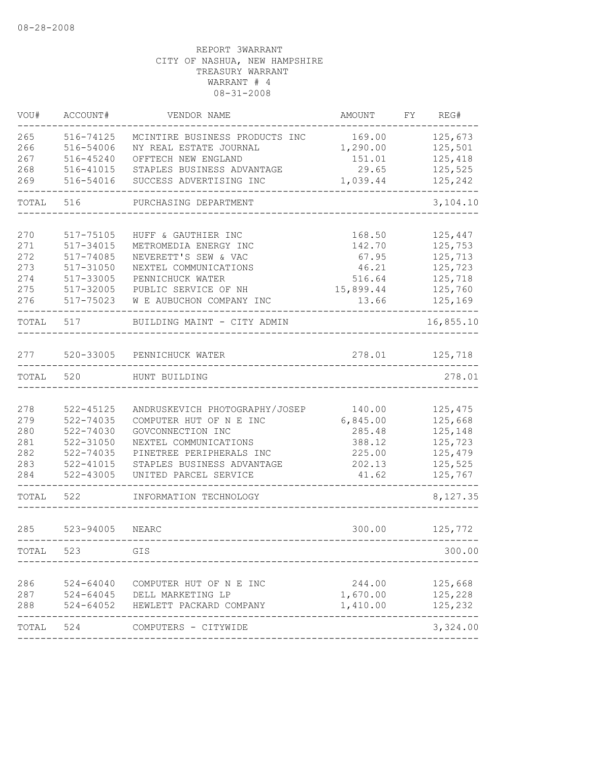08-28-2008

REPORT 3WARRANT
CITY OF NASHUA, NEW HAMPSHIRE
TREASURY WARRANT
WARRANT # 4
08-31-2008

| VOU# | ACCOUNT# | VENDOR NAME | AMOUNT | FY | REG# |
|---|---|---|---|---|---|
| 265 | 516-74125 | MCINTIRE BUSINESS PRODUCTS INC | 169.00 | | 125,673 |
| 266 | 516-54006 | NY REAL ESTATE JOURNAL | 1,290.00 | | 125,501 |
| 267 | 516-45240 | OFFTECH NEW ENGLAND | 151.01 | | 125,418 |
| 268 | 516-41015 | STAPLES BUSINESS ADVANTAGE | 29.65 | | 125,525 |
| 269 | 516-54016 | SUCCESS ADVERTISING INC | 1,039.44 | | 125,242 |
| TOTAL | 516 | PURCHASING DEPARTMENT | | | 3,104.10 |
| 270 | 517-75105 | HUFF & GAUTHIER INC | 168.50 | | 125,447 |
| 271 | 517-34015 | METROMEDIA ENERGY INC | 142.70 | | 125,753 |
| 272 | 517-74085 | NEVERETT'S SEW & VAC | 67.95 | | 125,713 |
| 273 | 517-31050 | NEXTEL COMMUNICATIONS | 46.21 | | 125,723 |
| 274 | 517-33005 | PENNICHUCK WATER | 516.64 | | 125,718 |
| 275 | 517-32005 | PUBLIC SERVICE OF NH | 15,899.44 | | 125,760 |
| 276 | 517-75023 | W E AUBUCHON COMPANY INC | 13.66 | | 125,169 |
| TOTAL | 517 | BUILDING MAINT - CITY ADMIN | | | 16,855.10 |
| 277 | 520-33005 | PENNICHUCK WATER | 278.01 | | 125,718 |
| TOTAL | 520 | HUNT BUILDING | | | 278.01 |
| 278 | 522-45125 | ANDRUSKEVICH PHOTOGRAPHY/JOSEP | 140.00 | | 125,475 |
| 279 | 522-74035 | COMPUTER HUT OF N E INC | 6,845.00 | | 125,668 |
| 280 | 522-74030 | GOVCONNECTION INC | 285.48 | | 125,148 |
| 281 | 522-31050 | NEXTEL COMMUNICATIONS | 388.12 | | 125,723 |
| 282 | 522-74035 | PINETREE PERIPHERALS INC | 225.00 | | 125,479 |
| 283 | 522-41015 | STAPLES BUSINESS ADVANTAGE | 202.13 | | 125,525 |
| 284 | 522-43005 | UNITED PARCEL SERVICE | 41.62 | | 125,767 |
| TOTAL | 522 | INFORMATION TECHNOLOGY | | | 8,127.35 |
| 285 | 523-94005 | NEARC | 300.00 | | 125,772 |
| TOTAL | 523 | GIS | | | 300.00 |
| 286 | 524-64040 | COMPUTER HUT OF N E INC | 244.00 | | 125,668 |
| 287 | 524-64045 | DELL MARKETING LP | 1,670.00 | | 125,228 |
| 288 | 524-64052 | HEWLETT PACKARD COMPANY | 1,410.00 | | 125,232 |
| TOTAL | 524 | COMPUTERS - CITYWIDE | | | 3,324.00 |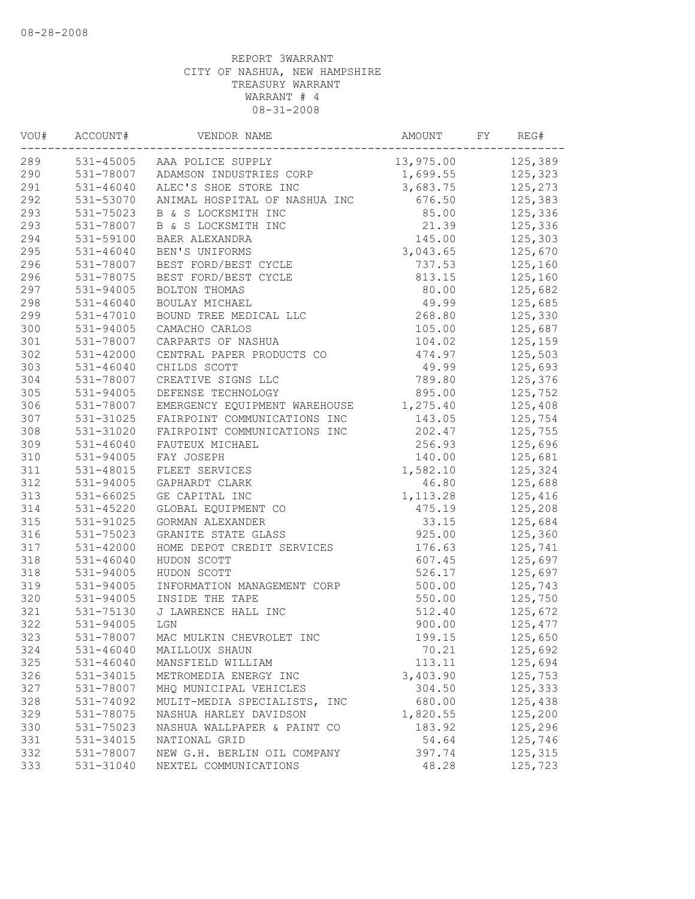08-28-2008

REPORT 3WARRANT
CITY OF NASHUA, NEW HAMPSHIRE
TREASURY WARRANT
WARRANT # 4
08-31-2008

| VOU# | ACCOUNT# | VENDOR NAME | AMOUNT | FY | REG# |
|---|---|---|---|---|---|
| 289 | 531-45005 | AAA POLICE SUPPLY | 13,975.00 | | 125,389 |
| 290 | 531-78007 | ADAMSON INDUSTRIES CORP | 1,699.55 | | 125,323 |
| 291 | 531-46040 | ALEC'S SHOE STORE INC | 3,683.75 | | 125,273 |
| 292 | 531-53070 | ANIMAL HOSPITAL OF NASHUA INC | 676.50 | | 125,383 |
| 293 | 531-75023 | B & S LOCKSMITH INC | 85.00 | | 125,336 |
| 293 | 531-78007 | B & S LOCKSMITH INC | 21.39 | | 125,336 |
| 294 | 531-59100 | BAER ALEXANDRA | 145.00 | | 125,303 |
| 295 | 531-46040 | BEN'S UNIFORMS | 3,043.65 | | 125,670 |
| 296 | 531-78007 | BEST FORD/BEST CYCLE | 737.53 | | 125,160 |
| 296 | 531-78075 | BEST FORD/BEST CYCLE | 813.15 | | 125,160 |
| 297 | 531-94005 | BOLTON THOMAS | 80.00 | | 125,682 |
| 298 | 531-46040 | BOULAY MICHAEL | 49.99 | | 125,685 |
| 299 | 531-47010 | BOUND TREE MEDICAL LLC | 268.80 | | 125,330 |
| 300 | 531-94005 | CAMACHO CARLOS | 105.00 | | 125,687 |
| 301 | 531-78007 | CARPARTS OF NASHUA | 104.02 | | 125,159 |
| 302 | 531-42000 | CENTRAL PAPER PRODUCTS CO | 474.97 | | 125,503 |
| 303 | 531-46040 | CHILDS SCOTT | 49.99 | | 125,693 |
| 304 | 531-78007 | CREATIVE SIGNS LLC | 789.80 | | 125,376 |
| 305 | 531-94005 | DEFENSE TECHNOLOGY | 895.00 | | 125,752 |
| 306 | 531-78007 | EMERGENCY EQUIPMENT WAREHOUSE | 1,275.40 | | 125,408 |
| 307 | 531-31025 | FAIRPOINT COMMUNICATIONS INC | 143.05 | | 125,754 |
| 308 | 531-31020 | FAIRPOINT COMMUNICATIONS INC | 202.47 | | 125,755 |
| 309 | 531-46040 | FAUTEUX MICHAEL | 256.93 | | 125,696 |
| 310 | 531-94005 | FAY JOSEPH | 140.00 | | 125,681 |
| 311 | 531-48015 | FLEET SERVICES | 1,582.10 | | 125,324 |
| 312 | 531-94005 | GAPHARDT CLARK | 46.80 | | 125,688 |
| 313 | 531-66025 | GE CAPITAL INC | 1,113.28 | | 125,416 |
| 314 | 531-45220 | GLOBAL EQUIPMENT CO | 475.19 | | 125,208 |
| 315 | 531-91025 | GORMAN ALEXANDER | 33.15 | | 125,684 |
| 316 | 531-75023 | GRANITE STATE GLASS | 925.00 | | 125,360 |
| 317 | 531-42000 | HOME DEPOT CREDIT SERVICES | 176.63 | | 125,741 |
| 318 | 531-46040 | HUDON SCOTT | 607.45 | | 125,697 |
| 318 | 531-94005 | HUDON SCOTT | 526.17 | | 125,697 |
| 319 | 531-94005 | INFORMATION MANAGEMENT CORP | 500.00 | | 125,743 |
| 320 | 531-94005 | INSIDE THE TAPE | 550.00 | | 125,750 |
| 321 | 531-75130 | J LAWRENCE HALL INC | 512.40 | | 125,672 |
| 322 | 531-94005 | LGN | 900.00 | | 125,477 |
| 323 | 531-78007 | MAC MULKIN CHEVROLET INC | 199.15 | | 125,650 |
| 324 | 531-46040 | MAILLOUX SHAUN | 70.21 | | 125,692 |
| 325 | 531-46040 | MANSFIELD WILLIAM | 113.11 | | 125,694 |
| 326 | 531-34015 | METROMEDIA ENERGY INC | 3,403.90 | | 125,753 |
| 327 | 531-78007 | MHQ MUNICIPAL VEHICLES | 304.50 | | 125,333 |
| 328 | 531-74092 | MULIT-MEDIA SPECIALISTS, INC | 680.00 | | 125,438 |
| 329 | 531-78075 | NASHUA HARLEY DAVIDSON | 1,820.55 | | 125,200 |
| 330 | 531-75023 | NASHUA WALLPAPER & PAINT CO | 183.92 | | 125,296 |
| 331 | 531-34015 | NATIONAL GRID | 54.64 | | 125,746 |
| 332 | 531-78007 | NEW G.H. BERLIN OIL COMPANY | 397.74 | | 125,315 |
| 333 | 531-31040 | NEXTEL COMMUNICATIONS | 48.28 | | 125,723 |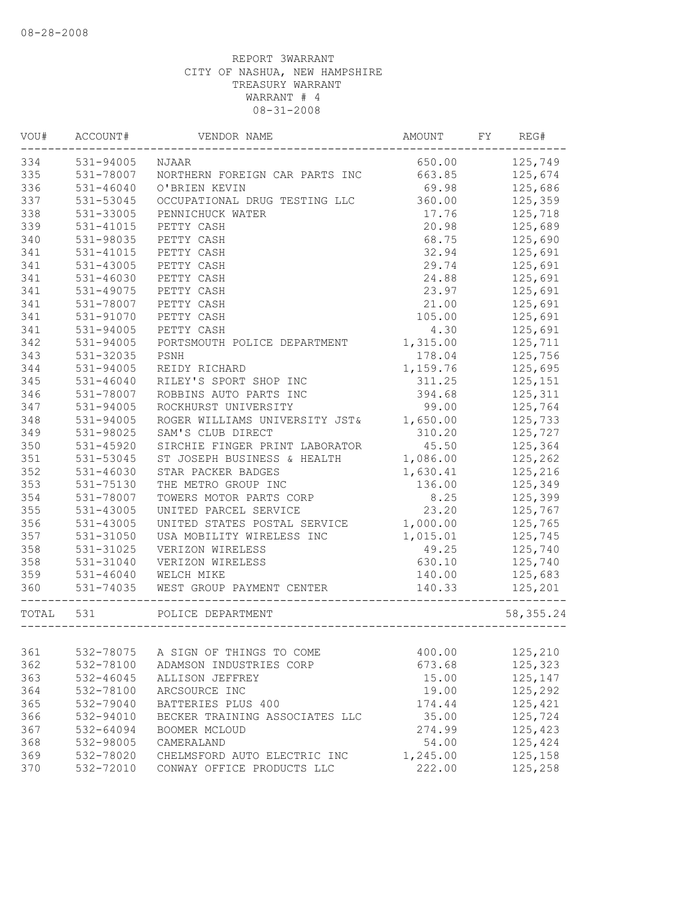08-28-2008

REPORT 3WARRANT
CITY OF NASHUA, NEW HAMPSHIRE
TREASURY WARRANT
WARRANT # 4
08-31-2008

| VOU# | ACCOUNT# | VENDOR NAME | AMOUNT | FY | REG# |
|---|---|---|---|---|---|
| 334 | 531-94005 | NJAAR | 650.00 | | 125,749 |
| 335 | 531-78007 | NORTHERN FOREIGN CAR PARTS INC | 663.85 | | 125,674 |
| 336 | 531-46040 | O'BRIEN KEVIN | 69.98 | | 125,686 |
| 337 | 531-53045 | OCCUPATIONAL DRUG TESTING LLC | 360.00 | | 125,359 |
| 338 | 531-33005 | PENNICHUCK WATER | 17.76 | | 125,718 |
| 339 | 531-41015 | PETTY CASH | 20.98 | | 125,689 |
| 340 | 531-98035 | PETTY CASH | 68.75 | | 125,690 |
| 341 | 531-41015 | PETTY CASH | 32.94 | | 125,691 |
| 341 | 531-43005 | PETTY CASH | 29.74 | | 125,691 |
| 341 | 531-46030 | PETTY CASH | 24.88 | | 125,691 |
| 341 | 531-49075 | PETTY CASH | 23.97 | | 125,691 |
| 341 | 531-78007 | PETTY CASH | 21.00 | | 125,691 |
| 341 | 531-91070 | PETTY CASH | 105.00 | | 125,691 |
| 341 | 531-94005 | PETTY CASH | 4.30 | | 125,691 |
| 342 | 531-94005 | PORTSMOUTH POLICE DEPARTMENT | 1,315.00 | | 125,711 |
| 343 | 531-32035 | PSNH | 178.04 | | 125,756 |
| 344 | 531-94005 | REIDY RICHARD | 1,159.76 | | 125,695 |
| 345 | 531-46040 | RILEY'S SPORT SHOP INC | 311.25 | | 125,151 |
| 346 | 531-78007 | ROBBINS AUTO PARTS INC | 394.68 | | 125,311 |
| 347 | 531-94005 | ROCKHURST UNIVERSITY | 99.00 | | 125,764 |
| 348 | 531-94005 | ROGER WILLIAMS UNIVERSITY JST& | 1,650.00 | | 125,733 |
| 349 | 531-98025 | SAM'S CLUB DIRECT | 310.20 | | 125,727 |
| 350 | 531-45920 | SIRCHIE FINGER PRINT LABORATOR | 45.50 | | 125,364 |
| 351 | 531-53045 | ST JOSEPH BUSINESS & HEALTH | 1,086.00 | | 125,262 |
| 352 | 531-46030 | STAR PACKER BADGES | 1,630.41 | | 125,216 |
| 353 | 531-75130 | THE METRO GROUP INC | 136.00 | | 125,349 |
| 354 | 531-78007 | TOWERS MOTOR PARTS CORP | 8.25 | | 125,399 |
| 355 | 531-43005 | UNITED PARCEL SERVICE | 23.20 | | 125,767 |
| 356 | 531-43005 | UNITED STATES POSTAL SERVICE | 1,000.00 | | 125,765 |
| 357 | 531-31050 | USA MOBILITY WIRELESS INC | 1,015.01 | | 125,745 |
| 358 | 531-31025 | VERIZON WIRELESS | 49.25 | | 125,740 |
| 358 | 531-31040 | VERIZON WIRELESS | 630.10 | | 125,740 |
| 359 | 531-46040 | WELCH MIKE | 140.00 | | 125,683 |
| 360 | 531-74035 | WEST GROUP PAYMENT CENTER | 140.33 | | 125,201 |
| TOTAL | 531 | POLICE DEPARTMENT | | | 58,355.24 |
| 361 | 532-78075 | A SIGN OF THINGS TO COME | 400.00 | | 125,210 |
| 362 | 532-78100 | ADAMSON INDUSTRIES CORP | 673.68 | | 125,323 |
| 363 | 532-46045 | ALLISON JEFFREY | 15.00 | | 125,147 |
| 364 | 532-78100 | ARCSOURCE INC | 19.00 | | 125,292 |
| 365 | 532-79040 | BATTERIES PLUS 400 | 174.44 | | 125,421 |
| 366 | 532-94010 | BECKER TRAINING ASSOCIATES LLC | 35.00 | | 125,724 |
| 367 | 532-64094 | BOOMER MCLOUD | 274.99 | | 125,423 |
| 368 | 532-98005 | CAMERALAND | 54.00 | | 125,424 |
| 369 | 532-78020 | CHELMSFORD AUTO ELECTRIC INC | 1,245.00 | | 125,158 |
| 370 | 532-72010 | CONWAY OFFICE PRODUCTS LLC | 222.00 | | 125,258 |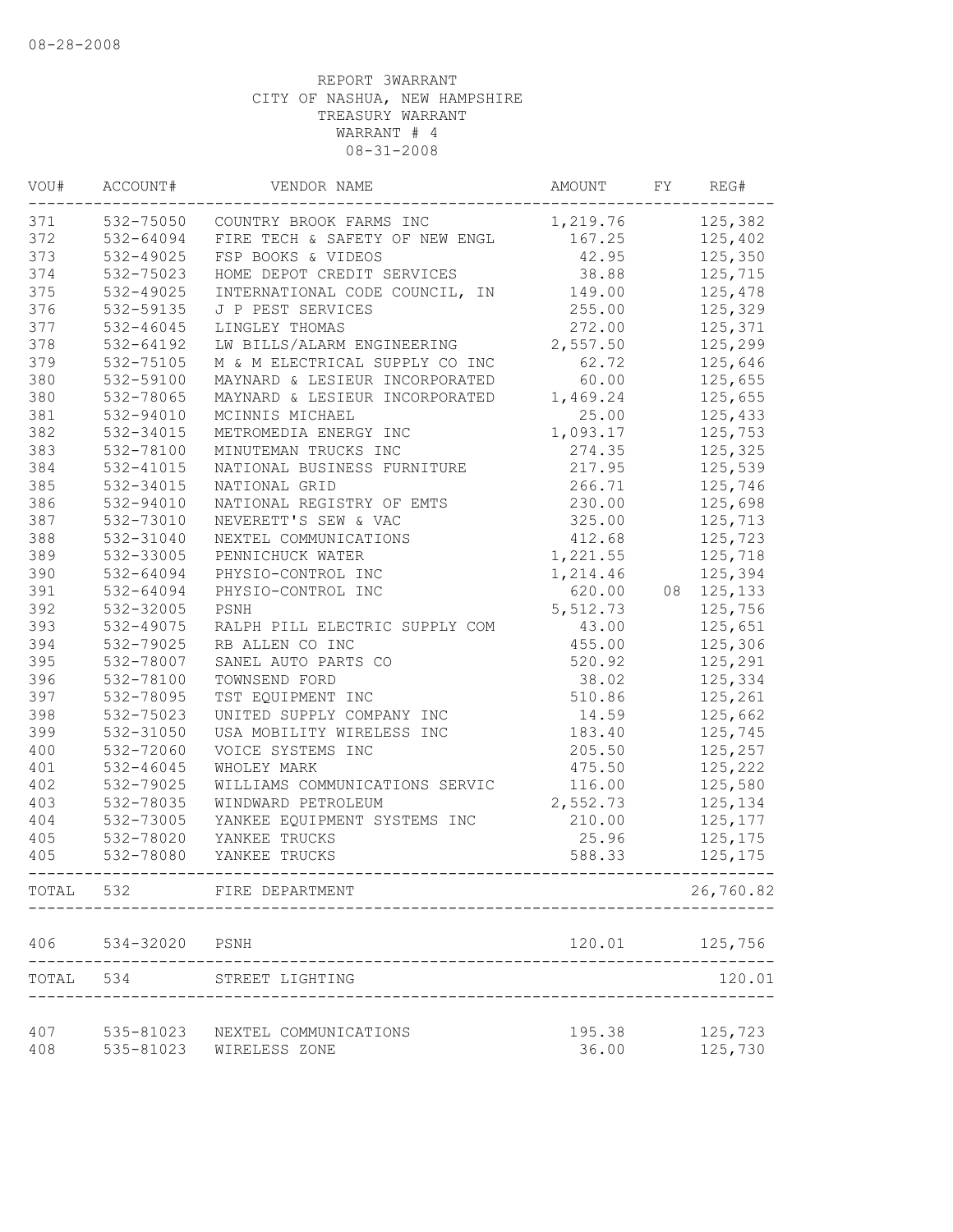08-28-2008

REPORT 3WARRANT
CITY OF NASHUA, NEW HAMPSHIRE
TREASURY WARRANT
WARRANT # 4
08-31-2008

| VOU# | ACCOUNT# | VENDOR NAME | AMOUNT | FY | REG# |
|---|---|---|---|---|---|
| 371 | 532-75050 | COUNTRY BROOK FARMS INC | 1,219.76 | | 125,382 |
| 372 | 532-64094 | FIRE TECH & SAFETY OF NEW ENGL | 167.25 | | 125,402 |
| 373 | 532-49025 | FSP BOOKS & VIDEOS | 42.95 | | 125,350 |
| 374 | 532-75023 | HOME DEPOT CREDIT SERVICES | 38.88 | | 125,715 |
| 375 | 532-49025 | INTERNATIONAL CODE COUNCIL, IN | 149.00 | | 125,478 |
| 376 | 532-59135 | J P PEST SERVICES | 255.00 | | 125,329 |
| 377 | 532-46045 | LINGLEY THOMAS | 272.00 | | 125,371 |
| 378 | 532-64192 | LW BILLS/ALARM ENGINEERING | 2,557.50 | | 125,299 |
| 379 | 532-75105 | M & M ELECTRICAL SUPPLY CO INC | 62.72 | | 125,646 |
| 380 | 532-59100 | MAYNARD & LESIEUR INCORPORATED | 60.00 | | 125,655 |
| 380 | 532-78065 | MAYNARD & LESIEUR INCORPORATED | 1,469.24 | | 125,655 |
| 381 | 532-94010 | MCINNIS MICHAEL | 25.00 | | 125,433 |
| 382 | 532-34015 | METROMEDIA ENERGY INC | 1,093.17 | | 125,753 |
| 383 | 532-78100 | MINUTEMAN TRUCKS INC | 274.35 | | 125,325 |
| 384 | 532-41015 | NATIONAL BUSINESS FURNITURE | 217.95 | | 125,539 |
| 385 | 532-34015 | NATIONAL GRID | 266.71 | | 125,746 |
| 386 | 532-94010 | NATIONAL REGISTRY OF EMTS | 230.00 | | 125,698 |
| 387 | 532-73010 | NEVERETT'S SEW & VAC | 325.00 | | 125,713 |
| 388 | 532-31040 | NEXTEL COMMUNICATIONS | 412.68 | | 125,723 |
| 389 | 532-33005 | PENNICHUCK WATER | 1,221.55 | | 125,718 |
| 390 | 532-64094 | PHYSIO-CONTROL INC | 1,214.46 | | 125,394 |
| 391 | 532-64094 | PHYSIO-CONTROL INC | 620.00 | 08 | 125,133 |
| 392 | 532-32005 | PSNH | 5,512.73 | | 125,756 |
| 393 | 532-49075 | RALPH PILL ELECTRIC SUPPLY COM | 43.00 | | 125,651 |
| 394 | 532-79025 | RB ALLEN CO INC | 455.00 | | 125,306 |
| 395 | 532-78007 | SANEL AUTO PARTS CO | 520.92 | | 125,291 |
| 396 | 532-78100 | TOWNSEND FORD | 38.02 | | 125,334 |
| 397 | 532-78095 | TST EQUIPMENT INC | 510.86 | | 125,261 |
| 398 | 532-75023 | UNITED SUPPLY COMPANY INC | 14.59 | | 125,662 |
| 399 | 532-31050 | USA MOBILITY WIRELESS INC | 183.40 | | 125,745 |
| 400 | 532-72060 | VOICE SYSTEMS INC | 205.50 | | 125,257 |
| 401 | 532-46045 | WHOLEY MARK | 475.50 | | 125,222 |
| 402 | 532-79025 | WILLIAMS COMMUNICATIONS SERVIC | 116.00 | | 125,580 |
| 403 | 532-78035 | WINDWARD PETROLEUM | 2,552.73 | | 125,134 |
| 404 | 532-73005 | YANKEE EQUIPMENT SYSTEMS INC | 210.00 | | 125,177 |
| 405 | 532-78020 | YANKEE TRUCKS | 25.96 | | 125,175 |
| 405 | 532-78080 | YANKEE TRUCKS | 588.33 | | 125,175 |
| TOTAL | 532 | FIRE DEPARTMENT | | | 26,760.82 |
| 406 | 534-32020 | PSNH | 120.01 | | 125,756 |
| TOTAL | 534 | STREET LIGHTING | | | 120.01 |
| 407 | 535-81023 | NEXTEL COMMUNICATIONS | 195.38 | | 125,723 |
| 408 | 535-81023 | WIRELESS ZONE | 36.00 | | 125,730 |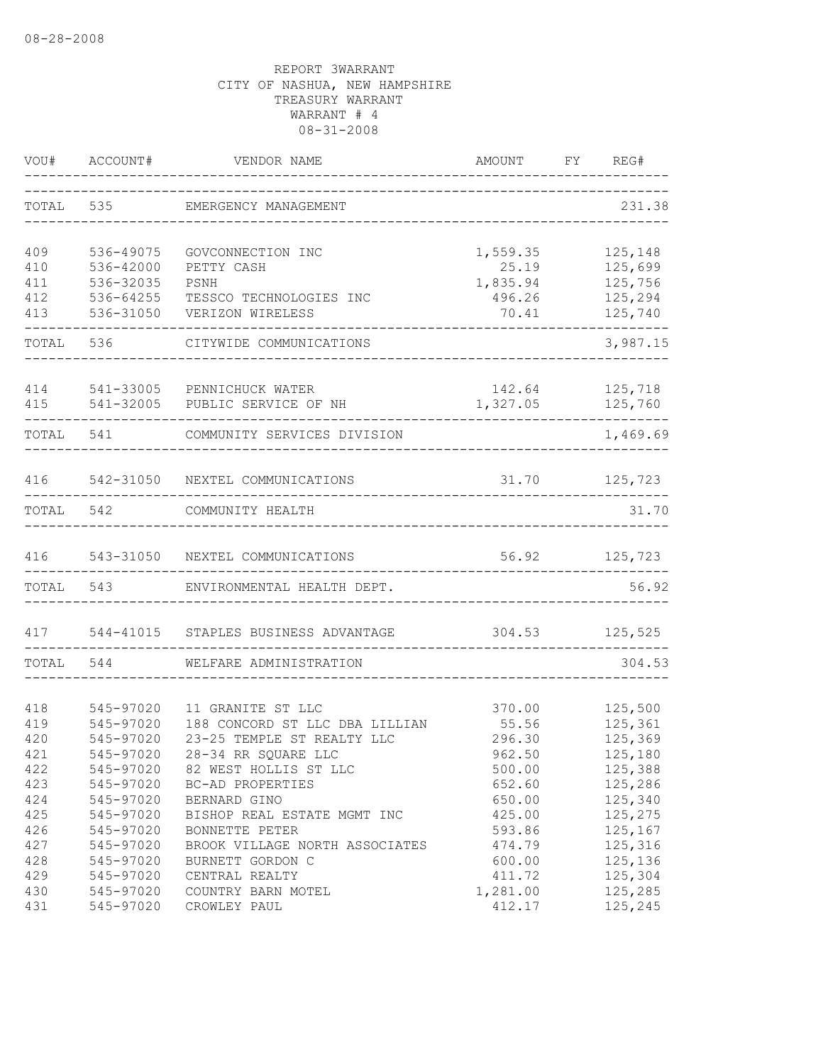08-28-2008

REPORT 3WARRANT
CITY OF NASHUA, NEW HAMPSHIRE
TREASURY WARRANT
WARRANT # 4
08-31-2008

| VOU# | ACCOUNT# | VENDOR NAME | AMOUNT | FY | REG# |
|---|---|---|---|---|---|
| TOTAL | 535 | EMERGENCY MANAGEMENT | | | 231.38 |
| 409 | 536-49075 | GOVCONNECTION INC | 1,559.35 | | 125,148 |
| 410 | 536-42000 | PETTY CASH | 25.19 | | 125,699 |
| 411 | 536-32035 | PSNH | 1,835.94 | | 125,756 |
| 412 | 536-64255 | TESSCO TECHNOLOGIES INC | 496.26 | | 125,294 |
| 413 | 536-31050 | VERIZON WIRELESS | 70.41 | | 125,740 |
| TOTAL | 536 | CITYWIDE COMMUNICATIONS | | | 3,987.15 |
| 414 | 541-33005 | PENNICHUCK WATER | 142.64 | | 125,718 |
| 415 | 541-32005 | PUBLIC SERVICE OF NH | 1,327.05 | | 125,760 |
| TOTAL | 541 | COMMUNITY SERVICES DIVISION | | | 1,469.69 |
| 416 | 542-31050 | NEXTEL COMMUNICATIONS | 31.70 | | 125,723 |
| TOTAL | 542 | COMMUNITY HEALTH | | | 31.70 |
| 416 | 543-31050 | NEXTEL COMMUNICATIONS | 56.92 | | 125,723 |
| TOTAL | 543 | ENVIRONMENTAL HEALTH DEPT. | | | 56.92 |
| 417 | 544-41015 | STAPLES BUSINESS ADVANTAGE | 304.53 | | 125,525 |
| TOTAL | 544 | WELFARE ADMINISTRATION | | | 304.53 |
| 418 | 545-97020 | 11 GRANITE ST LLC | 370.00 | | 125,500 |
| 419 | 545-97020 | 188 CONCORD ST LLC DBA LILLIAN | 55.56 | | 125,361 |
| 420 | 545-97020 | 23-25 TEMPLE ST REALTY LLC | 296.30 | | 125,369 |
| 421 | 545-97020 | 28-34 RR SQUARE LLC | 962.50 | | 125,180 |
| 422 | 545-97020 | 82 WEST HOLLIS ST LLC | 500.00 | | 125,388 |
| 423 | 545-97020 | BC-AD PROPERTIES | 652.60 | | 125,286 |
| 424 | 545-97020 | BERNARD GINO | 650.00 | | 125,340 |
| 425 | 545-97020 | BISHOP REAL ESTATE MGMT INC | 425.00 | | 125,275 |
| 426 | 545-97020 | BONNETTE PETER | 593.86 | | 125,167 |
| 427 | 545-97020 | BROOK VILLAGE NORTH ASSOCIATES | 474.79 | | 125,316 |
| 428 | 545-97020 | BURNETT GORDON C | 600.00 | | 125,136 |
| 429 | 545-97020 | CENTRAL REALTY | 411.72 | | 125,304 |
| 430 | 545-97020 | COUNTRY BARN MOTEL | 1,281.00 | | 125,285 |
| 431 | 545-97020 | CROWLEY PAUL | 412.17 | | 125,245 |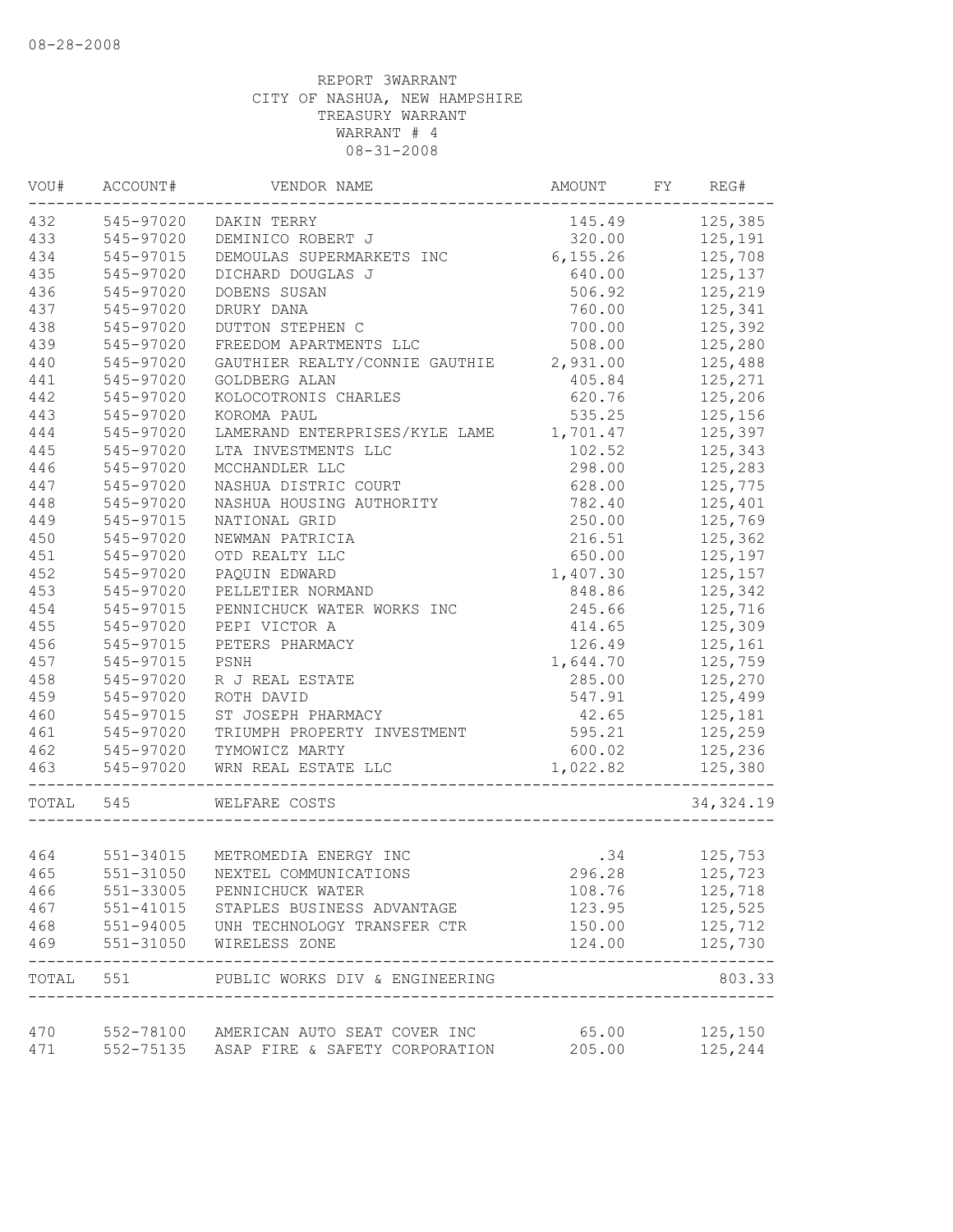08-28-2008

REPORT 3WARRANT
CITY OF NASHUA, NEW HAMPSHIRE
TREASURY WARRANT
WARRANT # 4
08-31-2008

| VOU# | ACCOUNT# | VENDOR NAME | AMOUNT | FY | REG# |
|---|---|---|---|---|---|
| 432 | 545-97020 | DAKIN TERRY | 145.49 | | 125,385 |
| 433 | 545-97020 | DEMINICO ROBERT J | 320.00 | | 125,191 |
| 434 | 545-97015 | DEMOULAS SUPERMARKETS INC | 6,155.26 | | 125,708 |
| 435 | 545-97020 | DICHARD DOUGLAS J | 640.00 | | 125,137 |
| 436 | 545-97020 | DOBENS SUSAN | 506.92 | | 125,219 |
| 437 | 545-97020 | DRURY DANA | 760.00 | | 125,341 |
| 438 | 545-97020 | DUTTON STEPHEN C | 700.00 | | 125,392 |
| 439 | 545-97020 | FREEDOM APARTMENTS LLC | 508.00 | | 125,280 |
| 440 | 545-97020 | GAUTHIER REALTY/CONNIE GAUTHIE | 2,931.00 | | 125,488 |
| 441 | 545-97020 | GOLDBERG ALAN | 405.84 | | 125,271 |
| 442 | 545-97020 | KOLOCOTRONIS CHARLES | 620.76 | | 125,206 |
| 443 | 545-97020 | KOROMA PAUL | 535.25 | | 125,156 |
| 444 | 545-97020 | LAMERAND ENTERPRISES/KYLE LAME | 1,701.47 | | 125,397 |
| 445 | 545-97020 | LTA INVESTMENTS LLC | 102.52 | | 125,343 |
| 446 | 545-97020 | MCCHANDLER LLC | 298.00 | | 125,283 |
| 447 | 545-97020 | NASHUA DISTRIC COURT | 628.00 | | 125,775 |
| 448 | 545-97020 | NASHUA HOUSING AUTHORITY | 782.40 | | 125,401 |
| 449 | 545-97015 | NATIONAL GRID | 250.00 | | 125,769 |
| 450 | 545-97020 | NEWMAN PATRICIA | 216.51 | | 125,362 |
| 451 | 545-97020 | OTD REALTY LLC | 650.00 | | 125,197 |
| 452 | 545-97020 | PAQUIN EDWARD | 1,407.30 | | 125,157 |
| 453 | 545-97020 | PELLETIER NORMAND | 848.86 | | 125,342 |
| 454 | 545-97015 | PENNICHUCK WATER WORKS INC | 245.66 | | 125,716 |
| 455 | 545-97020 | PEPI VICTOR A | 414.65 | | 125,309 |
| 456 | 545-97015 | PETERS PHARMACY | 126.49 | | 125,161 |
| 457 | 545-97015 | PSNH | 1,644.70 | | 125,759 |
| 458 | 545-97020 | R J REAL ESTATE | 285.00 | | 125,270 |
| 459 | 545-97020 | ROTH DAVID | 547.91 | | 125,499 |
| 460 | 545-97015 | ST JOSEPH PHARMACY | 42.65 | | 125,181 |
| 461 | 545-97020 | TRIUMPH PROPERTY INVESTMENT | 595.21 | | 125,259 |
| 462 | 545-97020 | TYMOWICZ MARTY | 600.02 | | 125,236 |
| 463 | 545-97020 | WRN REAL ESTATE LLC | 1,022.82 | | 125,380 |
| TOTAL | 545 | WELFARE COSTS | | | 34,324.19 |
| 464 | 551-34015 | METROMEDIA ENERGY INC | .34 | | 125,753 |
| 465 | 551-31050 | NEXTEL COMMUNICATIONS | 296.28 | | 125,723 |
| 466 | 551-33005 | PENNICHUCK WATER | 108.76 | | 125,718 |
| 467 | 551-41015 | STAPLES BUSINESS ADVANTAGE | 123.95 | | 125,525 |
| 468 | 551-94005 | UNH TECHNOLOGY TRANSFER CTR | 150.00 | | 125,712 |
| 469 | 551-31050 | WIRELESS ZONE | 124.00 | | 125,730 |
| TOTAL | 551 | PUBLIC WORKS DIV & ENGINEERING | | | 803.33 |
| 470 | 552-78100 | AMERICAN AUTO SEAT COVER INC | 65.00 | | 125,150 |
| 471 | 552-75135 | ASAP FIRE & SAFETY CORPORATION | 205.00 | | 125,244 |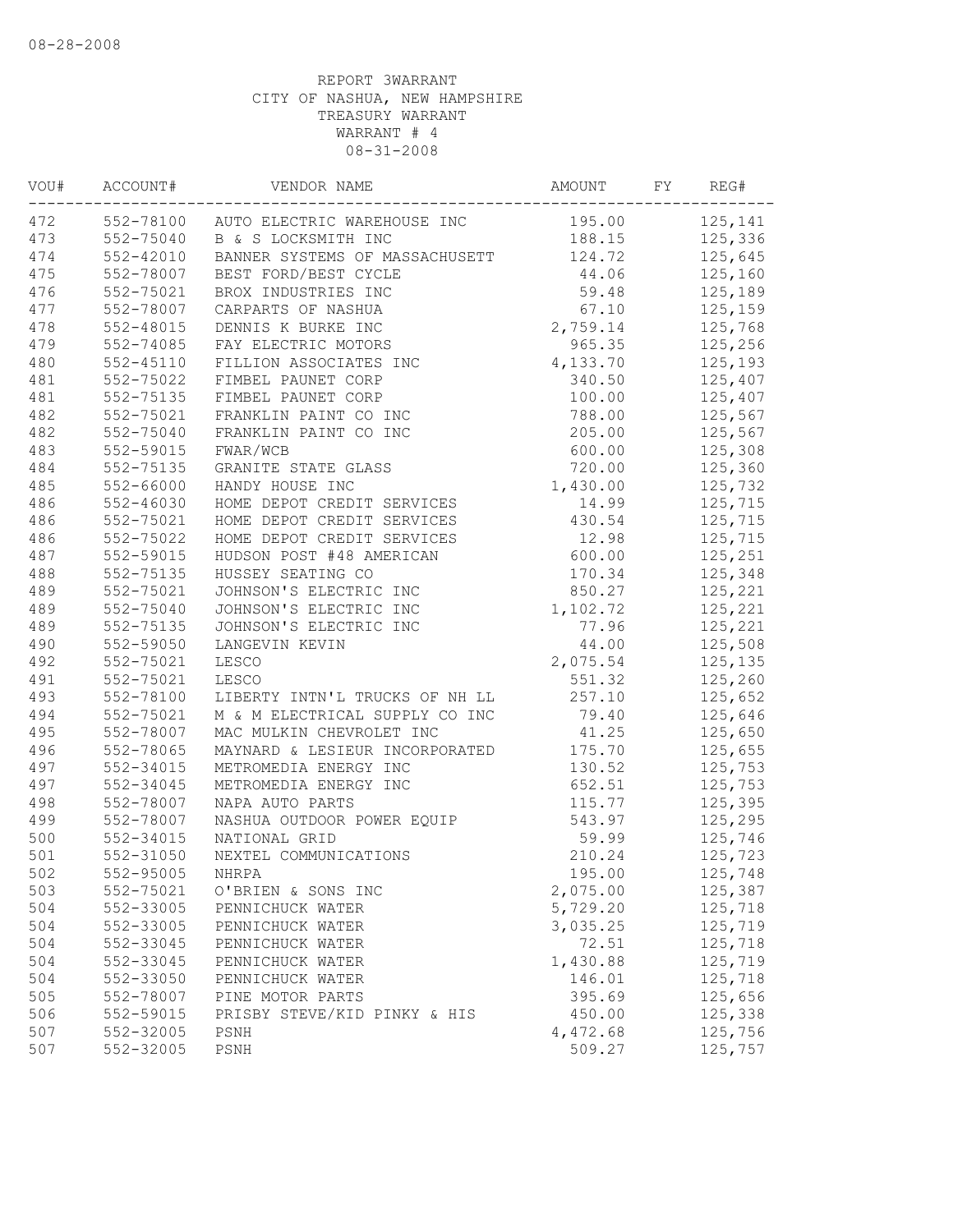08-28-2008

REPORT 3WARRANT
CITY OF NASHUA, NEW HAMPSHIRE
TREASURY WARRANT
WARRANT # 4
08-31-2008

| VOU# | ACCOUNT# | VENDOR NAME | AMOUNT | FY | REG# |
|---|---|---|---|---|---|
| 472 | 552-78100 | AUTO ELECTRIC WAREHOUSE INC | 195.00 | | 125,141 |
| 473 | 552-75040 | B & S LOCKSMITH INC | 188.15 | | 125,336 |
| 474 | 552-42010 | BANNER SYSTEMS OF MASSACHUSETT | 124.72 | | 125,645 |
| 475 | 552-78007 | BEST FORD/BEST CYCLE | 44.06 | | 125,160 |
| 476 | 552-75021 | BROX INDUSTRIES INC | 59.48 | | 125,189 |
| 477 | 552-78007 | CARPARTS OF NASHUA | 67.10 | | 125,159 |
| 478 | 552-48015 | DENNIS K BURKE INC | 2,759.14 | | 125,768 |
| 479 | 552-74085 | FAY ELECTRIC MOTORS | 965.35 | | 125,256 |
| 480 | 552-45110 | FILLION ASSOCIATES INC | 4,133.70 | | 125,193 |
| 481 | 552-75022 | FIMBEL PAUNET CORP | 340.50 | | 125,407 |
| 481 | 552-75135 | FIMBEL PAUNET CORP | 100.00 | | 125,407 |
| 482 | 552-75021 | FRANKLIN PAINT CO INC | 788.00 | | 125,567 |
| 482 | 552-75040 | FRANKLIN PAINT CO INC | 205.00 | | 125,567 |
| 483 | 552-59015 | FWAR/WCB | 600.00 | | 125,308 |
| 484 | 552-75135 | GRANITE STATE GLASS | 720.00 | | 125,360 |
| 485 | 552-66000 | HANDY HOUSE INC | 1,430.00 | | 125,732 |
| 486 | 552-46030 | HOME DEPOT CREDIT SERVICES | 14.99 | | 125,715 |
| 486 | 552-75021 | HOME DEPOT CREDIT SERVICES | 430.54 | | 125,715 |
| 486 | 552-75022 | HOME DEPOT CREDIT SERVICES | 12.98 | | 125,715 |
| 487 | 552-59015 | HUDSON POST #48 AMERICAN | 600.00 | | 125,251 |
| 488 | 552-75135 | HUSSEY SEATING CO | 170.34 | | 125,348 |
| 489 | 552-75021 | JOHNSON'S ELECTRIC INC | 850.27 | | 125,221 |
| 489 | 552-75040 | JOHNSON'S ELECTRIC INC | 1,102.72 | | 125,221 |
| 489 | 552-75135 | JOHNSON'S ELECTRIC INC | 77.96 | | 125,221 |
| 490 | 552-59050 | LANGEVIN KEVIN | 44.00 | | 125,508 |
| 492 | 552-75021 | LESCO | 2,075.54 | | 125,135 |
| 491 | 552-75021 | LESCO | 551.32 | | 125,260 |
| 493 | 552-78100 | LIBERTY INTN'L TRUCKS OF NH LL | 257.10 | | 125,652 |
| 494 | 552-75021 | M & M ELECTRICAL SUPPLY CO INC | 79.40 | | 125,646 |
| 495 | 552-78007 | MAC MULKIN CHEVROLET INC | 41.25 | | 125,650 |
| 496 | 552-78065 | MAYNARD & LESIEUR INCORPORATED | 175.70 | | 125,655 |
| 497 | 552-34015 | METROMEDIA ENERGY INC | 130.52 | | 125,753 |
| 497 | 552-34045 | METROMEDIA ENERGY INC | 652.51 | | 125,753 |
| 498 | 552-78007 | NAPA AUTO PARTS | 115.77 | | 125,395 |
| 499 | 552-78007 | NASHUA OUTDOOR POWER EQUIP | 543.97 | | 125,295 |
| 500 | 552-34015 | NATIONAL GRID | 59.99 | | 125,746 |
| 501 | 552-31050 | NEXTEL COMMUNICATIONS | 210.24 | | 125,723 |
| 502 | 552-95005 | NHRPA | 195.00 | | 125,748 |
| 503 | 552-75021 | O'BRIEN & SONS INC | 2,075.00 | | 125,387 |
| 504 | 552-33005 | PENNICHUCK WATER | 5,729.20 | | 125,718 |
| 504 | 552-33005 | PENNICHUCK WATER | 3,035.25 | | 125,719 |
| 504 | 552-33045 | PENNICHUCK WATER | 72.51 | | 125,718 |
| 504 | 552-33045 | PENNICHUCK WATER | 1,430.88 | | 125,719 |
| 504 | 552-33050 | PENNICHUCK WATER | 146.01 | | 125,718 |
| 505 | 552-78007 | PINE MOTOR PARTS | 395.69 | | 125,656 |
| 506 | 552-59015 | PRISBY STEVE/KID PINKY & HIS | 450.00 | | 125,338 |
| 507 | 552-32005 | PSNH | 4,472.68 | | 125,756 |
| 507 | 552-32005 | PSNH | 509.27 | | 125,757 |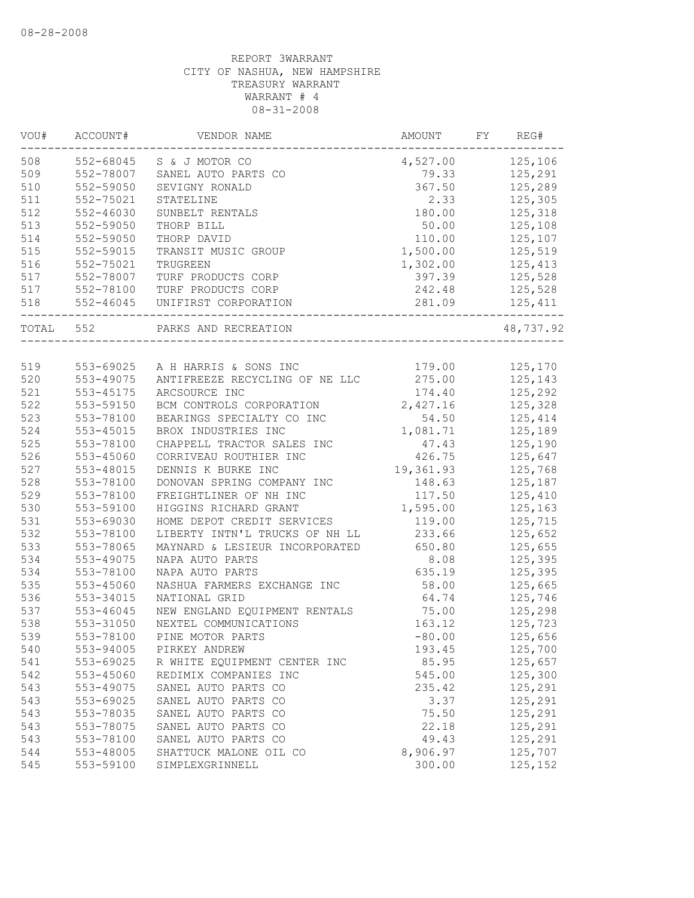08-28-2008

REPORT 3WARRANT
CITY OF NASHUA, NEW HAMPSHIRE
TREASURY WARRANT
WARRANT # 4
08-31-2008

| VOU# | ACCOUNT# | VENDOR NAME | AMOUNT | FY | REG# |
|---|---|---|---|---|---|
| 508 | 552-68045 | S & J MOTOR CO | 4,527.00 | | 125,106 |
| 509 | 552-78007 | SANEL AUTO PARTS CO | 79.33 | | 125,291 |
| 510 | 552-59050 | SEVIGNY RONALD | 367.50 | | 125,289 |
| 511 | 552-75021 | STATELINE | 2.33 | | 125,305 |
| 512 | 552-46030 | SUNBELT RENTALS | 180.00 | | 125,318 |
| 513 | 552-59050 | THORP BILL | 50.00 | | 125,108 |
| 514 | 552-59050 | THORP DAVID | 110.00 | | 125,107 |
| 515 | 552-59015 | TRANSIT MUSIC GROUP | 1,500.00 | | 125,519 |
| 516 | 552-75021 | TRUGREEN | 1,302.00 | | 125,413 |
| 517 | 552-78007 | TURF PRODUCTS CORP | 397.39 | | 125,528 |
| 517 | 552-78100 | TURF PRODUCTS CORP | 242.48 | | 125,528 |
| 518 | 552-46045 | UNIFIRST CORPORATION | 281.09 | | 125,411 |
| TOTAL | 552 | PARKS AND RECREATION | | | 48,737.92 |
| 519 | 553-69025 | A H HARRIS & SONS INC | 179.00 | | 125,170 |
| 520 | 553-49075 | ANTIFREEZE RECYCLING OF NE LLC | 275.00 | | 125,143 |
| 521 | 553-45175 | ARCSOURCE INC | 174.40 | | 125,292 |
| 522 | 553-59150 | BCM CONTROLS CORPORATION | 2,427.16 | | 125,328 |
| 523 | 553-78100 | BEARINGS SPECIALTY CO INC | 54.50 | | 125,414 |
| 524 | 553-45015 | BROX INDUSTRIES INC | 1,081.71 | | 125,189 |
| 525 | 553-78100 | CHAPPELL TRACTOR SALES INC | 47.43 | | 125,190 |
| 526 | 553-45060 | CORRIVEAU ROUTHIER INC | 426.75 | | 125,647 |
| 527 | 553-48015 | DENNIS K BURKE INC | 19,361.93 | | 125,768 |
| 528 | 553-78100 | DONOVAN SPRING COMPANY INC | 148.63 | | 125,187 |
| 529 | 553-78100 | FREIGHTLINER OF NH INC | 117.50 | | 125,410 |
| 530 | 553-59100 | HIGGINS RICHARD GRANT | 1,595.00 | | 125,163 |
| 531 | 553-69030 | HOME DEPOT CREDIT SERVICES | 119.00 | | 125,715 |
| 532 | 553-78100 | LIBERTY INTN'L TRUCKS OF NH LL | 233.66 | | 125,652 |
| 533 | 553-78065 | MAYNARD & LESIEUR INCORPORATED | 650.80 | | 125,655 |
| 534 | 553-49075 | NAPA AUTO PARTS | 8.08 | | 125,395 |
| 534 | 553-78100 | NAPA AUTO PARTS | 635.19 | | 125,395 |
| 535 | 553-45060 | NASHUA FARMERS EXCHANGE INC | 58.00 | | 125,665 |
| 536 | 553-34015 | NATIONAL GRID | 64.74 | | 125,746 |
| 537 | 553-46045 | NEW ENGLAND EQUIPMENT RENTALS | 75.00 | | 125,298 |
| 538 | 553-31050 | NEXTEL COMMUNICATIONS | 163.12 | | 125,723 |
| 539 | 553-78100 | PINE MOTOR PARTS | -80.00 | | 125,656 |
| 540 | 553-94005 | PIRKEY ANDREW | 193.45 | | 125,700 |
| 541 | 553-69025 | R WHITE EQUIPMENT CENTER INC | 85.95 | | 125,657 |
| 542 | 553-45060 | REDIMIX COMPANIES INC | 545.00 | | 125,300 |
| 543 | 553-49075 | SANEL AUTO PARTS CO | 235.42 | | 125,291 |
| 543 | 553-69025 | SANEL AUTO PARTS CO | 3.37 | | 125,291 |
| 543 | 553-78035 | SANEL AUTO PARTS CO | 75.50 | | 125,291 |
| 543 | 553-78075 | SANEL AUTO PARTS CO | 22.18 | | 125,291 |
| 543 | 553-78100 | SANEL AUTO PARTS CO | 49.43 | | 125,291 |
| 544 | 553-48005 | SHATTUCK MALONE OIL CO | 8,906.97 | | 125,707 |
| 545 | 553-59100 | SIMPLEXGRINNELL | 300.00 | | 125,152 |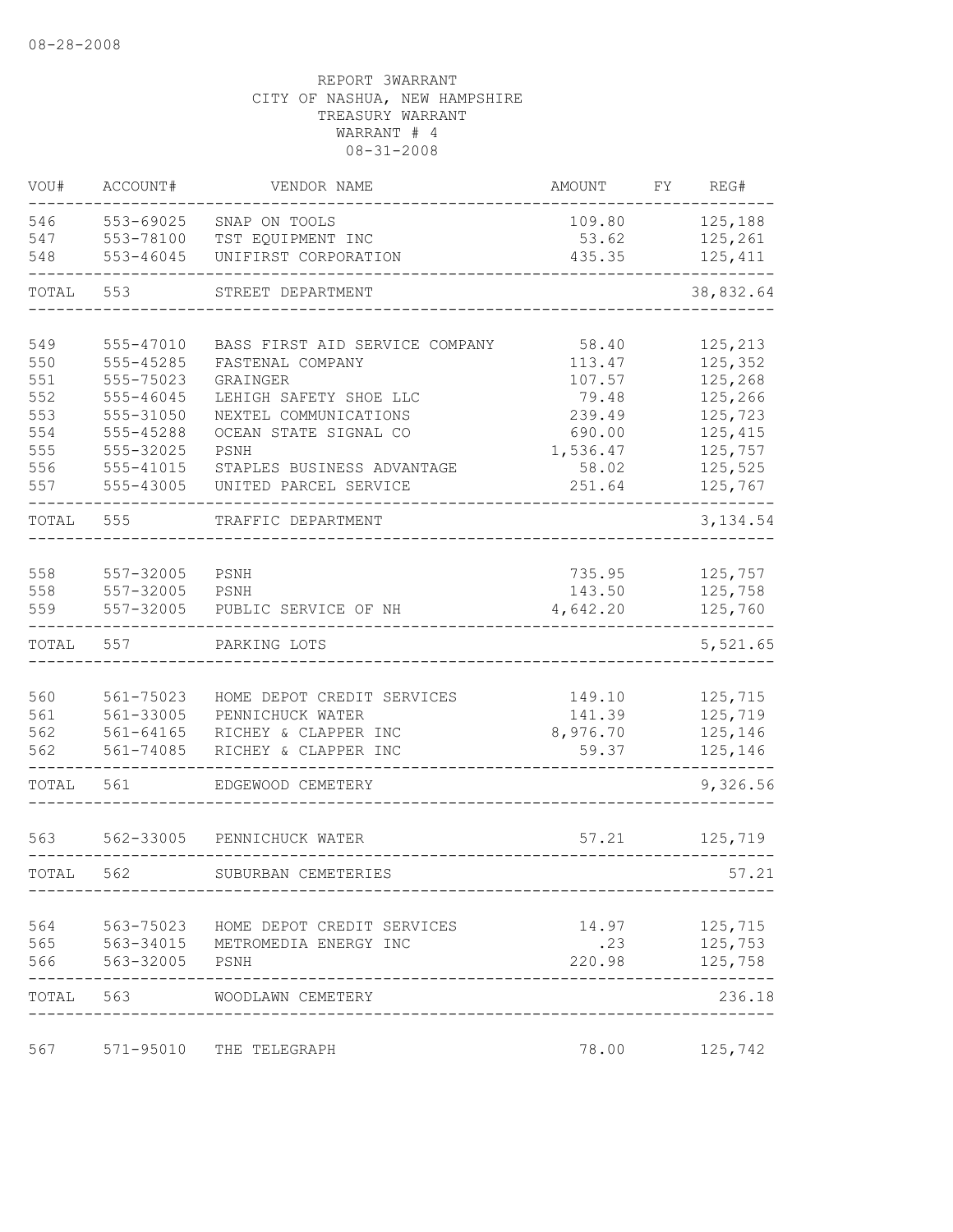08-28-2008

REPORT 3WARRANT
CITY OF NASHUA, NEW HAMPSHIRE
TREASURY WARRANT
WARRANT # 4
08-31-2008

| VOU# | ACCOUNT# | VENDOR NAME | AMOUNT | FY | REG# |
|---|---|---|---|---|---|
| 546 | 553-69025 | SNAP ON TOOLS | 109.80 | | 125,188 |
| 547 | 553-78100 | TST EQUIPMENT INC | 53.62 | | 125,261 |
| 548 | 553-46045 | UNIFIRST CORPORATION | 435.35 | | 125,411 |
| TOTAL | 553 | STREET DEPARTMENT | | | 38,832.64 |
| 549 | 555-47010 | BASS FIRST AID SERVICE COMPANY | 58.40 | | 125,213 |
| 550 | 555-45285 | FASTENAL COMPANY | 113.47 | | 125,352 |
| 551 | 555-75023 | GRAINGER | 107.57 | | 125,268 |
| 552 | 555-46045 | LEHIGH SAFETY SHOE LLC | 79.48 | | 125,266 |
| 553 | 555-31050 | NEXTEL COMMUNICATIONS | 239.49 | | 125,723 |
| 554 | 555-45288 | OCEAN STATE SIGNAL CO | 690.00 | | 125,415 |
| 555 | 555-32025 | PSNH | 1,536.47 | | 125,757 |
| 556 | 555-41015 | STAPLES BUSINESS ADVANTAGE | 58.02 | | 125,525 |
| 557 | 555-43005 | UNITED PARCEL SERVICE | 251.64 | | 125,767 |
| TOTAL | 555 | TRAFFIC DEPARTMENT | | | 3,134.54 |
| 558 | 557-32005 | PSNH | 735.95 | | 125,757 |
| 558 | 557-32005 | PSNH | 143.50 | | 125,758 |
| 559 | 557-32005 | PUBLIC SERVICE OF NH | 4,642.20 | | 125,760 |
| TOTAL | 557 | PARKING LOTS | | | 5,521.65 |
| 560 | 561-75023 | HOME DEPOT CREDIT SERVICES | 149.10 | | 125,715 |
| 561 | 561-33005 | PENNICHUCK WATER | 141.39 | | 125,719 |
| 562 | 561-64165 | RICHEY & CLAPPER INC | 8,976.70 | | 125,146 |
| 562 | 561-74085 | RICHEY & CLAPPER INC | 59.37 | | 125,146 |
| TOTAL | 561 | EDGEWOOD CEMETERY | | | 9,326.56 |
| 563 | 562-33005 | PENNICHUCK WATER | 57.21 | | 125,719 |
| TOTAL | 562 | SUBURBAN CEMETERIES | | | 57.21 |
| 564 | 563-75023 | HOME DEPOT CREDIT SERVICES | 14.97 | | 125,715 |
| 565 | 563-34015 | METROMEDIA ENERGY INC | .23 | | 125,753 |
| 566 | 563-32005 | PSNH | 220.98 | | 125,758 |
| TOTAL | 563 | WOODLAWN CEMETERY | | | 236.18 |
| 567 | 571-95010 | THE TELEGRAPH | 78.00 | | 125,742 |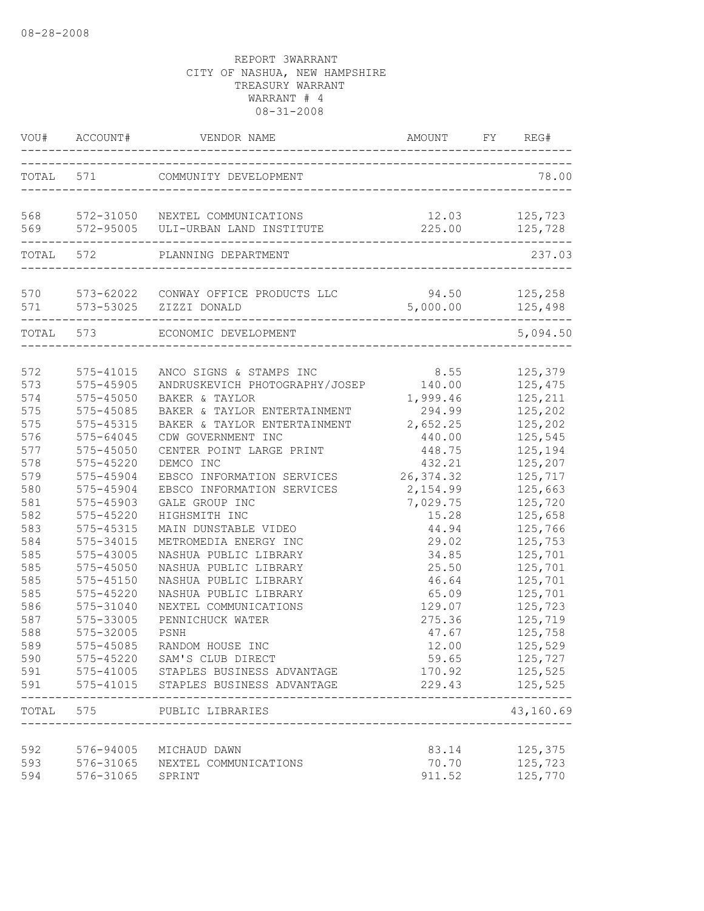08-28-2008

REPORT 3WARRANT
CITY OF NASHUA, NEW HAMPSHIRE
TREASURY WARRANT
WARRANT # 4
08-31-2008

| VOU# | ACCOUNT# | VENDOR NAME | AMOUNT | FY | REG# |
|---|---|---|---|---|---|
| TOTAL | 571 | COMMUNITY DEVELOPMENT | | | 78.00 |
| 568 | 572-31050 | NEXTEL COMMUNICATIONS | 12.03 | | 125,723 |
| 569 | 572-95005 | ULI-URBAN LAND INSTITUTE | 225.00 | | 125,728 |
| TOTAL | 572 | PLANNING DEPARTMENT | | | 237.03 |
| 570 | 573-62022 | CONWAY OFFICE PRODUCTS LLC | 94.50 | | 125,258 |
| 571 | 573-53025 | ZIZZI DONALD | 5,000.00 | | 125,498 |
| TOTAL | 573 | ECONOMIC DEVELOPMENT | | | 5,094.50 |
| 572 | 575-41015 | ANCO SIGNS & STAMPS INC | 8.55 | | 125,379 |
| 573 | 575-45905 | ANDRUSKEVICH PHOTOGRAPHY/JOSEP | 140.00 | | 125,475 |
| 574 | 575-45050 | BAKER & TAYLOR | 1,999.46 | | 125,211 |
| 575 | 575-45085 | BAKER & TAYLOR ENTERTAINMENT | 294.99 | | 125,202 |
| 575 | 575-45315 | BAKER & TAYLOR ENTERTAINMENT | 2,652.25 | | 125,202 |
| 576 | 575-64045 | CDW GOVERNMENT INC | 440.00 | | 125,545 |
| 577 | 575-45050 | CENTER POINT LARGE PRINT | 448.75 | | 125,194 |
| 578 | 575-45220 | DEMCO INC | 432.21 | | 125,207 |
| 579 | 575-45904 | EBSCO INFORMATION SERVICES | 26,374.32 | | 125,717 |
| 580 | 575-45904 | EBSCO INFORMATION SERVICES | 2,154.99 | | 125,663 |
| 581 | 575-45903 | GALE GROUP INC | 7,029.75 | | 125,720 |
| 582 | 575-45220 | HIGHSMITH INC | 15.28 | | 125,658 |
| 583 | 575-45315 | MAIN DUNSTABLE VIDEO | 44.94 | | 125,766 |
| 584 | 575-34015 | METROMEDIA ENERGY INC | 29.02 | | 125,753 |
| 585 | 575-43005 | NASHUA PUBLIC LIBRARY | 34.85 | | 125,701 |
| 585 | 575-45050 | NASHUA PUBLIC LIBRARY | 25.50 | | 125,701 |
| 585 | 575-45150 | NASHUA PUBLIC LIBRARY | 46.64 | | 125,701 |
| 585 | 575-45220 | NASHUA PUBLIC LIBRARY | 65.09 | | 125,701 |
| 586 | 575-31040 | NEXTEL COMMUNICATIONS | 129.07 | | 125,723 |
| 587 | 575-33005 | PENNICHUCK WATER | 275.36 | | 125,719 |
| 588 | 575-32005 | PSNH | 47.67 | | 125,758 |
| 589 | 575-45085 | RANDOM HOUSE INC | 12.00 | | 125,529 |
| 590 | 575-45220 | SAM'S CLUB DIRECT | 59.65 | | 125,727 |
| 591 | 575-41005 | STAPLES BUSINESS ADVANTAGE | 170.92 | | 125,525 |
| 591 | 575-41015 | STAPLES BUSINESS ADVANTAGE | 229.43 | | 125,525 |
| TOTAL | 575 | PUBLIC LIBRARIES | | | 43,160.69 |
| 592 | 576-94005 | MICHAUD DAWN | 83.14 | | 125,375 |
| 593 | 576-31065 | NEXTEL COMMUNICATIONS | 70.70 | | 125,723 |
| 594 | 576-31065 | SPRINT | 911.52 | | 125,770 |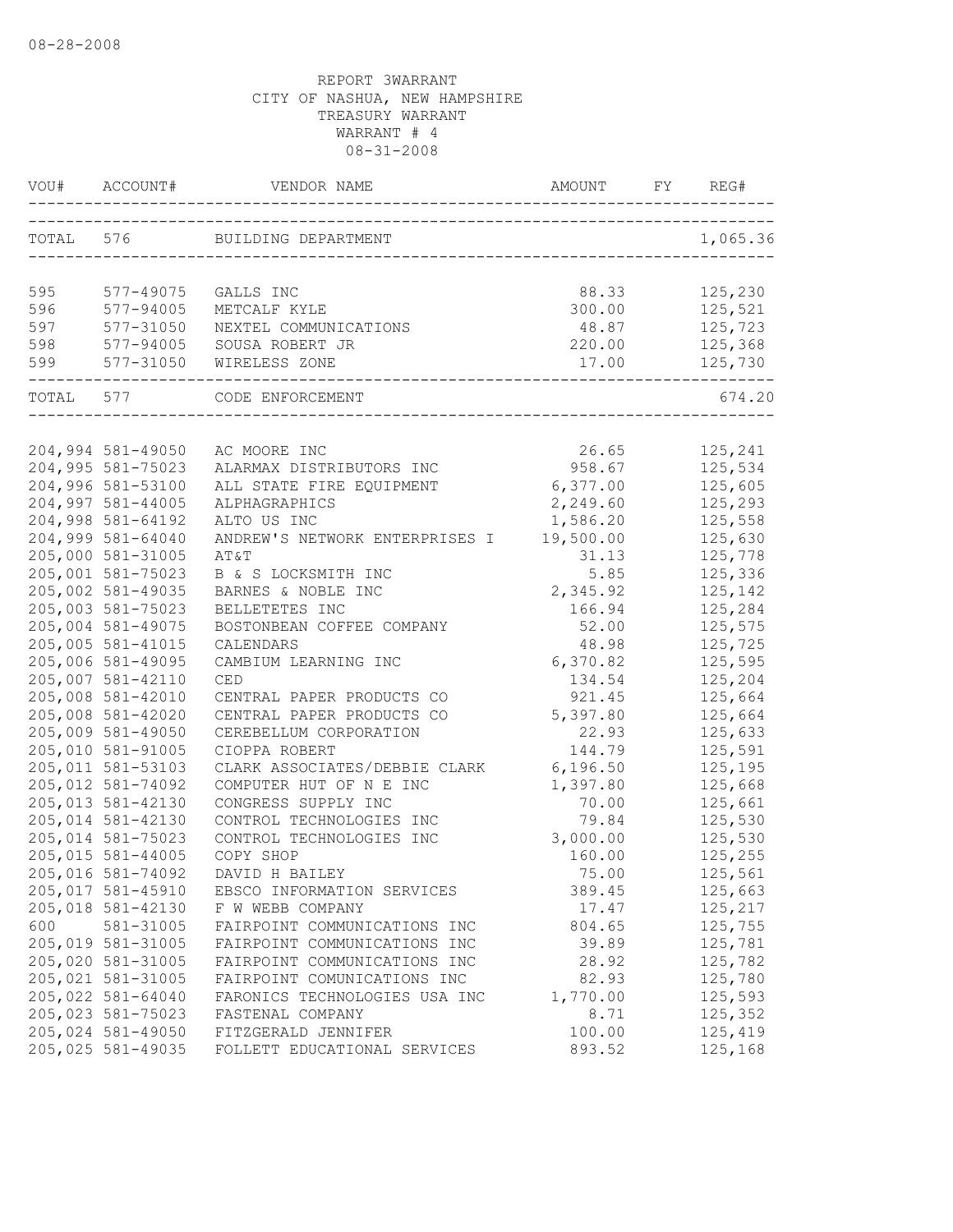08-28-2008

REPORT 3WARRANT
CITY OF NASHUA, NEW HAMPSHIRE
TREASURY WARRANT
WARRANT # 4
08-31-2008

| VOU# | ACCOUNT# | VENDOR NAME | AMOUNT | FY | REG# |
|---|---|---|---|---|---|
| TOTAL | 576 | BUILDING DEPARTMENT | | | 1,065.36 |
| 595 | 577-49075 | GALLS INC | 88.33 | | 125,230 |
| 596 | 577-94005 | METCALF KYLE | 300.00 | | 125,521 |
| 597 | 577-31050 | NEXTEL COMMUNICATIONS | 48.87 | | 125,723 |
| 598 | 577-94005 | SOUSA ROBERT JR | 220.00 | | 125,368 |
| 599 | 577-31050 | WIRELESS ZONE | 17.00 | | 125,730 |
| TOTAL | 577 | CODE ENFORCEMENT | | | 674.20 |
| 204,994 | 581-49050 | AC MOORE INC | 26.65 | | 125,241 |
| 204,995 | 581-75023 | ALARMAX DISTRIBUTORS INC | 958.67 | | 125,534 |
| 204,996 | 581-53100 | ALL STATE FIRE EQUIPMENT | 6,377.00 | | 125,605 |
| 204,997 | 581-44005 | ALPHAGRAPHICS | 2,249.60 | | 125,293 |
| 204,998 | 581-64192 | ALTO US INC | 1,586.20 | | 125,558 |
| 204,999 | 581-64040 | ANDREW'S NETWORK ENTERPRISES I | 19,500.00 | | 125,630 |
| 205,000 | 581-31005 | AT&T | 31.13 | | 125,778 |
| 205,001 | 581-75023 | B & S LOCKSMITH INC | 5.85 | | 125,336 |
| 205,002 | 581-49035 | BARNES & NOBLE INC | 2,345.92 | | 125,142 |
| 205,003 | 581-75023 | BELLETETES INC | 166.94 | | 125,284 |
| 205,004 | 581-49075 | BOSTONBEAN COFFEE COMPANY | 52.00 | | 125,575 |
| 205,005 | 581-41015 | CALENDARS | 48.98 | | 125,725 |
| 205,006 | 581-49095 | CAMBIUM LEARNING INC | 6,370.82 | | 125,595 |
| 205,007 | 581-42110 | CED | 134.54 | | 125,204 |
| 205,008 | 581-42010 | CENTRAL PAPER PRODUCTS CO | 921.45 | | 125,664 |
| 205,008 | 581-42020 | CENTRAL PAPER PRODUCTS CO | 5,397.80 | | 125,664 |
| 205,009 | 581-49050 | CEREBELLUM CORPORATION | 22.93 | | 125,633 |
| 205,010 | 581-91005 | CIOPPA ROBERT | 144.79 | | 125,591 |
| 205,011 | 581-53103 | CLARK ASSOCIATES/DEBBIE CLARK | 6,196.50 | | 125,195 |
| 205,012 | 581-74092 | COMPUTER HUT OF N E INC | 1,397.80 | | 125,668 |
| 205,013 | 581-42130 | CONGRESS SUPPLY INC | 70.00 | | 125,661 |
| 205,014 | 581-42130 | CONTROL TECHNOLOGIES INC | 79.84 | | 125,530 |
| 205,014 | 581-75023 | CONTROL TECHNOLOGIES INC | 3,000.00 | | 125,530 |
| 205,015 | 581-44005 | COPY SHOP | 160.00 | | 125,255 |
| 205,016 | 581-74092 | DAVID H BAILEY | 75.00 | | 125,561 |
| 205,017 | 581-45910 | EBSCO INFORMATION SERVICES | 389.45 | | 125,663 |
| 205,018 | 581-42130 | F W WEBB COMPANY | 17.47 | | 125,217 |
| 600 | 581-31005 | FAIRPOINT COMMUNICATIONS INC | 804.65 | | 125,755 |
| 205,019 | 581-31005 | FAIRPOINT COMMUNICATIONS INC | 39.89 | | 125,781 |
| 205,020 | 581-31005 | FAIRPOINT COMMUNICATIONS INC | 28.92 | | 125,782 |
| 205,021 | 581-31005 | FAIRPOINT COMUNICATIONS INC | 82.93 | | 125,780 |
| 205,022 | 581-64040 | FARONICS TECHNOLOGIES USA INC | 1,770.00 | | 125,593 |
| 205,023 | 581-75023 | FASTENAL COMPANY | 8.71 | | 125,352 |
| 205,024 | 581-49050 | FITZGERALD JENNIFER | 100.00 | | 125,419 |
| 205,025 | 581-49035 | FOLLETT EDUCATIONAL SERVICES | 893.52 | | 125,168 |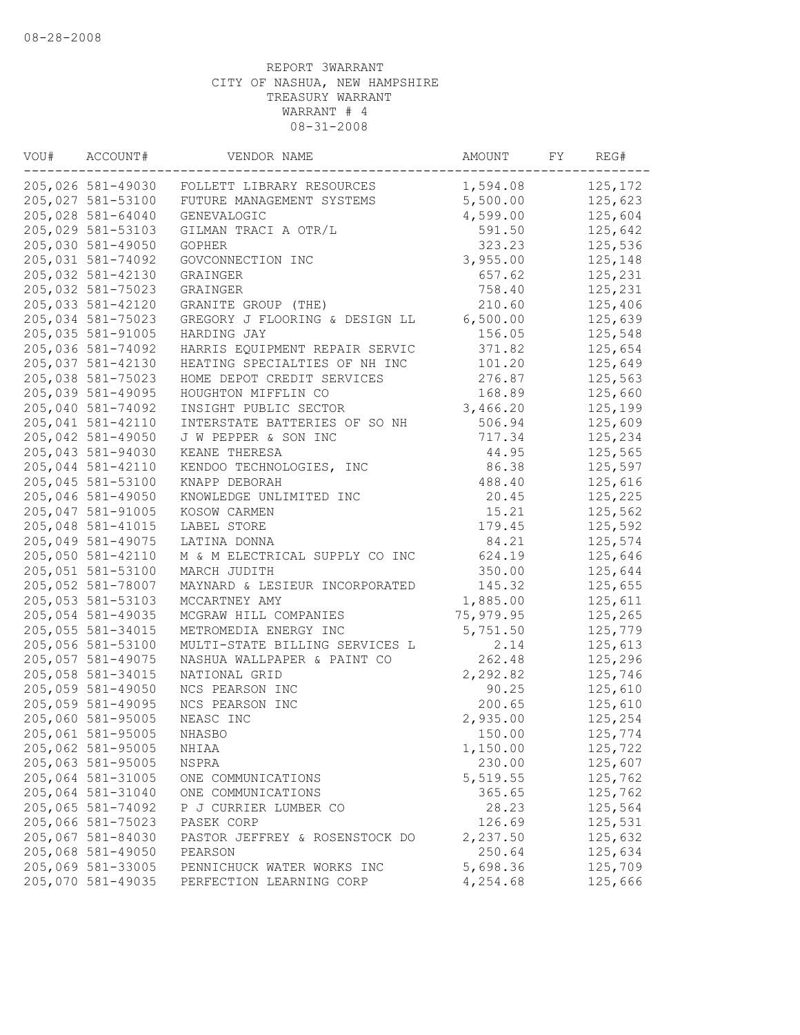08-28-2008

REPORT 3WARRANT
CITY OF NASHUA, NEW HAMPSHIRE
TREASURY WARRANT
WARRANT # 4
08-31-2008

| VOU# | ACCOUNT# | VENDOR NAME | AMOUNT | FY | REG# |
|---|---|---|---|---|---|
| 205,026 | 581-49030 | FOLLETT LIBRARY RESOURCES | 1,594.08 | | 125,172 |
| 205,027 | 581-53100 | FUTURE MANAGEMENT SYSTEMS | 5,500.00 | | 125,623 |
| 205,028 | 581-64040 | GENEVALOGIC | 4,599.00 | | 125,604 |
| 205,029 | 581-53103 | GILMAN TRACI A OTR/L | 591.50 | | 125,642 |
| 205,030 | 581-49050 | GOPHER | 323.23 | | 125,536 |
| 205,031 | 581-74092 | GOVCONNECTION INC | 3,955.00 | | 125,148 |
| 205,032 | 581-42130 | GRAINGER | 657.62 | | 125,231 |
| 205,032 | 581-75023 | GRAINGER | 758.40 | | 125,231 |
| 205,033 | 581-42120 | GRANITE GROUP (THE) | 210.60 | | 125,406 |
| 205,034 | 581-75023 | GREGORY J FLOORING & DESIGN LL | 6,500.00 | | 125,639 |
| 205,035 | 581-91005 | HARDING JAY | 156.05 | | 125,548 |
| 205,036 | 581-74092 | HARRIS EQUIPMENT REPAIR SERVIC | 371.82 | | 125,654 |
| 205,037 | 581-42130 | HEATING SPECIALTIES OF NH INC | 101.20 | | 125,649 |
| 205,038 | 581-75023 | HOME DEPOT CREDIT SERVICES | 276.87 | | 125,563 |
| 205,039 | 581-49095 | HOUGHTON MIFFLIN CO | 168.89 | | 125,660 |
| 205,040 | 581-74092 | INSIGHT PUBLIC SECTOR | 3,466.20 | | 125,199 |
| 205,041 | 581-42110 | INTERSTATE BATTERIES OF SO NH | 506.94 | | 125,609 |
| 205,042 | 581-49050 | J W PEPPER & SON INC | 717.34 | | 125,234 |
| 205,043 | 581-94030 | KEANE THERESA | 44.95 | | 125,565 |
| 205,044 | 581-42110 | KENDOO TECHNOLOGIES, INC | 86.38 | | 125,597 |
| 205,045 | 581-53100 | KNAPP DEBORAH | 488.40 | | 125,616 |
| 205,046 | 581-49050 | KNOWLEDGE UNLIMITED INC | 20.45 | | 125,225 |
| 205,047 | 581-91005 | KOSOW CARMEN | 15.21 | | 125,562 |
| 205,048 | 581-41015 | LABEL STORE | 179.45 | | 125,592 |
| 205,049 | 581-49075 | LATINA DONNA | 84.21 | | 125,574 |
| 205,050 | 581-42110 | M & M ELECTRICAL SUPPLY CO INC | 624.19 | | 125,646 |
| 205,051 | 581-53100 | MARCH JUDITH | 350.00 | | 125,644 |
| 205,052 | 581-78007 | MAYNARD & LESIEUR INCORPORATED | 145.32 | | 125,655 |
| 205,053 | 581-53103 | MCCARTNEY AMY | 1,885.00 | | 125,611 |
| 205,054 | 581-49035 | MCGRAW HILL COMPANIES | 75,979.95 | | 125,265 |
| 205,055 | 581-34015 | METROMEDIA ENERGY INC | 5,751.50 | | 125,779 |
| 205,056 | 581-53100 | MULTI-STATE BILLING SERVICES L | 2.14 | | 125,613 |
| 205,057 | 581-49075 | NASHUA WALLPAPER & PAINT CO | 262.48 | | 125,296 |
| 205,058 | 581-34015 | NATIONAL GRID | 2,292.82 | | 125,746 |
| 205,059 | 581-49050 | NCS PEARSON INC | 90.25 | | 125,610 |
| 205,059 | 581-49095 | NCS PEARSON INC | 200.65 | | 125,610 |
| 205,060 | 581-95005 | NEASC INC | 2,935.00 | | 125,254 |
| 205,061 | 581-95005 | NHASBO | 150.00 | | 125,774 |
| 205,062 | 581-95005 | NHIAA | 1,150.00 | | 125,722 |
| 205,063 | 581-95005 | NSPRA | 230.00 | | 125,607 |
| 205,064 | 581-31005 | ONE COMMUNICATIONS | 5,519.55 | | 125,762 |
| 205,064 | 581-31040 | ONE COMMUNICATIONS | 365.65 | | 125,762 |
| 205,065 | 581-74092 | P J CURRIER LUMBER CO | 28.23 | | 125,564 |
| 205,066 | 581-75023 | PASEK CORP | 126.69 | | 125,531 |
| 205,067 | 581-84030 | PASTOR JEFFREY & ROSENSTOCK DO | 2,237.50 | | 125,632 |
| 205,068 | 581-49050 | PEARSON | 250.64 | | 125,634 |
| 205,069 | 581-33005 | PENNICHUCK WATER WORKS INC | 5,698.36 | | 125,709 |
| 205,070 | 581-49035 | PERFECTION LEARNING CORP | 4,254.68 | | 125,666 |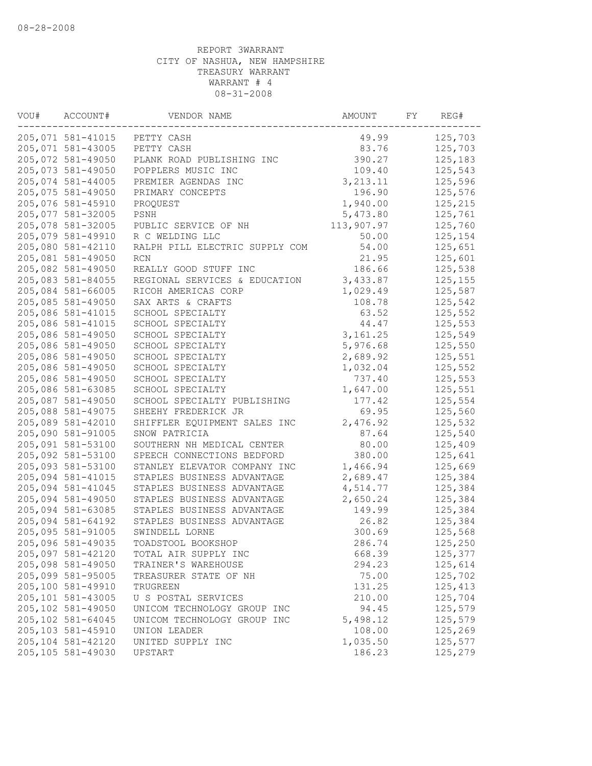08-28-2008

REPORT 3WARRANT
CITY OF NASHUA, NEW HAMPSHIRE
TREASURY WARRANT
WARRANT # 4
08-31-2008

| VOU# | ACCOUNT# | VENDOR NAME | AMOUNT | FY | REG# |
|---|---|---|---|---|---|
| 205,071 | 581-41015 | PETTY CASH | 49.99 | | 125,703 |
| 205,071 | 581-43005 | PETTY CASH | 83.76 | | 125,703 |
| 205,072 | 581-49050 | PLANK ROAD PUBLISHING INC | 390.27 | | 125,183 |
| 205,073 | 581-49050 | POPPLERS MUSIC INC | 109.40 | | 125,543 |
| 205,074 | 581-44005 | PREMIER AGENDAS INC | 3,213.11 | | 125,596 |
| 205,075 | 581-49050 | PRIMARY CONCEPTS | 196.90 | | 125,576 |
| 205,076 | 581-45910 | PROQUEST | 1,940.00 | | 125,215 |
| 205,077 | 581-32005 | PSNH | 5,473.80 | | 125,761 |
| 205,078 | 581-32005 | PUBLIC SERVICE OF NH | 113,907.97 | | 125,760 |
| 205,079 | 581-49910 | R C WELDING LLC | 50.00 | | 125,154 |
| 205,080 | 581-42110 | RALPH PILL ELECTRIC SUPPLY COM | 54.00 | | 125,651 |
| 205,081 | 581-49050 | RCN | 21.95 | | 125,601 |
| 205,082 | 581-49050 | REALLY GOOD STUFF INC | 186.66 | | 125,538 |
| 205,083 | 581-84055 | REGIONAL SERVICES & EDUCATION | 3,433.87 | | 125,155 |
| 205,084 | 581-66005 | RICOH AMERICAS CORP | 1,029.49 | | 125,587 |
| 205,085 | 581-49050 | SAX ARTS & CRAFTS | 108.78 | | 125,542 |
| 205,086 | 581-41015 | SCHOOL SPECIALTY | 63.52 | | 125,552 |
| 205,086 | 581-41015 | SCHOOL SPECIALTY | 44.47 | | 125,553 |
| 205,086 | 581-49050 | SCHOOL SPECIALTY | 3,161.25 | | 125,549 |
| 205,086 | 581-49050 | SCHOOL SPECIALTY | 5,976.68 | | 125,550 |
| 205,086 | 581-49050 | SCHOOL SPECIALTY | 2,689.92 | | 125,551 |
| 205,086 | 581-49050 | SCHOOL SPECIALTY | 1,032.04 | | 125,552 |
| 205,086 | 581-49050 | SCHOOL SPECIALTY | 737.40 | | 125,553 |
| 205,086 | 581-63085 | SCHOOL SPECIALTY | 1,647.00 | | 125,551 |
| 205,087 | 581-49050 | SCHOOL SPECIALTY PUBLISHING | 177.42 | | 125,554 |
| 205,088 | 581-49075 | SHEEHY FREDERICK JR | 69.95 | | 125,560 |
| 205,089 | 581-42010 | SHIFFLER EQUIPMENT SALES INC | 2,476.92 | | 125,532 |
| 205,090 | 581-91005 | SNOW PATRICIA | 87.64 | | 125,540 |
| 205,091 | 581-53100 | SOUTHERN NH MEDICAL CENTER | 80.00 | | 125,409 |
| 205,092 | 581-53100 | SPEECH CONNECTIONS BEDFORD | 380.00 | | 125,641 |
| 205,093 | 581-53100 | STANLEY ELEVATOR COMPANY INC | 1,466.94 | | 125,669 |
| 205,094 | 581-41015 | STAPLES BUSINESS ADVANTAGE | 2,689.47 | | 125,384 |
| 205,094 | 581-41045 | STAPLES BUSINESS ADVANTAGE | 4,514.77 | | 125,384 |
| 205,094 | 581-49050 | STAPLES BUSINESS ADVANTAGE | 2,650.24 | | 125,384 |
| 205,094 | 581-63085 | STAPLES BUSINESS ADVANTAGE | 149.99 | | 125,384 |
| 205,094 | 581-64192 | STAPLES BUSINESS ADVANTAGE | 26.82 | | 125,384 |
| 205,095 | 581-91005 | SWINDELL LORNE | 300.69 | | 125,568 |
| 205,096 | 581-49035 | TOADSTOOL BOOKSHOP | 286.74 | | 125,250 |
| 205,097 | 581-42120 | TOTAL AIR SUPPLY INC | 668.39 | | 125,377 |
| 205,098 | 581-49050 | TRAINER'S WAREHOUSE | 294.23 | | 125,614 |
| 205,099 | 581-95005 | TREASURER STATE OF NH | 75.00 | | 125,702 |
| 205,100 | 581-49910 | TRUGREEN | 131.25 | | 125,413 |
| 205,101 | 581-43005 | U S POSTAL SERVICES | 210.00 | | 125,704 |
| 205,102 | 581-49050 | UNICOM TECHNOLOGY GROUP INC | 94.45 | | 125,579 |
| 205,102 | 581-64045 | UNICOM TECHNOLOGY GROUP INC | 5,498.12 | | 125,579 |
| 205,103 | 581-45910 | UNION LEADER | 108.00 | | 125,269 |
| 205,104 | 581-42120 | UNITED SUPPLY INC | 1,035.50 | | 125,577 |
| 205,105 | 581-49030 | UPSTART | 186.23 | | 125,279 |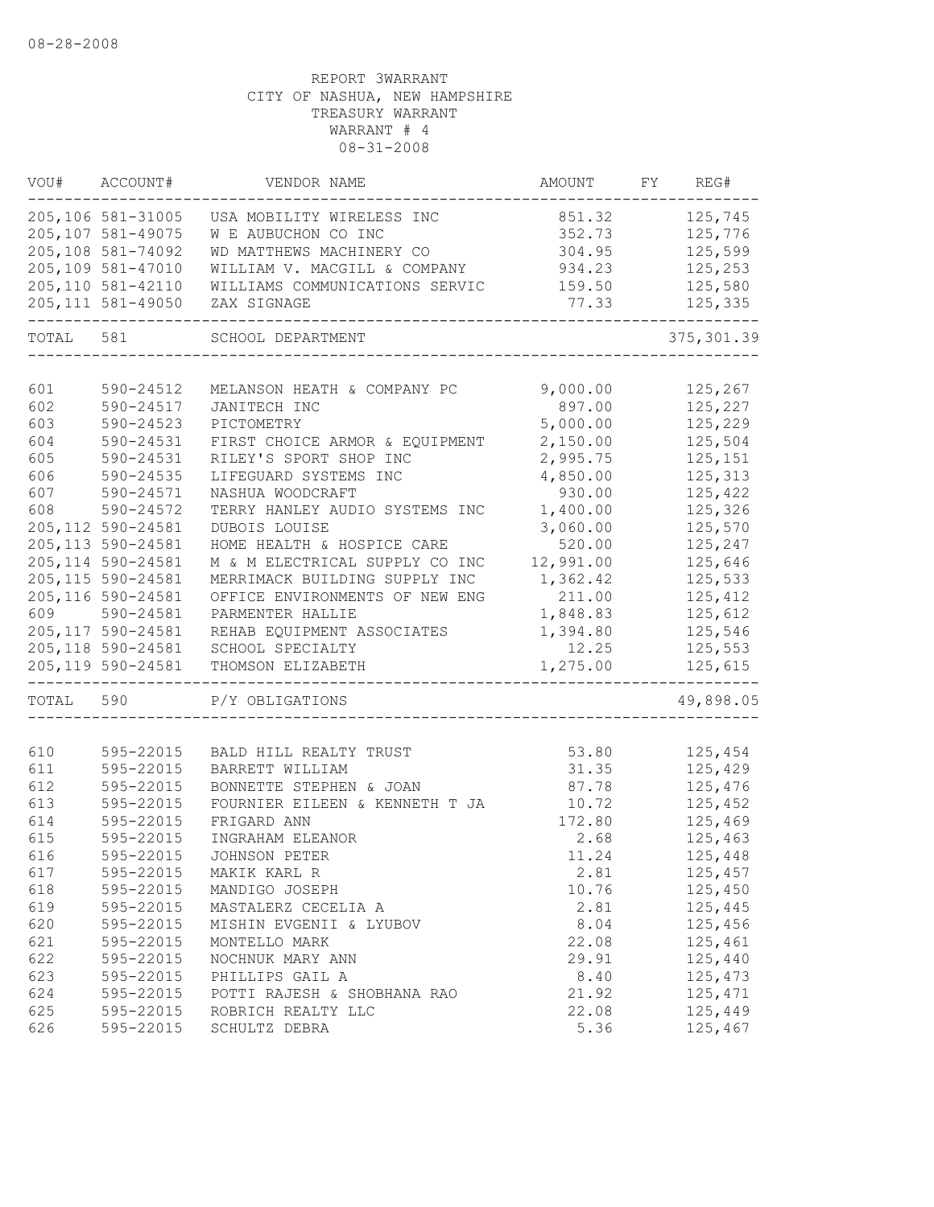08-28-2008

REPORT 3WARRANT
CITY OF NASHUA, NEW HAMPSHIRE
TREASURY WARRANT
WARRANT # 4
08-31-2008

| VOU# | ACCOUNT# | VENDOR NAME | AMOUNT | FY | REG# |
|---|---|---|---|---|---|
| 205,106 | 581-31005 | USA MOBILITY WIRELESS INC | 851.32 | | 125,745 |
| 205,107 | 581-49075 | W E AUBUCHON CO INC | 352.73 | | 125,776 |
| 205,108 | 581-74092 | WD MATTHEWS MACHINERY CO | 304.95 | | 125,599 |
| 205,109 | 581-47010 | WILLIAM V. MACGILL & COMPANY | 934.23 | | 125,253 |
| 205,110 | 581-42110 | WILLIAMS COMMUNICATIONS SERVIC | 159.50 | | 125,580 |
| 205,111 | 581-49050 | ZAX SIGNAGE | 77.33 | | 125,335 |
| TOTAL | 581 | SCHOOL DEPARTMENT | | | 375,301.39 |
| 601 | 590-24512 | MELANSON HEATH & COMPANY PC | 9,000.00 | | 125,267 |
| 602 | 590-24517 | JANITECH INC | 897.00 | | 125,227 |
| 603 | 590-24523 | PICTOMETRY | 5,000.00 | | 125,229 |
| 604 | 590-24531 | FIRST CHOICE ARMOR & EQUIPMENT | 2,150.00 | | 125,504 |
| 605 | 590-24531 | RILEY'S SPORT SHOP INC | 2,995.75 | | 125,151 |
| 606 | 590-24535 | LIFEGUARD SYSTEMS INC | 4,850.00 | | 125,313 |
| 607 | 590-24571 | NASHUA WOODCRAFT | 930.00 | | 125,422 |
| 608 | 590-24572 | TERRY HANLEY AUDIO SYSTEMS INC | 1,400.00 | | 125,326 |
| 205,112 | 590-24581 | DUBOIS LOUISE | 3,060.00 | | 125,570 |
| 205,113 | 590-24581 | HOME HEALTH & HOSPICE CARE | 520.00 | | 125,247 |
| 205,114 | 590-24581 | M & M ELECTRICAL SUPPLY CO INC | 12,991.00 | | 125,646 |
| 205,115 | 590-24581 | MERRIMACK BUILDING SUPPLY INC | 1,362.42 | | 125,533 |
| 205,116 | 590-24581 | OFFICE ENVIRONMENTS OF NEW ENG | 211.00 | | 125,412 |
| 609 | 590-24581 | PARMENTER HALLIE | 1,848.83 | | 125,612 |
| 205,117 | 590-24581 | REHAB EQUIPMENT ASSOCIATES | 1,394.80 | | 125,546 |
| 205,118 | 590-24581 | SCHOOL SPECIALTY | 12.25 | | 125,553 |
| 205,119 | 590-24581 | THOMSON ELIZABETH | 1,275.00 | | 125,615 |
| TOTAL | 590 | P/Y OBLIGATIONS | | | 49,898.05 |
| 610 | 595-22015 | BALD HILL REALTY TRUST | 53.80 | | 125,454 |
| 611 | 595-22015 | BARRETT WILLIAM | 31.35 | | 125,429 |
| 612 | 595-22015 | BONNETTE STEPHEN & JOAN | 87.78 | | 125,476 |
| 613 | 595-22015 | FOURNIER EILEEN & KENNETH T JA | 10.72 | | 125,452 |
| 614 | 595-22015 | FRIGARD ANN | 172.80 | | 125,469 |
| 615 | 595-22015 | INGRAHAM ELEANOR | 2.68 | | 125,463 |
| 616 | 595-22015 | JOHNSON PETER | 11.24 | | 125,448 |
| 617 | 595-22015 | MAKIK KARL R | 2.81 | | 125,457 |
| 618 | 595-22015 | MANDIGO JOSEPH | 10.76 | | 125,450 |
| 619 | 595-22015 | MASTALERZ CECELIA A | 2.81 | | 125,445 |
| 620 | 595-22015 | MISHIN EVGENII & LYUBOV | 8.04 | | 125,456 |
| 621 | 595-22015 | MONTELLO MARK | 22.08 | | 125,461 |
| 622 | 595-22015 | NOCHNUK MARY ANN | 29.91 | | 125,440 |
| 623 | 595-22015 | PHILLIPS GAIL A | 8.40 | | 125,473 |
| 624 | 595-22015 | POTTI RAJESH & SHOBHANA RAO | 21.92 | | 125,471 |
| 625 | 595-22015 | ROBRICH REALTY LLC | 22.08 | | 125,449 |
| 626 | 595-22015 | SCHULTZ DEBRA | 5.36 | | 125,467 |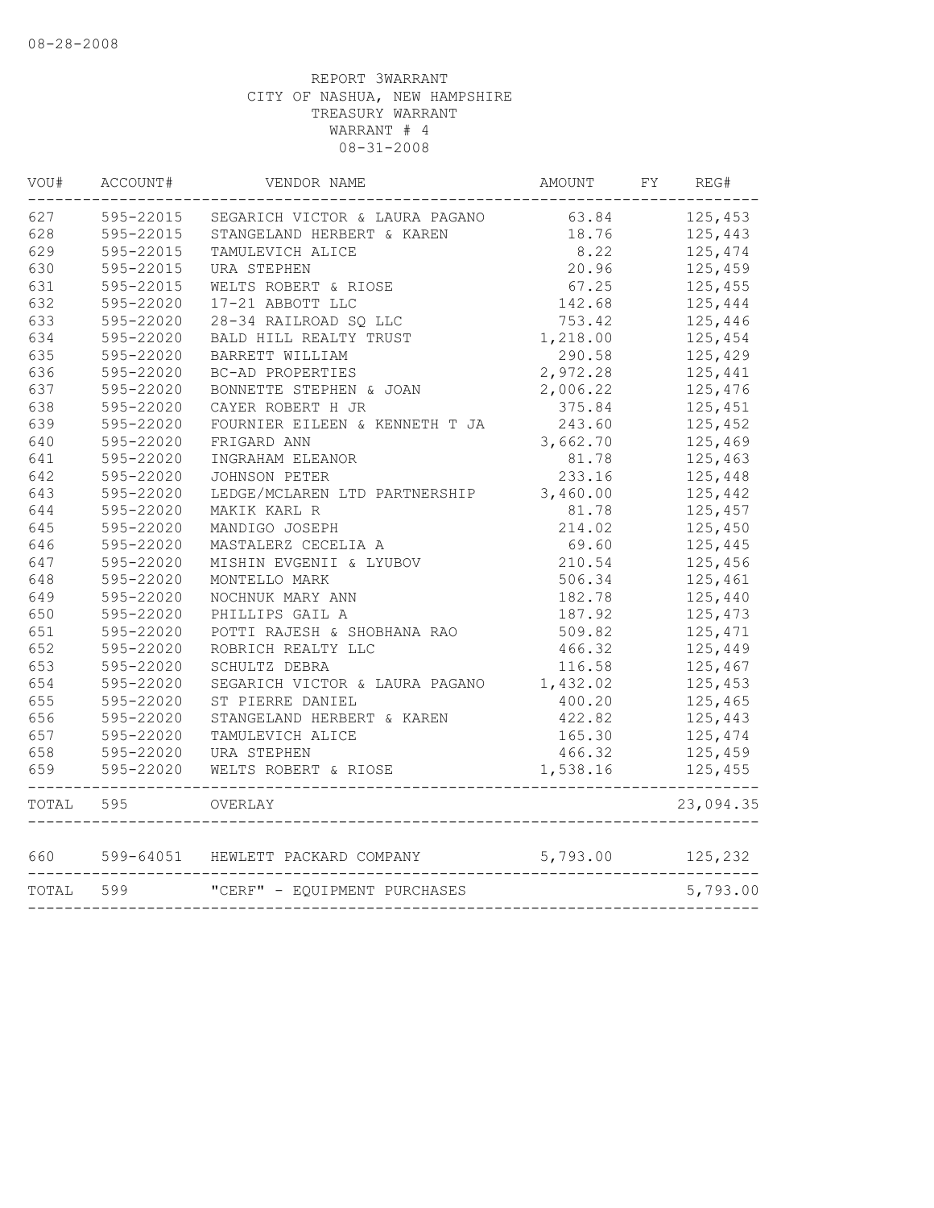08-28-2008

REPORT 3WARRANT
CITY OF NASHUA, NEW HAMPSHIRE
TREASURY WARRANT
WARRANT # 4
08-31-2008

| VOU# | ACCOUNT# | VENDOR NAME | AMOUNT | FY | REG# |
|---|---|---|---|---|---|
| 627 | 595-22015 | SEGARICH VICTOR & LAURA PAGANO | 63.84 | | 125,453 |
| 628 | 595-22015 | STANGELAND HERBERT & KAREN | 18.76 | | 125,443 |
| 629 | 595-22015 | TAMULEVICH ALICE | 8.22 | | 125,474 |
| 630 | 595-22015 | URA STEPHEN | 20.96 | | 125,459 |
| 631 | 595-22015 | WELTS ROBERT & RIOSE | 67.25 | | 125,455 |
| 632 | 595-22020 | 17-21 ABBOTT LLC | 142.68 | | 125,444 |
| 633 | 595-22020 | 28-34 RAILROAD SQ LLC | 753.42 | | 125,446 |
| 634 | 595-22020 | BALD HILL REALTY TRUST | 1,218.00 | | 125,454 |
| 635 | 595-22020 | BARRETT WILLIAM | 290.58 | | 125,429 |
| 636 | 595-22020 | BC-AD PROPERTIES | 2,972.28 | | 125,441 |
| 637 | 595-22020 | BONNETTE STEPHEN & JOAN | 2,006.22 | | 125,476 |
| 638 | 595-22020 | CAYER ROBERT H JR | 375.84 | | 125,451 |
| 639 | 595-22020 | FOURNIER EILEEN & KENNETH T JA | 243.60 | | 125,452 |
| 640 | 595-22020 | FRIGARD ANN | 3,662.70 | | 125,469 |
| 641 | 595-22020 | INGRAHAM ELEANOR | 81.78 | | 125,463 |
| 642 | 595-22020 | JOHNSON PETER | 233.16 | | 125,448 |
| 643 | 595-22020 | LEDGE/MCLAREN LTD PARTNERSHIP | 3,460.00 | | 125,442 |
| 644 | 595-22020 | MAKIK KARL R | 81.78 | | 125,457 |
| 645 | 595-22020 | MANDIGO JOSEPH | 214.02 | | 125,450 |
| 646 | 595-22020 | MASTALERZ CECELIA A | 69.60 | | 125,445 |
| 647 | 595-22020 | MISHIN EVGENII & LYUBOV | 210.54 | | 125,456 |
| 648 | 595-22020 | MONTELLO MARK | 506.34 | | 125,461 |
| 649 | 595-22020 | NOCHNUK MARY ANN | 182.78 | | 125,440 |
| 650 | 595-22020 | PHILLIPS GAIL A | 187.92 | | 125,473 |
| 651 | 595-22020 | POTTI RAJESH & SHOBHANA RAO | 509.82 | | 125,471 |
| 652 | 595-22020 | ROBRICH REALTY LLC | 466.32 | | 125,449 |
| 653 | 595-22020 | SCHULTZ DEBRA | 116.58 | | 125,467 |
| 654 | 595-22020 | SEGARICH VICTOR & LAURA PAGANO | 1,432.02 | | 125,453 |
| 655 | 595-22020 | ST PIERRE DANIEL | 400.20 | | 125,465 |
| 656 | 595-22020 | STANGELAND HERBERT & KAREN | 422.82 | | 125,443 |
| 657 | 595-22020 | TAMULEVICH ALICE | 165.30 | | 125,474 |
| 658 | 595-22020 | URA STEPHEN | 466.32 | | 125,459 |
| 659 | 595-22020 | WELTS ROBERT & RIOSE | 1,538.16 | | 125,455 |
| TOTAL | 595 | OVERLAY | | | 23,094.35 |
| 660 | 599-64051 | HEWLETT PACKARD COMPANY | 5,793.00 | | 125,232 |
| TOTAL | 599 | "CERF" - EQUIPMENT PURCHASES | | | 5,793.00 |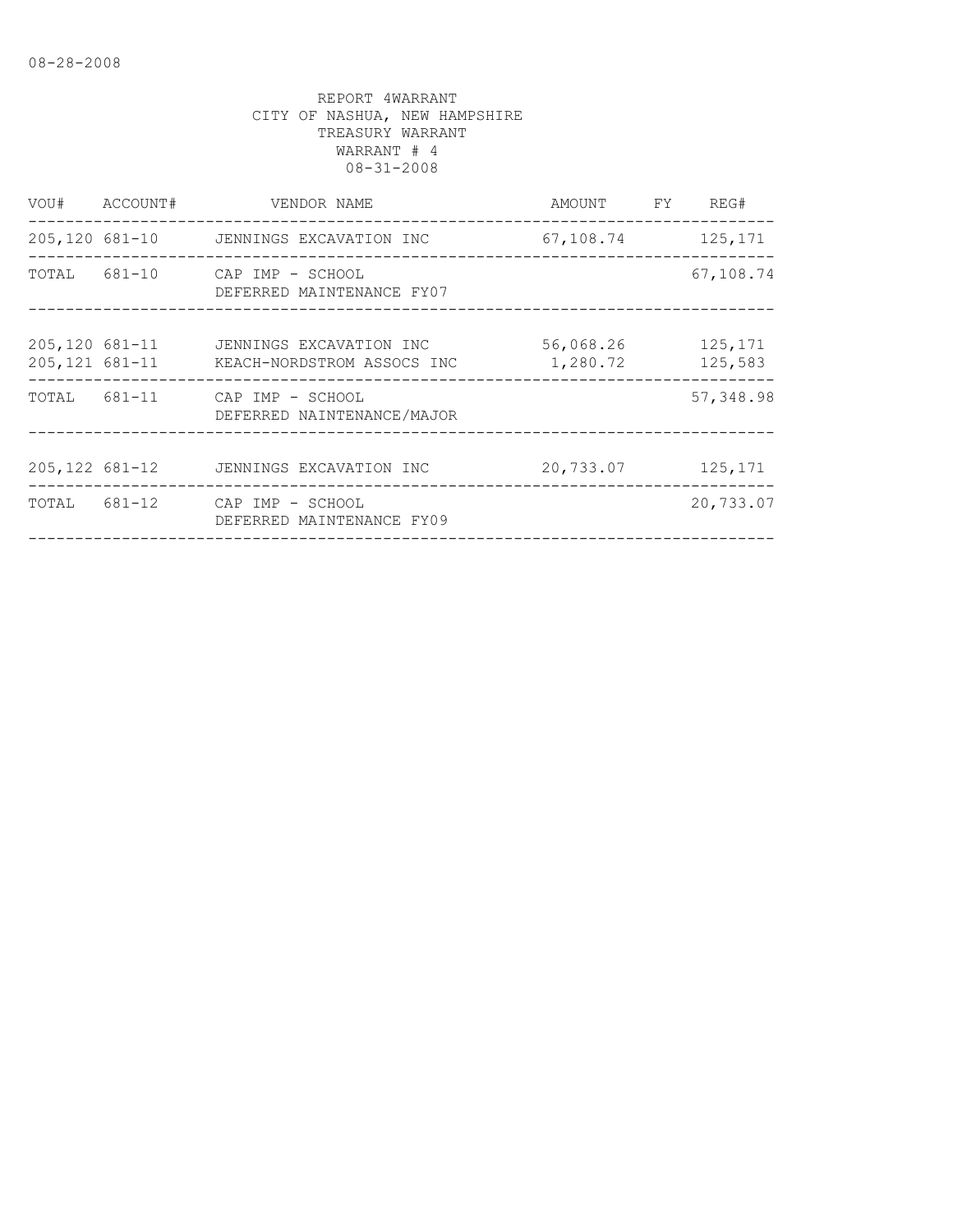REPORT 4WARRANT
CITY OF NASHUA, NEW HAMPSHIRE
TREASURY WARRANT
WARRANT # 4
08-31-2008

| VOU# | ACCOUNT# | VENDOR NAME | AMOUNT | FY | REG# |
|---|---|---|---|---|---|
| 205,120 | 681-10 | JENNINGS EXCAVATION INC | 67,108.74 | | 125,171 |
| TOTAL | 681-10 | CAP IMP - SCHOOL<br>DEFERRED MAINTENANCE FY07 | | | 67,108.74 |
| 205,120 | 681-11 | JENNINGS EXCAVATION INC | 56,068.26 | | 125,171 |
| 205,121 | 681-11 | KEACH-NORDSTROM ASSOCS INC | 1,280.72 | | 125,583 |
| TOTAL | 681-11 | CAP IMP - SCHOOL<br>DEFERRED NAINTENANCE/MAJOR | | | 57,348.98 |
| 205,122 | 681-12 | JENNINGS EXCAVATION INC | 20,733.07 | | 125,171 |
| TOTAL | 681-12 | CAP IMP - SCHOOL<br>DEFERRED MAINTENANCE FY09 | | | 20,733.07 |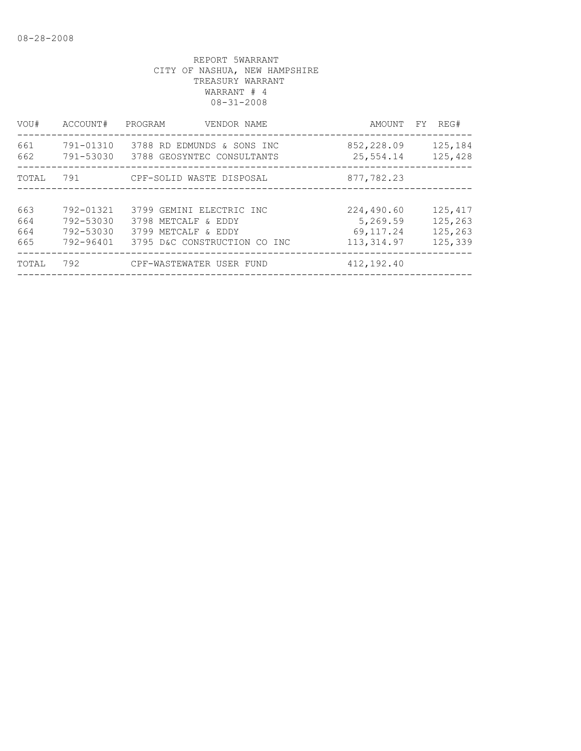08-28-2008

REPORT 5WARRANT
CITY OF NASHUA, NEW HAMPSHIRE
TREASURY WARRANT
WARRANT # 4
08-31-2008

| VOU# | ACCOUNT# | PROGRAM | VENDOR NAME | AMOUNT | FY | REG# |
|---|---|---|---|---|---|---|
| 661 | 791-01310 | 3788 | RD EDMUNDS & SONS INC | 852,228.09 | | 125,184 |
| 662 | 791-53030 | 3788 | GEOSYNTEC CONSULTANTS | 25,554.14 | | 125,428 |
| TOTAL | 791 | | CPF-SOLID WASTE DISPOSAL | 877,782.23 | | |
| 663 | 792-01321 | 3799 | GEMINI ELECTRIC INC | 224,490.60 | | 125,417 |
| 664 | 792-53030 | 3798 | METCALF & EDDY | 5,269.59 | | 125,263 |
| 664 | 792-53030 | 3799 | METCALF & EDDY | 69,117.24 | | 125,263 |
| 665 | 792-96401 | 3795 | D&C CONSTRUCTION CO INC | 113,314.97 | | 125,339 |
| TOTAL | 792 | | CPF-WASTEWATER USER FUND | 412,192.40 | | |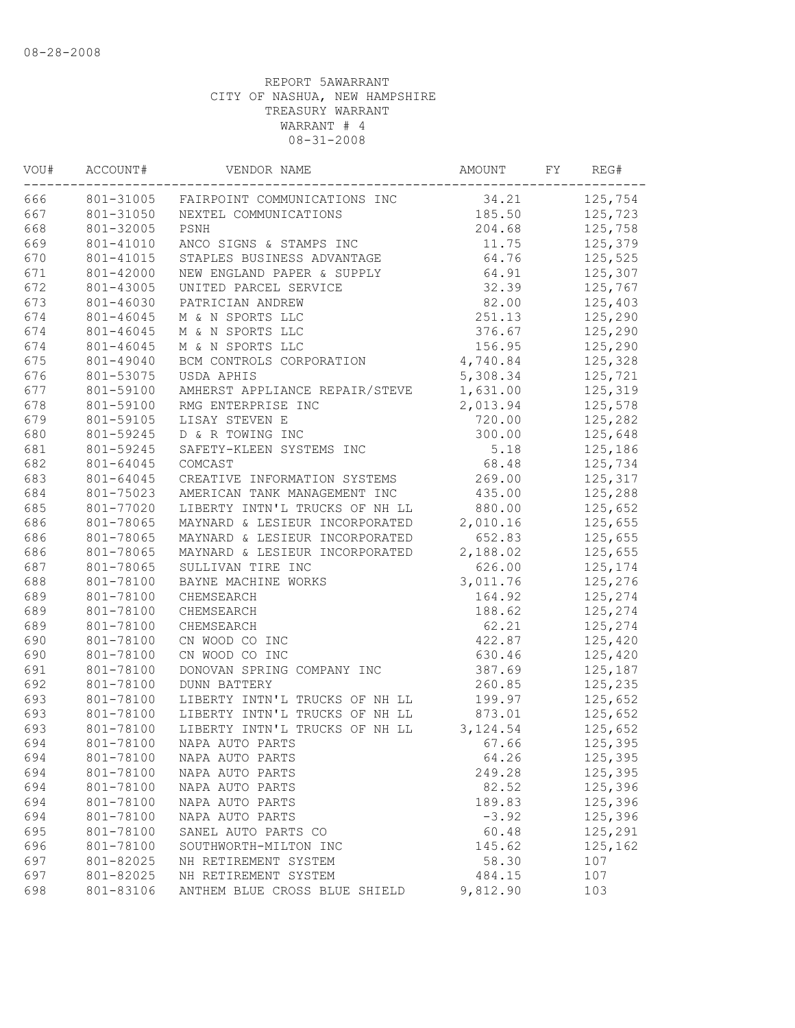08-28-2008

REPORT 5AWARRANT
CITY OF NASHUA, NEW HAMPSHIRE
TREASURY WARRANT
WARRANT # 4
08-31-2008

| VOU# | ACCOUNT# | VENDOR NAME | AMOUNT | FY | REG# |
|---|---|---|---|---|---|
| 666 | 801-31005 | FAIRPOINT COMMUNICATIONS INC | 34.21 | | 125,754 |
| 667 | 801-31050 | NEXTEL COMMUNICATIONS | 185.50 | | 125,723 |
| 668 | 801-32005 | PSNH | 204.68 | | 125,758 |
| 669 | 801-41010 | ANCO SIGNS & STAMPS INC | 11.75 | | 125,379 |
| 670 | 801-41015 | STAPLES BUSINESS ADVANTAGE | 64.76 | | 125,525 |
| 671 | 801-42000 | NEW ENGLAND PAPER & SUPPLY | 64.91 | | 125,307 |
| 672 | 801-43005 | UNITED PARCEL SERVICE | 32.39 | | 125,767 |
| 673 | 801-46030 | PATRICIAN ANDREW | 82.00 | | 125,403 |
| 674 | 801-46045 | M & N SPORTS LLC | 251.13 | | 125,290 |
| 674 | 801-46045 | M & N SPORTS LLC | 376.67 | | 125,290 |
| 674 | 801-46045 | M & N SPORTS LLC | 156.95 | | 125,290 |
| 675 | 801-49040 | BCM CONTROLS CORPORATION | 4,740.84 | | 125,328 |
| 676 | 801-53075 | USDA APHIS | 5,308.34 | | 125,721 |
| 677 | 801-59100 | AMHERST APPLIANCE REPAIR/STEVE | 1,631.00 | | 125,319 |
| 678 | 801-59100 | RMG ENTERPRISE INC | 2,013.94 | | 125,578 |
| 679 | 801-59105 | LISAY STEVEN E | 720.00 | | 125,282 |
| 680 | 801-59245 | D & R TOWING INC | 300.00 | | 125,648 |
| 681 | 801-59245 | SAFETY-KLEEN SYSTEMS INC | 5.18 | | 125,186 |
| 682 | 801-64045 | COMCAST | 68.48 | | 125,734 |
| 683 | 801-64045 | CREATIVE INFORMATION SYSTEMS | 269.00 | | 125,317 |
| 684 | 801-75023 | AMERICAN TANK MANAGEMENT INC | 435.00 | | 125,288 |
| 685 | 801-77020 | LIBERTY INTN'L TRUCKS OF NH LL | 880.00 | | 125,652 |
| 686 | 801-78065 | MAYNARD & LESIEUR INCORPORATED | 2,010.16 | | 125,655 |
| 686 | 801-78065 | MAYNARD & LESIEUR INCORPORATED | 652.83 | | 125,655 |
| 686 | 801-78065 | MAYNARD & LESIEUR INCORPORATED | 2,188.02 | | 125,655 |
| 687 | 801-78065 | SULLIVAN TIRE INC | 626.00 | | 125,174 |
| 688 | 801-78100 | BAYNE MACHINE WORKS | 3,011.76 | | 125,276 |
| 689 | 801-78100 | CHEMSEARCH | 164.92 | | 125,274 |
| 689 | 801-78100 | CHEMSEARCH | 188.62 | | 125,274 |
| 689 | 801-78100 | CHEMSEARCH | 62.21 | | 125,274 |
| 690 | 801-78100 | CN WOOD CO INC | 422.87 | | 125,420 |
| 690 | 801-78100 | CN WOOD CO INC | 630.46 | | 125,420 |
| 691 | 801-78100 | DONOVAN SPRING COMPANY INC | 387.69 | | 125,187 |
| 692 | 801-78100 | DUNN BATTERY | 260.85 | | 125,235 |
| 693 | 801-78100 | LIBERTY INTN'L TRUCKS OF NH LL | 199.97 | | 125,652 |
| 693 | 801-78100 | LIBERTY INTN'L TRUCKS OF NH LL | 873.01 | | 125,652 |
| 693 | 801-78100 | LIBERTY INTN'L TRUCKS OF NH LL | 3,124.54 | | 125,652 |
| 694 | 801-78100 | NAPA AUTO PARTS | 67.66 | | 125,395 |
| 694 | 801-78100 | NAPA AUTO PARTS | 64.26 | | 125,395 |
| 694 | 801-78100 | NAPA AUTO PARTS | 249.28 | | 125,395 |
| 694 | 801-78100 | NAPA AUTO PARTS | 82.52 | | 125,396 |
| 694 | 801-78100 | NAPA AUTO PARTS | 189.83 | | 125,396 |
| 694 | 801-78100 | NAPA AUTO PARTS | -3.92 | | 125,396 |
| 695 | 801-78100 | SANEL AUTO PARTS CO | 60.48 | | 125,291 |
| 696 | 801-78100 | SOUTHWORTH-MILTON INC | 145.62 | | 125,162 |
| 697 | 801-82025 | NH RETIREMENT SYSTEM | 58.30 | | 107 |
| 697 | 801-82025 | NH RETIREMENT SYSTEM | 484.15 | | 107 |
| 698 | 801-83106 | ANTHEM BLUE CROSS BLUE SHIELD | 9,812.90 | | 103 |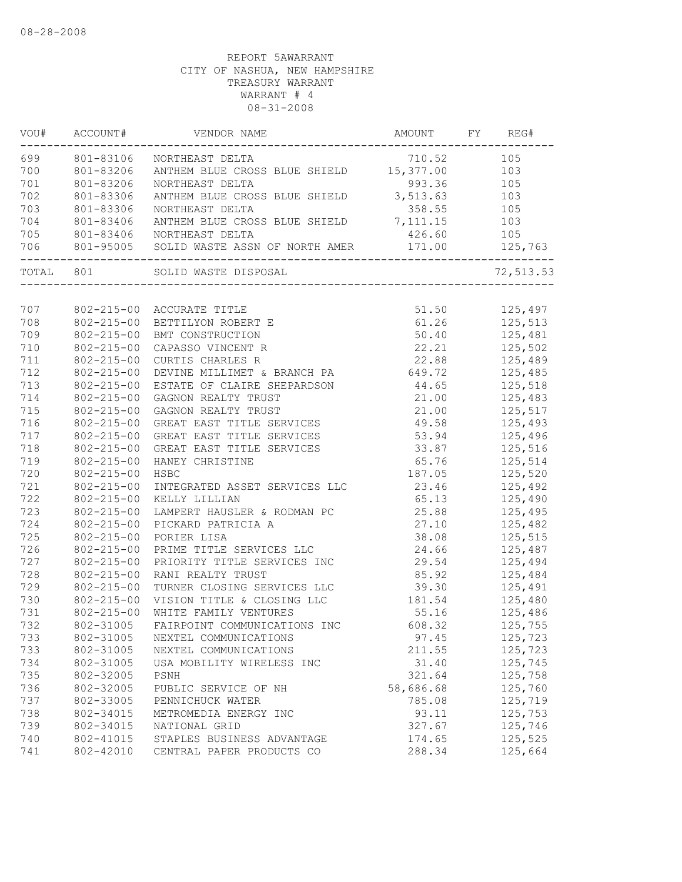08-28-2008

REPORT 5AWARRANT
CITY OF NASHUA, NEW HAMPSHIRE
TREASURY WARRANT
WARRANT # 4
08-31-2008

| VOU# | ACCOUNT# | VENDOR NAME | AMOUNT | FY | REG# |
|---|---|---|---|---|---|
| 699 | 801-83106 | NORTHEAST DELTA | 710.52 | | 105 |
| 700 | 801-83206 | ANTHEM BLUE CROSS BLUE SHIELD | 15,377.00 | | 103 |
| 701 | 801-83206 | NORTHEAST DELTA | 993.36 | | 105 |
| 702 | 801-83306 | ANTHEM BLUE CROSS BLUE SHIELD | 3,513.63 | | 103 |
| 703 | 801-83306 | NORTHEAST DELTA | 358.55 | | 105 |
| 704 | 801-83406 | ANTHEM BLUE CROSS BLUE SHIELD | 7,111.15 | | 103 |
| 705 | 801-83406 | NORTHEAST DELTA | 426.60 | | 105 |
| 706 | 801-95005 | SOLID WASTE ASSN OF NORTH AMER | 171.00 | | 125,763 |
| TOTAL | 801 | SOLID WASTE DISPOSAL | | | 72,513.53 |
| 707 | 802-215-00 | ACCURATE TITLE | 51.50 | | 125,497 |
| 708 | 802-215-00 | BETTILYON ROBERT E | 61.26 | | 125,513 |
| 709 | 802-215-00 | BMT CONSTRUCTION | 50.40 | | 125,481 |
| 710 | 802-215-00 | CAPASSO VINCENT R | 22.21 | | 125,502 |
| 711 | 802-215-00 | CURTIS CHARLES R | 22.88 | | 125,489 |
| 712 | 802-215-00 | DEVINE MILLIMET & BRANCH PA | 649.72 | | 125,485 |
| 713 | 802-215-00 | ESTATE OF CLAIRE SHEPARDSON | 44.65 | | 125,518 |
| 714 | 802-215-00 | GAGNON REALTY TRUST | 21.00 | | 125,483 |
| 715 | 802-215-00 | GAGNON REALTY TRUST | 21.00 | | 125,517 |
| 716 | 802-215-00 | GREAT EAST TITLE SERVICES | 49.58 | | 125,493 |
| 717 | 802-215-00 | GREAT EAST TITLE SERVICES | 53.94 | | 125,496 |
| 718 | 802-215-00 | GREAT EAST TITLE SERVICES | 33.87 | | 125,516 |
| 719 | 802-215-00 | HANEY CHRISTINE | 65.76 | | 125,514 |
| 720 | 802-215-00 | HSBC | 187.05 | | 125,520 |
| 721 | 802-215-00 | INTEGRATED ASSET SERVICES LLC | 23.46 | | 125,492 |
| 722 | 802-215-00 | KELLY LILLIAN | 65.13 | | 125,490 |
| 723 | 802-215-00 | LAMPERT HAUSLER & RODMAN PC | 25.88 | | 125,495 |
| 724 | 802-215-00 | PICKARD PATRICIA A | 27.10 | | 125,482 |
| 725 | 802-215-00 | PORIER LISA | 38.08 | | 125,515 |
| 726 | 802-215-00 | PRIME TITLE SERVICES LLC | 24.66 | | 125,487 |
| 727 | 802-215-00 | PRIORITY TITLE SERVICES INC | 29.54 | | 125,494 |
| 728 | 802-215-00 | RANI REALTY TRUST | 85.92 | | 125,484 |
| 729 | 802-215-00 | TURNER CLOSING SERVICES LLC | 39.30 | | 125,491 |
| 730 | 802-215-00 | VISION TITLE & CLOSING LLC | 181.54 | | 125,480 |
| 731 | 802-215-00 | WHITE FAMILY VENTURES | 55.16 | | 125,486 |
| 732 | 802-31005 | FAIRPOINT COMMUNICATIONS INC | 608.32 | | 125,755 |
| 733 | 802-31005 | NEXTEL COMMUNICATIONS | 97.45 | | 125,723 |
| 733 | 802-31005 | NEXTEL COMMUNICATIONS | 211.55 | | 125,723 |
| 734 | 802-31005 | USA MOBILITY WIRELESS INC | 31.40 | | 125,745 |
| 735 | 802-32005 | PSNH | 321.64 | | 125,758 |
| 736 | 802-32005 | PUBLIC SERVICE OF NH | 58,686.68 | | 125,760 |
| 737 | 802-33005 | PENNICHUCK WATER | 785.08 | | 125,719 |
| 738 | 802-34015 | METROMEDIA ENERGY INC | 93.11 | | 125,753 |
| 739 | 802-34015 | NATIONAL GRID | 327.67 | | 125,746 |
| 740 | 802-41015 | STAPLES BUSINESS ADVANTAGE | 174.65 | | 125,525 |
| 741 | 802-42010 | CENTRAL PAPER PRODUCTS CO | 288.34 | | 125,664 |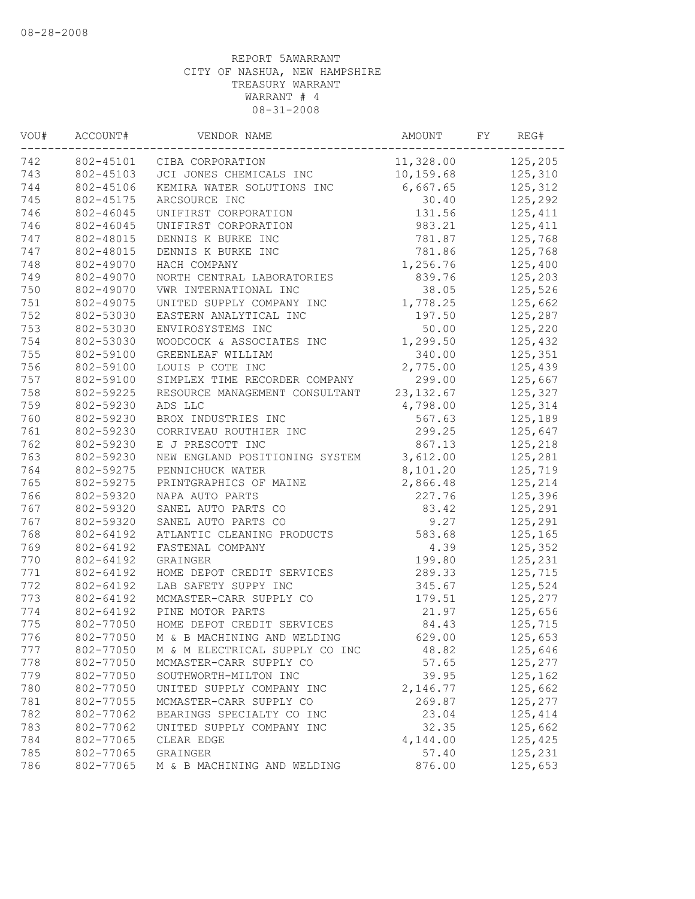08-28-2008

REPORT 5AWARRANT
CITY OF NASHUA, NEW HAMPSHIRE
TREASURY WARRANT
WARRANT # 4
08-31-2008

| VOU# | ACCOUNT# | VENDOR NAME | AMOUNT | FY | REG# |
|---|---|---|---|---|---|
| 742 | 802-45101 | CIBA CORPORATION | 11,328.00 | | 125,205 |
| 743 | 802-45103 | JCI JONES CHEMICALS INC | 10,159.68 | | 125,310 |
| 744 | 802-45106 | KEMIRA WATER SOLUTIONS INC | 6,667.65 | | 125,312 |
| 745 | 802-45175 | ARCSOURCE INC | 30.40 | | 125,292 |
| 746 | 802-46045 | UNIFIRST CORPORATION | 131.56 | | 125,411 |
| 746 | 802-46045 | UNIFIRST CORPORATION | 983.21 | | 125,411 |
| 747 | 802-48015 | DENNIS K BURKE INC | 781.87 | | 125,768 |
| 747 | 802-48015 | DENNIS K BURKE INC | 781.86 | | 125,768 |
| 748 | 802-49070 | HACH COMPANY | 1,256.76 | | 125,400 |
| 749 | 802-49070 | NORTH CENTRAL LABORATORIES | 839.76 | | 125,203 |
| 750 | 802-49070 | VWR INTERNATIONAL INC | 38.05 | | 125,526 |
| 751 | 802-49075 | UNITED SUPPLY COMPANY INC | 1,778.25 | | 125,662 |
| 752 | 802-53030 | EASTERN ANALYTICAL INC | 197.50 | | 125,287 |
| 753 | 802-53030 | ENVIROSYSTEMS INC | 50.00 | | 125,220 |
| 754 | 802-53030 | WOODCOCK & ASSOCIATES INC | 1,299.50 | | 125,432 |
| 755 | 802-59100 | GREENLEAF WILLIAM | 340.00 | | 125,351 |
| 756 | 802-59100 | LOUIS P COTE INC | 2,775.00 | | 125,439 |
| 757 | 802-59100 | SIMPLEX TIME RECORDER COMPANY | 299.00 | | 125,667 |
| 758 | 802-59225 | RESOURCE MANAGEMENT CONSULTANT | 23,132.67 | | 125,327 |
| 759 | 802-59230 | ADS LLC | 4,798.00 | | 125,314 |
| 760 | 802-59230 | BROX INDUSTRIES INC | 567.63 | | 125,189 |
| 761 | 802-59230 | CORRIVEAU ROUTHIER INC | 299.25 | | 125,647 |
| 762 | 802-59230 | E J PRESCOTT INC | 867.13 | | 125,218 |
| 763 | 802-59230 | NEW ENGLAND POSITIONING SYSTEM | 3,612.00 | | 125,281 |
| 764 | 802-59275 | PENNICHUCK WATER | 8,101.20 | | 125,719 |
| 765 | 802-59275 | PRINTGRAPHICS OF MAINE | 2,866.48 | | 125,214 |
| 766 | 802-59320 | NAPA AUTO PARTS | 227.76 | | 125,396 |
| 767 | 802-59320 | SANEL AUTO PARTS CO | 83.42 | | 125,291 |
| 767 | 802-59320 | SANEL AUTO PARTS CO | 9.27 | | 125,291 |
| 768 | 802-64192 | ATLANTIC CLEANING PRODUCTS | 583.68 | | 125,165 |
| 769 | 802-64192 | FASTENAL COMPANY | 4.39 | | 125,352 |
| 770 | 802-64192 | GRAINGER | 199.80 | | 125,231 |
| 771 | 802-64192 | HOME DEPOT CREDIT SERVICES | 289.33 | | 125,715 |
| 772 | 802-64192 | LAB SAFETY SUPPY INC | 345.67 | | 125,524 |
| 773 | 802-64192 | MCMASTER-CARR SUPPLY CO | 179.51 | | 125,277 |
| 774 | 802-64192 | PINE MOTOR PARTS | 21.97 | | 125,656 |
| 775 | 802-77050 | HOME DEPOT CREDIT SERVICES | 84.43 | | 125,715 |
| 776 | 802-77050 | M & B MACHINING AND WELDING | 629.00 | | 125,653 |
| 777 | 802-77050 | M & M ELECTRICAL SUPPLY CO INC | 48.82 | | 125,646 |
| 778 | 802-77050 | MCMASTER-CARR SUPPLY CO | 57.65 | | 125,277 |
| 779 | 802-77050 | SOUTHWORTH-MILTON INC | 39.95 | | 125,162 |
| 780 | 802-77050 | UNITED SUPPLY COMPANY INC | 2,146.77 | | 125,662 |
| 781 | 802-77055 | MCMASTER-CARR SUPPLY CO | 269.87 | | 125,277 |
| 782 | 802-77062 | BEARINGS SPECIALTY CO INC | 23.04 | | 125,414 |
| 783 | 802-77062 | UNITED SUPPLY COMPANY INC | 32.35 | | 125,662 |
| 784 | 802-77065 | CLEAR EDGE | 4,144.00 | | 125,425 |
| 785 | 802-77065 | GRAINGER | 57.40 | | 125,231 |
| 786 | 802-77065 | M & B MACHINING AND WELDING | 876.00 | | 125,653 |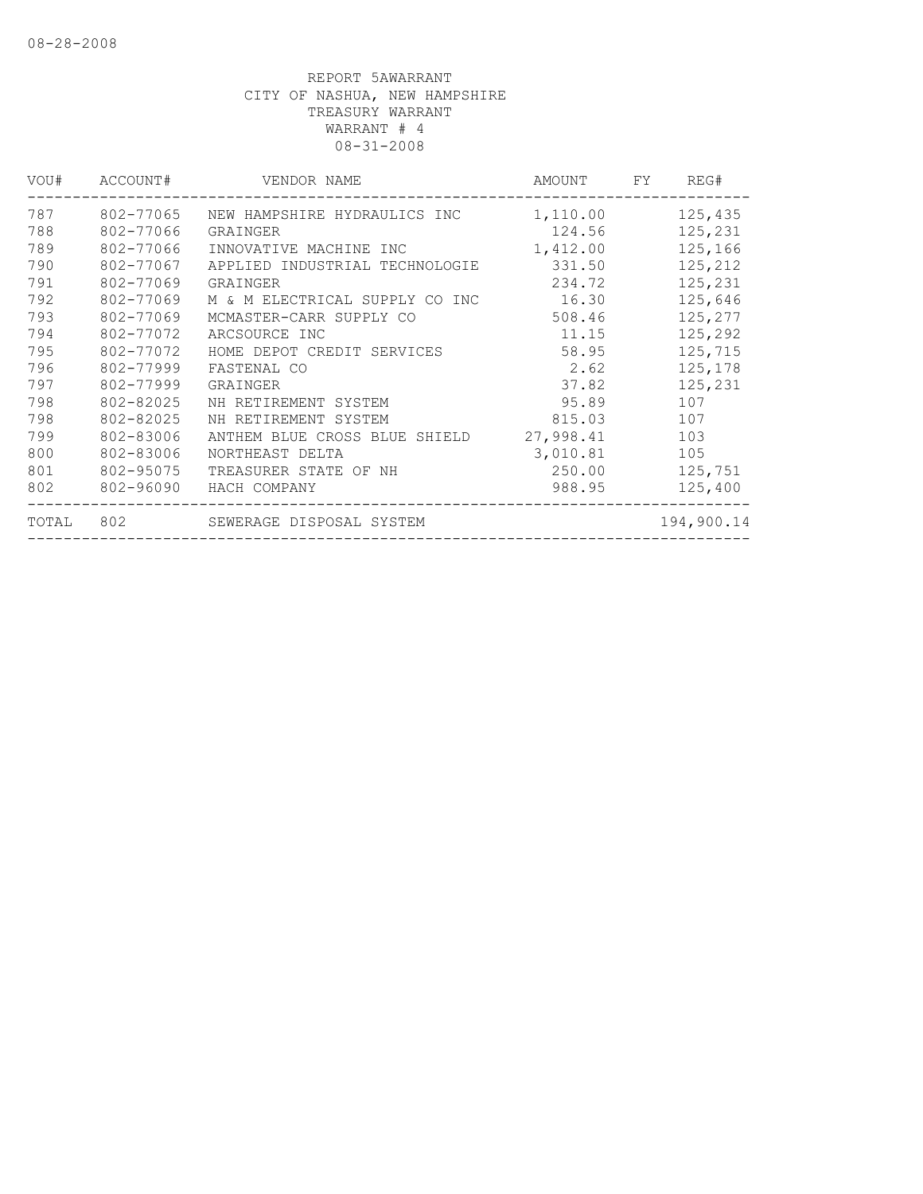08-28-2008

REPORT 5AWARRANT
CITY OF NASHUA, NEW HAMPSHIRE
TREASURY WARRANT
WARRANT # 4
08-31-2008

| VOU# | ACCOUNT# | VENDOR NAME | AMOUNT | FY | REG# |
|---|---|---|---|---|---|
| 787 | 802-77065 | NEW HAMPSHIRE HYDRAULICS INC | 1,110.00 | | 125,435 |
| 788 | 802-77066 | GRAINGER | 124.56 | | 125,231 |
| 789 | 802-77066 | INNOVATIVE MACHINE INC | 1,412.00 | | 125,166 |
| 790 | 802-77067 | APPLIED INDUSTRIAL TECHNOLOGIE | 331.50 | | 125,212 |
| 791 | 802-77069 | GRAINGER | 234.72 | | 125,231 |
| 792 | 802-77069 | M & M ELECTRICAL SUPPLY CO INC | 16.30 | | 125,646 |
| 793 | 802-77069 | MCMASTER-CARR SUPPLY CO | 508.46 | | 125,277 |
| 794 | 802-77072 | ARCSOURCE INC | 11.15 | | 125,292 |
| 795 | 802-77072 | HOME DEPOT CREDIT SERVICES | 58.95 | | 125,715 |
| 796 | 802-77999 | FASTENAL CO | 2.62 | | 125,178 |
| 797 | 802-77999 | GRAINGER | 37.82 | | 125,231 |
| 798 | 802-82025 | NH RETIREMENT SYSTEM | 95.89 | | 107 |
| 798 | 802-82025 | NH RETIREMENT SYSTEM | 815.03 | | 107 |
| 799 | 802-83006 | ANTHEM BLUE CROSS BLUE SHIELD | 27,998.41 | | 103 |
| 800 | 802-83006 | NORTHEAST DELTA | 3,010.81 | | 105 |
| 801 | 802-95075 | TREASURER STATE OF NH | 250.00 | | 125,751 |
| 802 | 802-96090 | HACH COMPANY | 988.95 | | 125,400 |
| TOTAL | 802 | SEWERAGE DISPOSAL SYSTEM | | | 194,900.14 |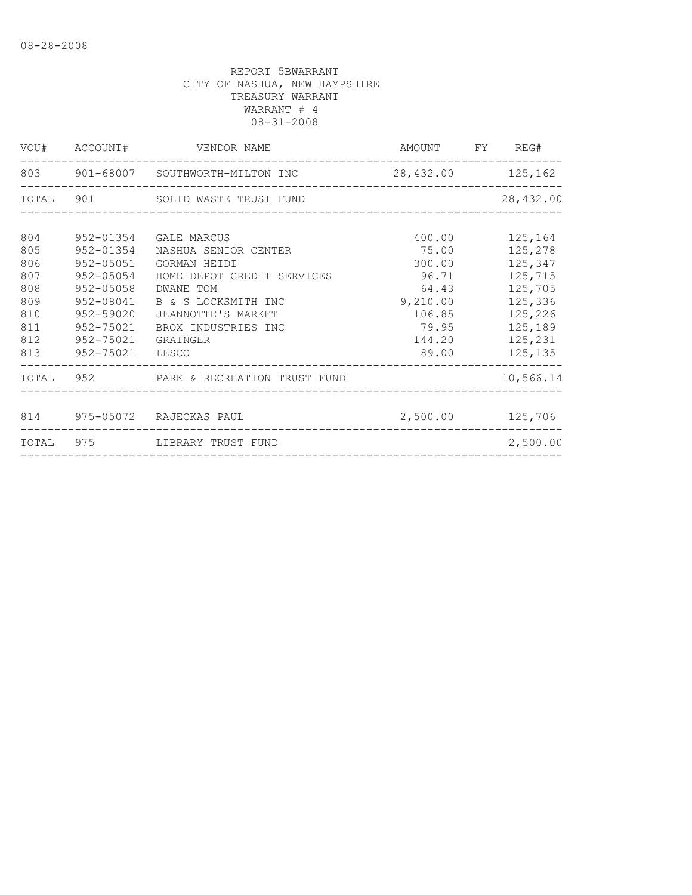08-28-2008

REPORT 5BWARRANT
CITY OF NASHUA, NEW HAMPSHIRE
TREASURY WARRANT
WARRANT # 4
08-31-2008

| VOU# | ACCOUNT# | VENDOR NAME | AMOUNT | FY | REG# |
|---|---|---|---|---|---|
| 803 | 901-68007 | SOUTHWORTH-MILTON INC | 28,432.00 | | 125,162 |
| TOTAL | 901 | SOLID WASTE TRUST FUND | | | 28,432.00 |
| 804 | 952-01354 | GALE MARCUS | 400.00 | | 125,164 |
| 805 | 952-01354 | NASHUA SENIOR CENTER | 75.00 | | 125,278 |
| 806 | 952-05051 | GORMAN HEIDI | 300.00 | | 125,347 |
| 807 | 952-05054 | HOME DEPOT CREDIT SERVICES | 96.71 | | 125,715 |
| 808 | 952-05058 | DWANE TOM | 64.43 | | 125,705 |
| 809 | 952-08041 | B & S LOCKSMITH INC | 9,210.00 | | 125,336 |
| 810 | 952-59020 | JEANNOTTE'S MARKET | 106.85 | | 125,226 |
| 811 | 952-75021 | BROX INDUSTRIES INC | 79.95 | | 125,189 |
| 812 | 952-75021 | GRAINGER | 144.20 | | 125,231 |
| 813 | 952-75021 | LESCO | 89.00 | | 125,135 |
| TOTAL | 952 | PARK & RECREATION TRUST FUND | | | 10,566.14 |
| 814 | 975-05072 | RAJECKAS PAUL | 2,500.00 | | 125,706 |
| TOTAL | 975 | LIBRARY TRUST FUND | | | 2,500.00 |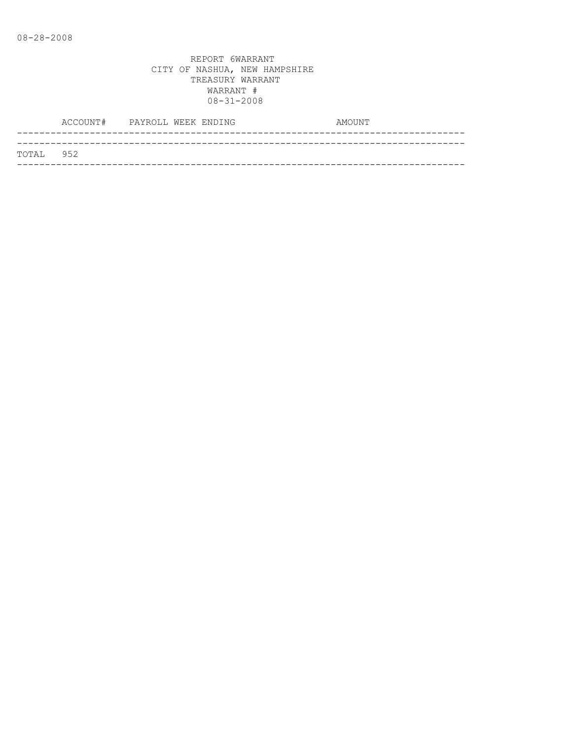REPORT 6WARRANT
CITY OF NASHUA, NEW HAMPSHIRE
TREASURY WARRANT
WARRANT #
08-31-2008

| ACCOUNT# | PAYROLL WEEK ENDING | AMOUNT |
|---|---|---|
| TOTAL 952 | | |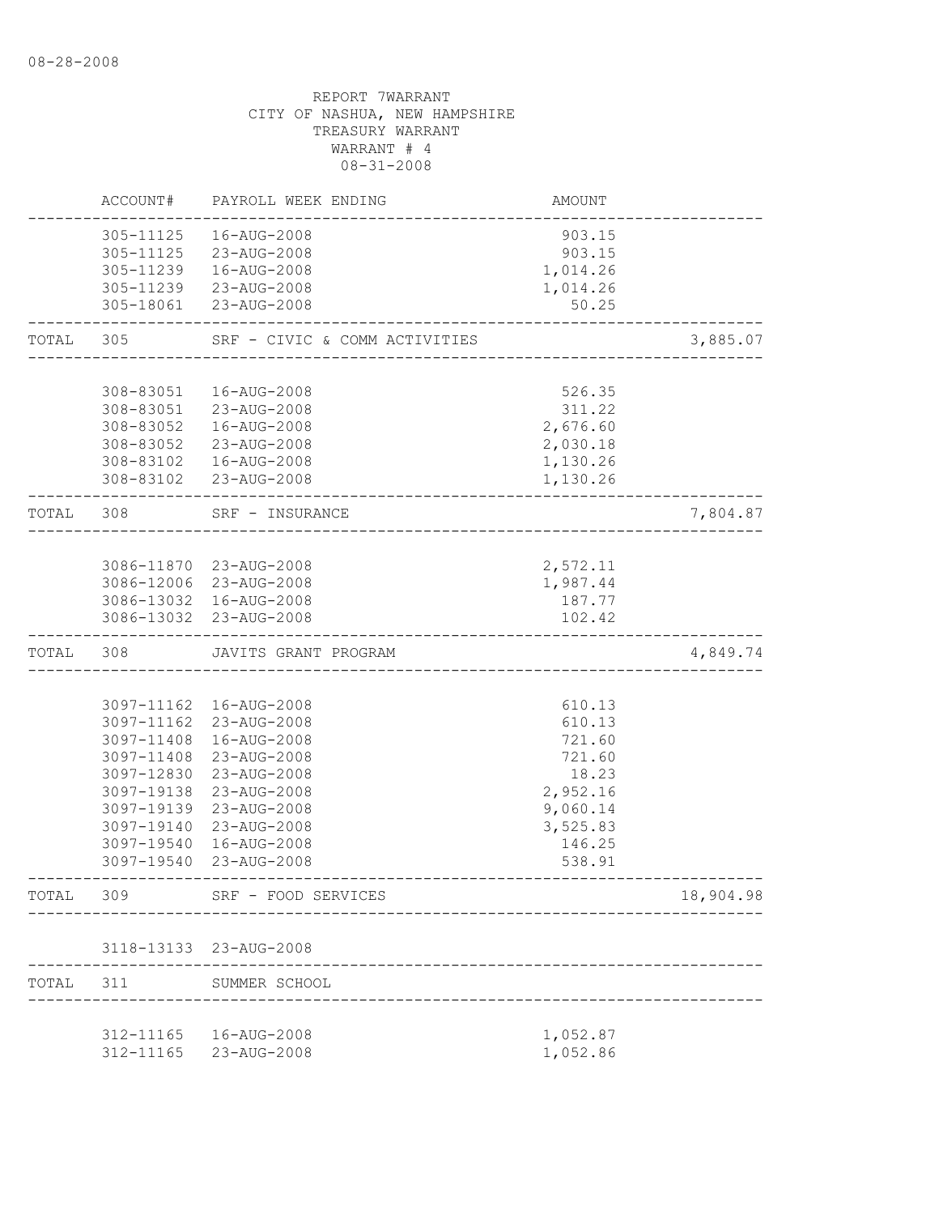08-28-2008

REPORT 7WARRANT
CITY OF NASHUA, NEW HAMPSHIRE
TREASURY WARRANT
WARRANT # 4
08-31-2008

| | ACCOUNT# | PAYROLL WEEK ENDING | AMOUNT | |
|---|---|---|---|---|
| | 305-11125 | 16-AUG-2008 | 903.15 | |
| | 305-11125 | 23-AUG-2008 | 903.15 | |
| | 305-11239 | 16-AUG-2008 | 1,014.26 | |
| | 305-11239 | 23-AUG-2008 | 1,014.26 | |
| | 305-18061 | 23-AUG-2008 | 50.25 | |
| TOTAL | 305 | SRF - CIVIC & COMM ACTIVITIES | | 3,885.07 |
| | 308-83051 | 16-AUG-2008 | 526.35 | |
| | 308-83051 | 23-AUG-2008 | 311.22 | |
| | 308-83052 | 16-AUG-2008 | 2,676.60 | |
| | 308-83052 | 23-AUG-2008 | 2,030.18 | |
| | 308-83102 | 16-AUG-2008 | 1,130.26 | |
| | 308-83102 | 23-AUG-2008 | 1,130.26 | |
| TOTAL | 308 | SRF - INSURANCE | | 7,804.87 |
| | 3086-11870 | 23-AUG-2008 | 2,572.11 | |
| | 3086-12006 | 23-AUG-2008 | 1,987.44 | |
| | 3086-13032 | 16-AUG-2008 | 187.77 | |
| | 3086-13032 | 23-AUG-2008 | 102.42 | |
| TOTAL | 308 | JAVITS GRANT PROGRAM | | 4,849.74 |
| | 3097-11162 | 16-AUG-2008 | 610.13 | |
| | 3097-11162 | 23-AUG-2008 | 610.13 | |
| | 3097-11408 | 16-AUG-2008 | 721.60 | |
| | 3097-11408 | 23-AUG-2008 | 721.60 | |
| | 3097-12830 | 23-AUG-2008 | 18.23 | |
| | 3097-19138 | 23-AUG-2008 | 2,952.16 | |
| | 3097-19139 | 23-AUG-2008 | 9,060.14 | |
| | 3097-19140 | 23-AUG-2008 | 3,525.83 | |
| | 3097-19540 | 16-AUG-2008 | 146.25 | |
| | 3097-19540 | 23-AUG-2008 | 538.91 | |
| TOTAL | 309 | SRF - FOOD SERVICES | | 18,904.98 |
| | 3118-13133 | 23-AUG-2008 | | |
| TOTAL | 311 | SUMMER SCHOOL | | |
| | 312-11165 | 16-AUG-2008 | 1,052.87 | |
| | 312-11165 | 23-AUG-2008 | 1,052.86 | |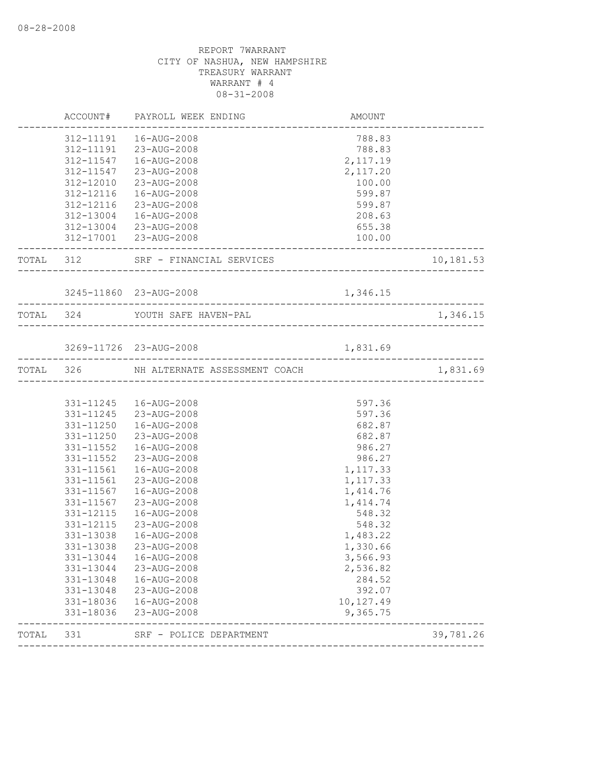REPORT 7WARRANT
CITY OF NASHUA, NEW HAMPSHIRE
TREASURY WARRANT
WARRANT # 4
08-31-2008

| | ACCOUNT# | PAYROLL WEEK ENDING | AMOUNT | |
|---|---|---|---|---|
| | 312-11191 | 16-AUG-2008 | 788.83 | |
| | 312-11191 | 23-AUG-2008 | 788.83 | |
| | 312-11547 | 16-AUG-2008 | 2,117.19 | |
| | 312-11547 | 23-AUG-2008 | 2,117.20 | |
| | 312-12010 | 23-AUG-2008 | 100.00 | |
| | 312-12116 | 16-AUG-2008 | 599.87 | |
| | 312-12116 | 23-AUG-2008 | 599.87 | |
| | 312-13004 | 16-AUG-2008 | 208.63 | |
| | 312-13004 | 23-AUG-2008 | 655.38 | |
| | 312-17001 | 23-AUG-2008 | 100.00 | |
| TOTAL | 312 | SRF - FINANCIAL SERVICES | | 10,181.53 |
| | 3245-11860 | 23-AUG-2008 | 1,346.15 | |
| TOTAL | 324 | YOUTH SAFE HAVEN-PAL | | 1,346.15 |
| | 3269-11726 | 23-AUG-2008 | 1,831.69 | |
| TOTAL | 326 | NH ALTERNATE ASSESSMENT COACH | | 1,831.69 |
| | 331-11245 | 16-AUG-2008 | 597.36 | |
| | 331-11245 | 23-AUG-2008 | 597.36 | |
| | 331-11250 | 16-AUG-2008 | 682.87 | |
| | 331-11250 | 23-AUG-2008 | 682.87 | |
| | 331-11552 | 16-AUG-2008 | 986.27 | |
| | 331-11552 | 23-AUG-2008 | 986.27 | |
| | 331-11561 | 16-AUG-2008 | 1,117.33 | |
| | 331-11561 | 23-AUG-2008 | 1,117.33 | |
| | 331-11567 | 16-AUG-2008 | 1,414.76 | |
| | 331-11567 | 23-AUG-2008 | 1,414.74 | |
| | 331-12115 | 16-AUG-2008 | 548.32 | |
| | 331-12115 | 23-AUG-2008 | 548.32 | |
| | 331-13038 | 16-AUG-2008 | 1,483.22 | |
| | 331-13038 | 23-AUG-2008 | 1,330.66 | |
| | 331-13044 | 16-AUG-2008 | 3,566.93 | |
| | 331-13044 | 23-AUG-2008 | 2,536.82 | |
| | 331-13048 | 16-AUG-2008 | 284.52 | |
| | 331-13048 | 23-AUG-2008 | 392.07 | |
| | 331-18036 | 16-AUG-2008 | 10,127.49 | |
| | 331-18036 | 23-AUG-2008 | 9,365.75 | |
| TOTAL | 331 | SRF - POLICE DEPARTMENT | | 39,781.26 |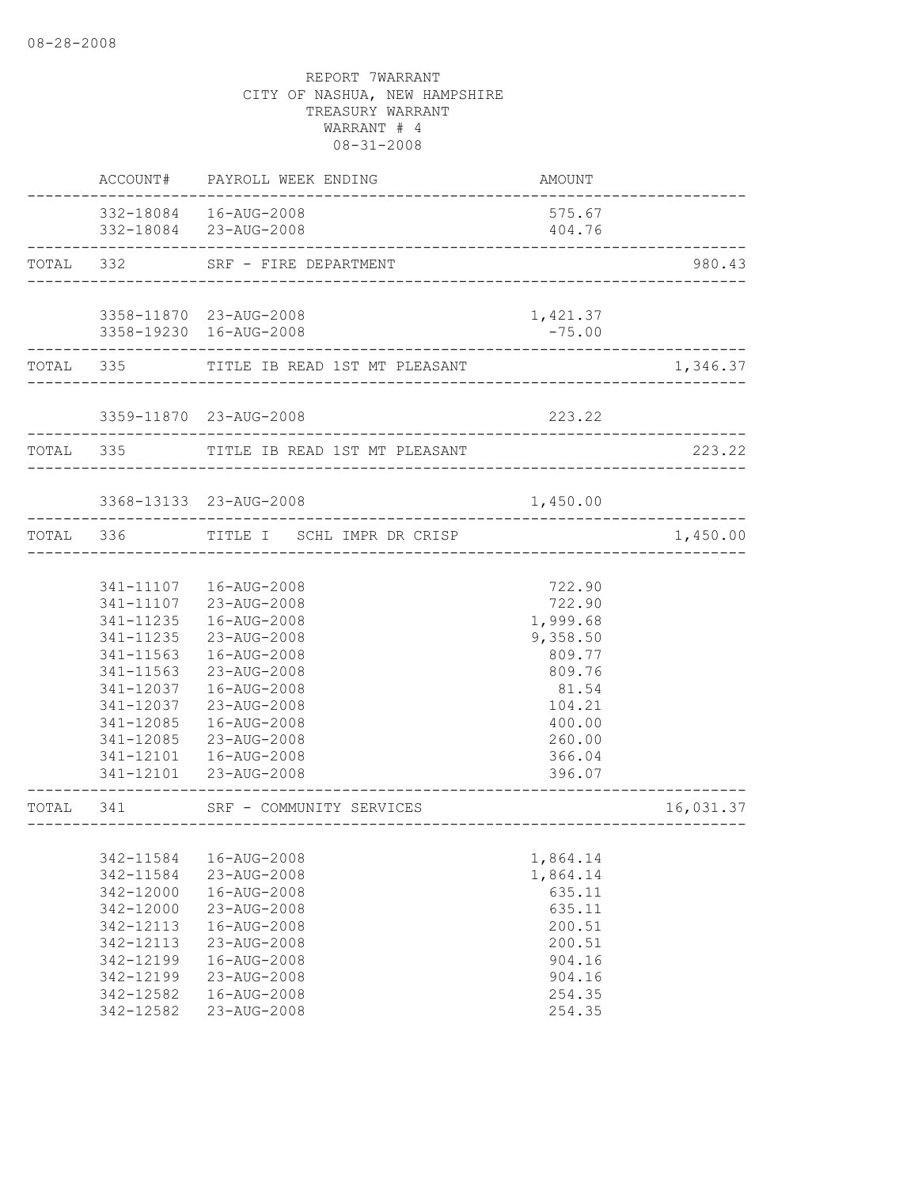08-28-2008

REPORT 7WARRANT
CITY OF NASHUA, NEW HAMPSHIRE
TREASURY WARRANT
WARRANT # 4
08-31-2008

| | ACCOUNT# | PAYROLL WEEK ENDING | AMOUNT | |
|---|---|---|---|---|
| | 332-18084 | 16-AUG-2008 | 575.67 | |
| | 332-18084 | 23-AUG-2008 | 404.76 | |
| TOTAL | 332 | SRF - FIRE DEPARTMENT | | 980.43 |
| | 3358-11870 | 23-AUG-2008 | 1,421.37 | |
| | 3358-19230 | 16-AUG-2008 | -75.00 | |
| TOTAL | 335 | TITLE IB READ 1ST MT PLEASANT | | 1,346.37 |
| | 3359-11870 | 23-AUG-2008 | 223.22 | |
| TOTAL | 335 | TITLE IB READ 1ST MT PLEASANT | | 223.22 |
| | 3368-13133 | 23-AUG-2008 | 1,450.00 | |
| TOTAL | 336 | TITLE I SCHL IMPR DR CRISP | | 1,450.00 |
| | 341-11107 | 16-AUG-2008 | 722.90 | |
| | 341-11107 | 23-AUG-2008 | 722.90 | |
| | 341-11235 | 16-AUG-2008 | 1,999.68 | |
| | 341-11235 | 23-AUG-2008 | 9,358.50 | |
| | 341-11563 | 16-AUG-2008 | 809.77 | |
| | 341-11563 | 23-AUG-2008 | 809.76 | |
| | 341-12037 | 16-AUG-2008 | 81.54 | |
| | 341-12037 | 23-AUG-2008 | 104.21 | |
| | 341-12085 | 16-AUG-2008 | 400.00 | |
| | 341-12085 | 23-AUG-2008 | 260.00 | |
| | 341-12101 | 16-AUG-2008 | 366.04 | |
| | 341-12101 | 23-AUG-2008 | 396.07 | |
| TOTAL | 341 | SRF - COMMUNITY SERVICES | | 16,031.37 |
| | 342-11584 | 16-AUG-2008 | 1,864.14 | |
| | 342-11584 | 23-AUG-2008 | 1,864.14 | |
| | 342-12000 | 16-AUG-2008 | 635.11 | |
| | 342-12000 | 23-AUG-2008 | 635.11 | |
| | 342-12113 | 16-AUG-2008 | 200.51 | |
| | 342-12113 | 23-AUG-2008 | 200.51 | |
| | 342-12199 | 16-AUG-2008 | 904.16 | |
| | 342-12199 | 23-AUG-2008 | 904.16 | |
| | 342-12582 | 16-AUG-2008 | 254.35 | |
| | 342-12582 | 23-AUG-2008 | 254.35 | |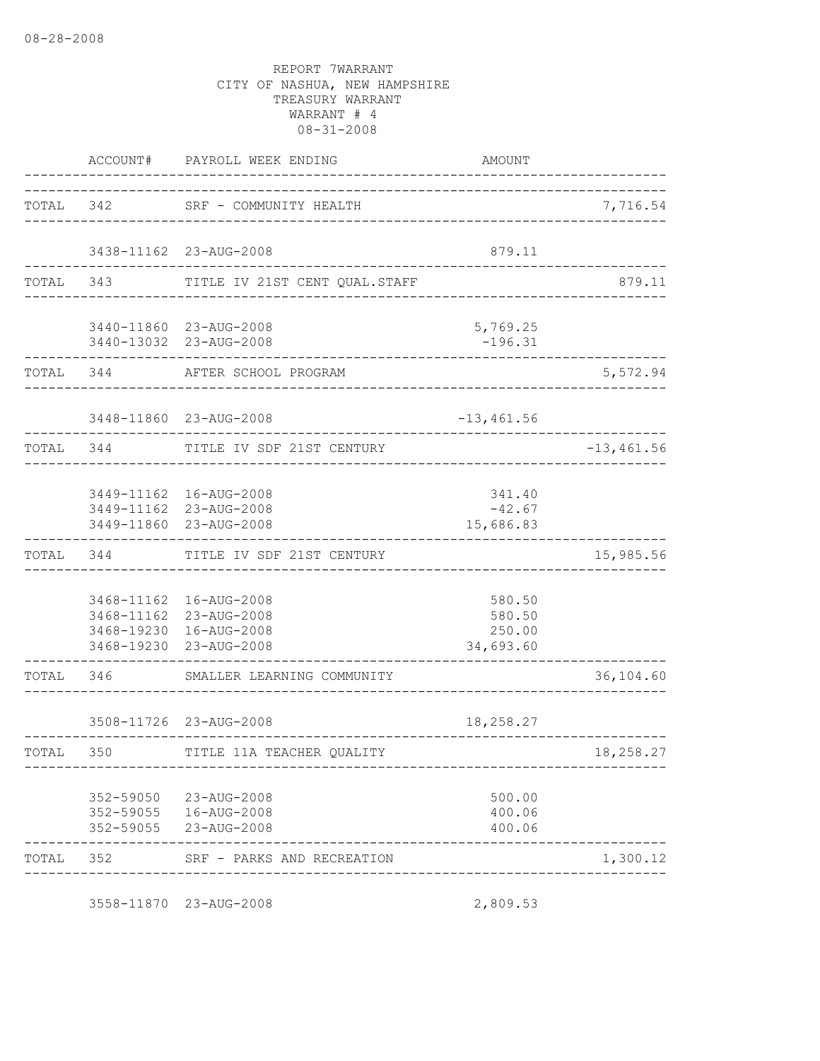08-28-2008

REPORT 7WARRANT
CITY OF NASHUA, NEW HAMPSHIRE
TREASURY WARRANT
WARRANT # 4
08-31-2008

| | ACCOUNT# | PAYROLL WEEK ENDING | AMOUNT | |
|---|---|---|---|---|
| TOTAL | 342 | SRF - COMMUNITY HEALTH | | 7,716.54 |
| | 3438-11162 | 23-AUG-2008 | 879.11 | |
| TOTAL | 343 | TITLE IV 21ST CENT QUAL.STAFF | | 879.11 |
| | 3440-11860 | 23-AUG-2008 | 5,769.25 | |
| | 3440-13032 | 23-AUG-2008 | -196.31 | |
| TOTAL | 344 | AFTER SCHOOL PROGRAM | | 5,572.94 |
| | 3448-11860 | 23-AUG-2008 | -13,461.56 | |
| TOTAL | 344 | TITLE IV SDF 21ST CENTURY | | -13,461.56 |
| | 3449-11162 | 16-AUG-2008 | 341.40 | |
| | 3449-11162 | 23-AUG-2008 | -42.67 | |
| | 3449-11860 | 23-AUG-2008 | 15,686.83 | |
| TOTAL | 344 | TITLE IV SDF 21ST CENTURY | | 15,985.56 |
| | 3468-11162 | 16-AUG-2008 | 580.50 | |
| | 3468-11162 | 23-AUG-2008 | 580.50 | |
| | 3468-19230 | 16-AUG-2008 | 250.00 | |
| | 3468-19230 | 23-AUG-2008 | 34,693.60 | |
| TOTAL | 346 | SMALLER LEARNING COMMUNITY | | 36,104.60 |
| | 3508-11726 | 23-AUG-2008 | 18,258.27 | |
| TOTAL | 350 | TITLE 11A TEACHER QUALITY | | 18,258.27 |
| | 352-59050 | 23-AUG-2008 | 500.00 | |
| | 352-59055 | 16-AUG-2008 | 400.06 | |
| | 352-59055 | 23-AUG-2008 | 400.06 | |
| TOTAL | 352 | SRF - PARKS AND RECREATION | | 1,300.12 |
| | 3558-11870 | 23-AUG-2008 | 2,809.53 | |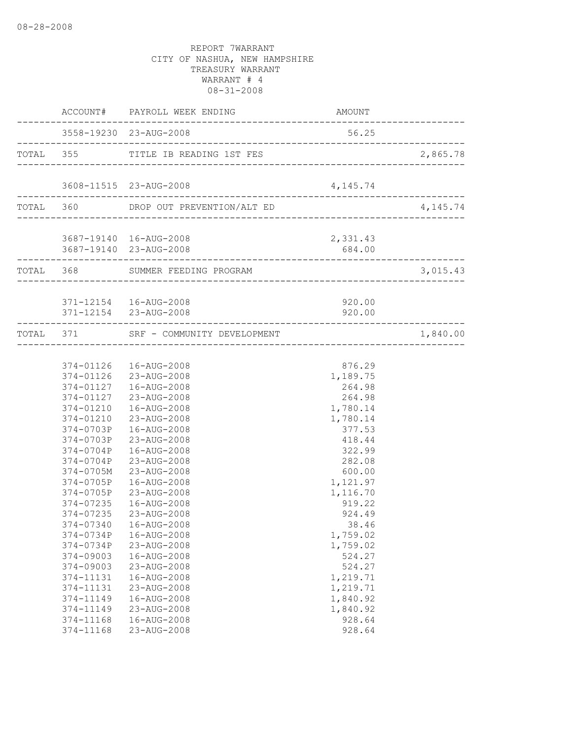REPORT 7WARRANT
CITY OF NASHUA, NEW HAMPSHIRE
TREASURY WARRANT
WARRANT # 4
08-31-2008

| | ACCOUNT# | PAYROLL WEEK ENDING | AMOUNT | |
|---|---|---|---|---|
| | 3558-19230 | 23-AUG-2008 | 56.25 | |
| TOTAL | 355 | TITLE IB READING 1ST FES | | 2,865.78 |
| | 3608-11515 | 23-AUG-2008 | 4,145.74 | |
| TOTAL | 360 | DROP OUT PREVENTION/ALT ED | | 4,145.74 |
| | 3687-19140 | 16-AUG-2008 | 2,331.43 | |
| | 3687-19140 | 23-AUG-2008 | 684.00 | |
| TOTAL | 368 | SUMMER FEEDING PROGRAM | | 3,015.43 |
| | 371-12154 | 16-AUG-2008 | 920.00 | |
| | 371-12154 | 23-AUG-2008 | 920.00 | |
| TOTAL | 371 | SRF - COMMUNITY DEVELOPMENT | | 1,840.00 |
| | 374-01126 | 16-AUG-2008 | 876.29 | |
| | 374-01126 | 23-AUG-2008 | 1,189.75 | |
| | 374-01127 | 16-AUG-2008 | 264.98 | |
| | 374-01127 | 23-AUG-2008 | 264.98 | |
| | 374-01210 | 16-AUG-2008 | 1,780.14 | |
| | 374-01210 | 23-AUG-2008 | 1,780.14 | |
| | 374-0703P | 16-AUG-2008 | 377.53 | |
| | 374-0703P | 23-AUG-2008 | 418.44 | |
| | 374-0704P | 16-AUG-2008 | 322.99 | |
| | 374-0704P | 23-AUG-2008 | 282.08 | |
| | 374-0705M | 23-AUG-2008 | 600.00 | |
| | 374-0705P | 16-AUG-2008 | 1,121.97 | |
| | 374-0705P | 23-AUG-2008 | 1,116.70 | |
| | 374-07235 | 16-AUG-2008 | 919.22 | |
| | 374-07235 | 23-AUG-2008 | 924.49 | |
| | 374-07340 | 16-AUG-2008 | 38.46 | |
| | 374-0734P | 16-AUG-2008 | 1,759.02 | |
| | 374-0734P | 23-AUG-2008 | 1,759.02 | |
| | 374-09003 | 16-AUG-2008 | 524.27 | |
| | 374-09003 | 23-AUG-2008 | 524.27 | |
| | 374-11131 | 16-AUG-2008 | 1,219.71 | |
| | 374-11131 | 23-AUG-2008 | 1,219.71 | |
| | 374-11149 | 16-AUG-2008 | 1,840.92 | |
| | 374-11149 | 23-AUG-2008 | 1,840.92 | |
| | 374-11168 | 16-AUG-2008 | 928.64 | |
| | 374-11168 | 23-AUG-2008 | 928.64 | |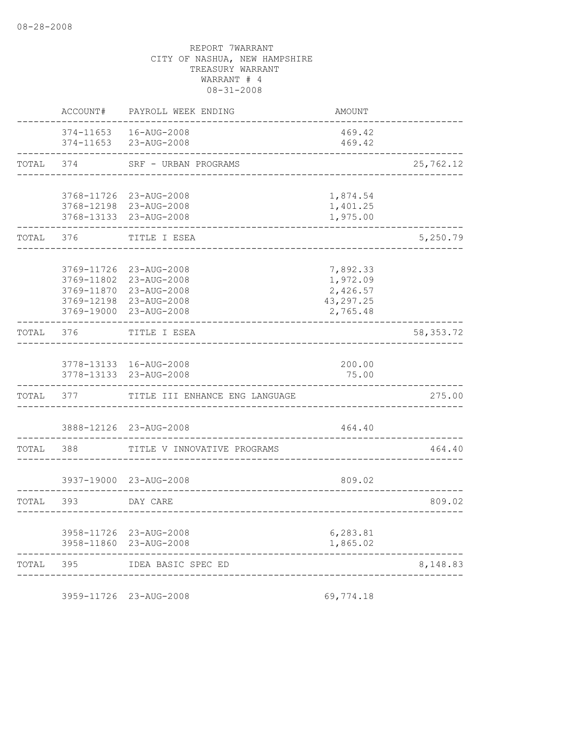08-28-2008

REPORT 7WARRANT
CITY OF NASHUA, NEW HAMPSHIRE
TREASURY WARRANT
WARRANT # 4
08-31-2008

| | ACCOUNT# | PAYROLL WEEK ENDING | AMOUNT | |
|---|---|---|---|---|
| | 374-11653 | 16-AUG-2008 | 469.42 | |
| | 374-11653 | 23-AUG-2008 | 469.42 | |
| TOTAL | 374 | SRF - URBAN PROGRAMS | | 25,762.12 |
| | 3768-11726 | 23-AUG-2008 | 1,874.54 | |
| | 3768-12198 | 23-AUG-2008 | 1,401.25 | |
| | 3768-13133 | 23-AUG-2008 | 1,975.00 | |
| TOTAL | 376 | TITLE I ESEA | | 5,250.79 |
| | 3769-11726 | 23-AUG-2008 | 7,892.33 | |
| | 3769-11802 | 23-AUG-2008 | 1,972.09 | |
| | 3769-11870 | 23-AUG-2008 | 2,426.57 | |
| | 3769-12198 | 23-AUG-2008 | 43,297.25 | |
| | 3769-19000 | 23-AUG-2008 | 2,765.48 | |
| TOTAL | 376 | TITLE I ESEA | | 58,353.72 |
| | 3778-13133 | 16-AUG-2008 | 200.00 | |
| | 3778-13133 | 23-AUG-2008 | 75.00 | |
| TOTAL | 377 | TITLE III ENHANCE ENG LANGUAGE | | 275.00 |
| | 3888-12126 | 23-AUG-2008 | 464.40 | |
| TOTAL | 388 | TITLE V INNOVATIVE PROGRAMS | | 464.40 |
| | 3937-19000 | 23-AUG-2008 | 809.02 | |
| TOTAL | 393 | DAY CARE | | 809.02 |
| | 3958-11726 | 23-AUG-2008 | 6,283.81 | |
| | 3958-11860 | 23-AUG-2008 | 1,865.02 | |
| TOTAL | 395 | IDEA BASIC SPEC ED | | 8,148.83 |
| | 3959-11726 | 23-AUG-2008 | 69,774.18 | |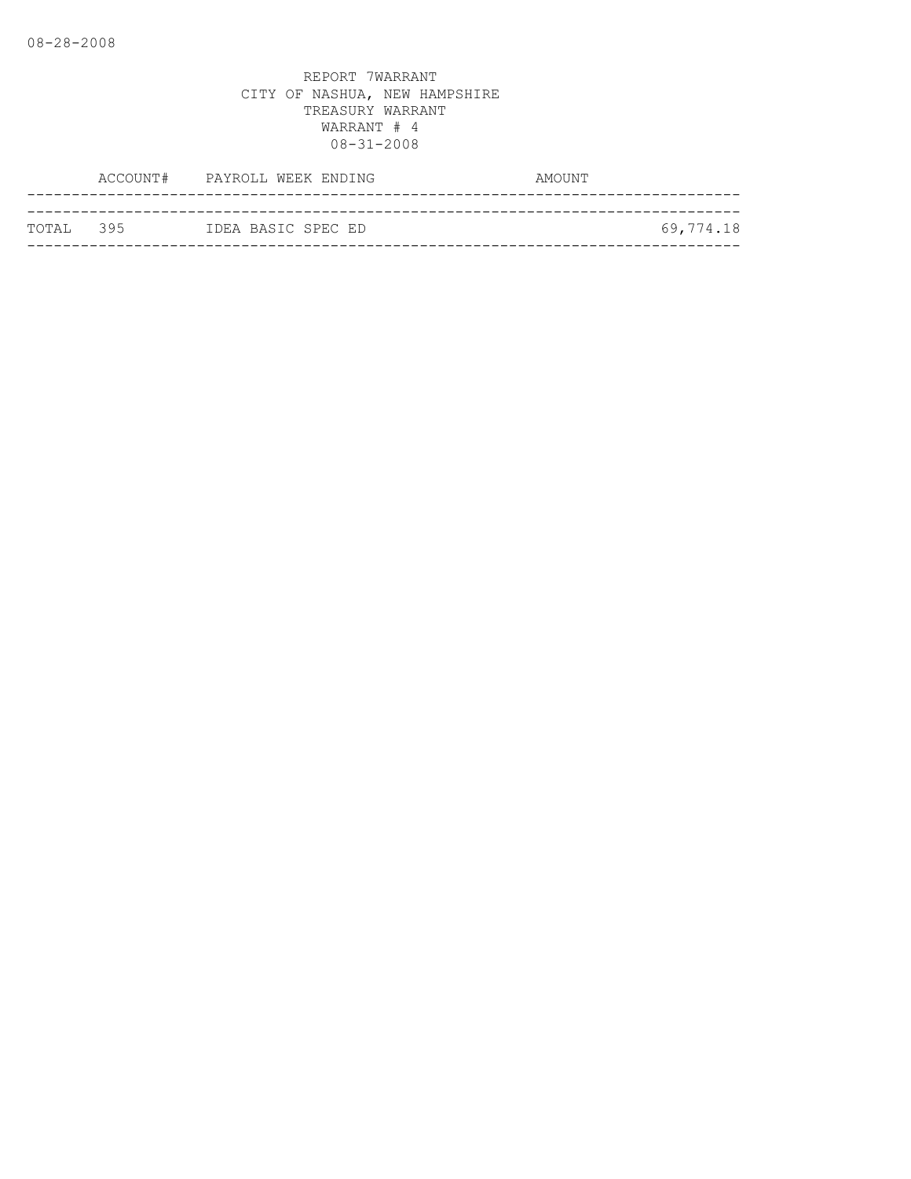REPORT 7WARRANT
CITY OF NASHUA, NEW HAMPSHIRE
TREASURY WARRANT
WARRANT # 4
08-31-2008

| ACCOUNT# | PAYROLL WEEK ENDING | AMOUNT |
|---|---|---|
| TOTAL 395 | IDEA BASIC SPEC ED | 69,774.18 |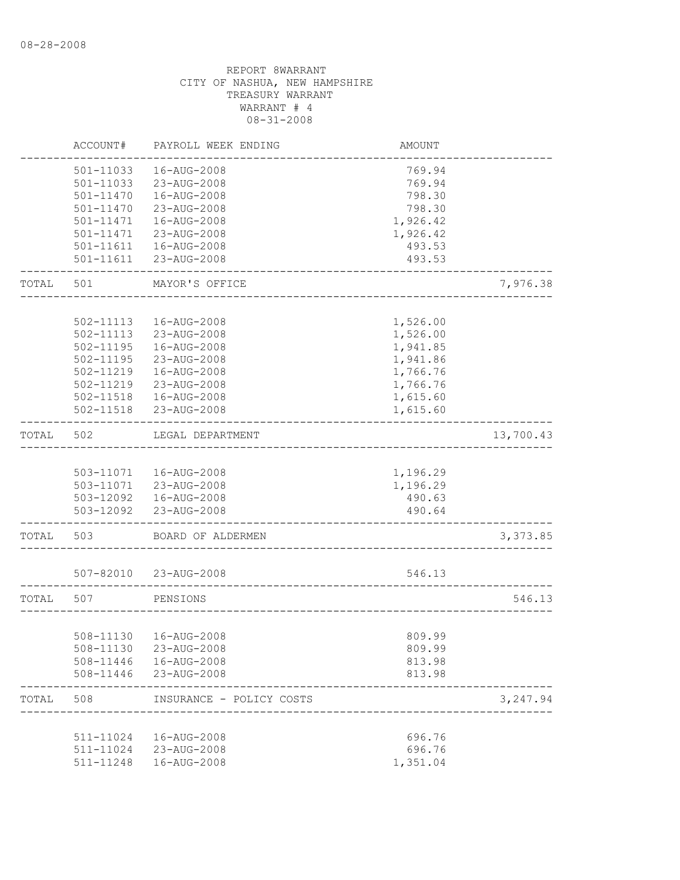08-28-2008

REPORT 8WARRANT
CITY OF NASHUA, NEW HAMPSHIRE
TREASURY WARRANT
WARRANT # 4
08-31-2008

| | ACCOUNT# | PAYROLL WEEK ENDING | AMOUNT | |
|---|---|---|---|---|
| | 501-11033 | 16-AUG-2008 | 769.94 | |
| | 501-11033 | 23-AUG-2008 | 769.94 | |
| | 501-11470 | 16-AUG-2008 | 798.30 | |
| | 501-11470 | 23-AUG-2008 | 798.30 | |
| | 501-11471 | 16-AUG-2008 | 1,926.42 | |
| | 501-11471 | 23-AUG-2008 | 1,926.42 | |
| | 501-11611 | 16-AUG-2008 | 493.53 | |
| | 501-11611 | 23-AUG-2008 | 493.53 | |
| TOTAL | 501 | MAYOR'S OFFICE | | 7,976.38 |
| | 502-11113 | 16-AUG-2008 | 1,526.00 | |
| | 502-11113 | 23-AUG-2008 | 1,526.00 | |
| | 502-11195 | 16-AUG-2008 | 1,941.85 | |
| | 502-11195 | 23-AUG-2008 | 1,941.86 | |
| | 502-11219 | 16-AUG-2008 | 1,766.76 | |
| | 502-11219 | 23-AUG-2008 | 1,766.76 | |
| | 502-11518 | 16-AUG-2008 | 1,615.60 | |
| | 502-11518 | 23-AUG-2008 | 1,615.60 | |
| TOTAL | 502 | LEGAL DEPARTMENT | | 13,700.43 |
| | 503-11071 | 16-AUG-2008 | 1,196.29 | |
| | 503-11071 | 23-AUG-2008 | 1,196.29 | |
| | 503-12092 | 16-AUG-2008 | 490.63 | |
| | 503-12092 | 23-AUG-2008 | 490.64 | |
| TOTAL | 503 | BOARD OF ALDERMEN | | 3,373.85 |
| | 507-82010 | 23-AUG-2008 | 546.13 | |
| TOTAL | 507 | PENSIONS | | 546.13 |
| | 508-11130 | 16-AUG-2008 | 809.99 | |
| | 508-11130 | 23-AUG-2008 | 809.99 | |
| | 508-11446 | 16-AUG-2008 | 813.98 | |
| | 508-11446 | 23-AUG-2008 | 813.98 | |
| TOTAL | 508 | INSURANCE - POLICY COSTS | | 3,247.94 |
| | 511-11024 | 16-AUG-2008 | 696.76 | |
| | 511-11024 | 23-AUG-2008 | 696.76 | |
| | 511-11248 | 16-AUG-2008 | 1,351.04 | |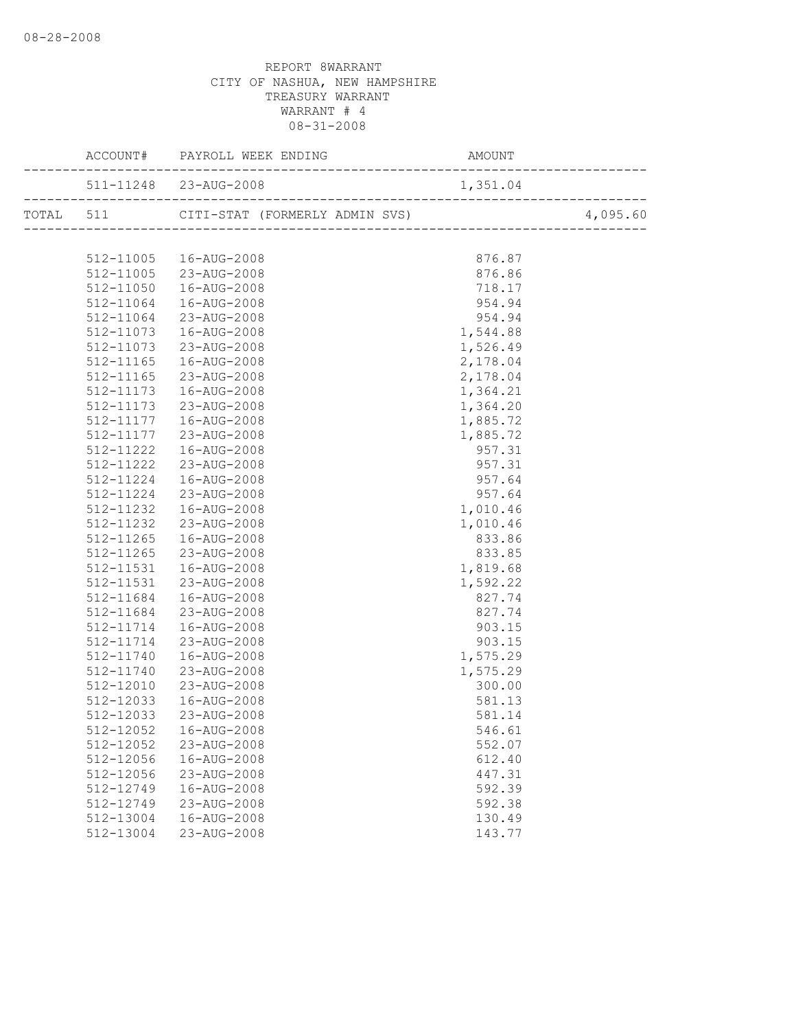REPORT 8WARRANT
CITY OF NASHUA, NEW HAMPSHIRE
TREASURY WARRANT
WARRANT # 4
08-31-2008

| | ACCOUNT# | PAYROLL WEEK ENDING | AMOUNT | |
|---|---|---|---|---|
| | 511-11248 | 23-AUG-2008 | 1,351.04 | |
| TOTAL | 511 | CITI-STAT (FORMERLY ADMIN SVS) | | 4,095.60 |
| | 512-11005 | 16-AUG-2008 | 876.87 | |
| | 512-11005 | 23-AUG-2008 | 876.86 | |
| | 512-11050 | 16-AUG-2008 | 718.17 | |
| | 512-11064 | 16-AUG-2008 | 954.94 | |
| | 512-11064 | 23-AUG-2008 | 954.94 | |
| | 512-11073 | 16-AUG-2008 | 1,544.88 | |
| | 512-11073 | 23-AUG-2008 | 1,526.49 | |
| | 512-11165 | 16-AUG-2008 | 2,178.04 | |
| | 512-11165 | 23-AUG-2008 | 2,178.04 | |
| | 512-11173 | 16-AUG-2008 | 1,364.21 | |
| | 512-11173 | 23-AUG-2008 | 1,364.20 | |
| | 512-11177 | 16-AUG-2008 | 1,885.72 | |
| | 512-11177 | 23-AUG-2008 | 1,885.72 | |
| | 512-11222 | 16-AUG-2008 | 957.31 | |
| | 512-11222 | 23-AUG-2008 | 957.31 | |
| | 512-11224 | 16-AUG-2008 | 957.64 | |
| | 512-11224 | 23-AUG-2008 | 957.64 | |
| | 512-11232 | 16-AUG-2008 | 1,010.46 | |
| | 512-11232 | 23-AUG-2008 | 1,010.46 | |
| | 512-11265 | 16-AUG-2008 | 833.86 | |
| | 512-11265 | 23-AUG-2008 | 833.85 | |
| | 512-11531 | 16-AUG-2008 | 1,819.68 | |
| | 512-11531 | 23-AUG-2008 | 1,592.22 | |
| | 512-11684 | 16-AUG-2008 | 827.74 | |
| | 512-11684 | 23-AUG-2008 | 827.74 | |
| | 512-11714 | 16-AUG-2008 | 903.15 | |
| | 512-11714 | 23-AUG-2008 | 903.15 | |
| | 512-11740 | 16-AUG-2008 | 1,575.29 | |
| | 512-11740 | 23-AUG-2008 | 1,575.29 | |
| | 512-12010 | 23-AUG-2008 | 300.00 | |
| | 512-12033 | 16-AUG-2008 | 581.13 | |
| | 512-12033 | 23-AUG-2008 | 581.14 | |
| | 512-12052 | 16-AUG-2008 | 546.61 | |
| | 512-12052 | 23-AUG-2008 | 552.07 | |
| | 512-12056 | 16-AUG-2008 | 612.40 | |
| | 512-12056 | 23-AUG-2008 | 447.31 | |
| | 512-12749 | 16-AUG-2008 | 592.39 | |
| | 512-12749 | 23-AUG-2008 | 592.38 | |
| | 512-13004 | 16-AUG-2008 | 130.49 | |
| | 512-13004 | 23-AUG-2008 | 143.77 | |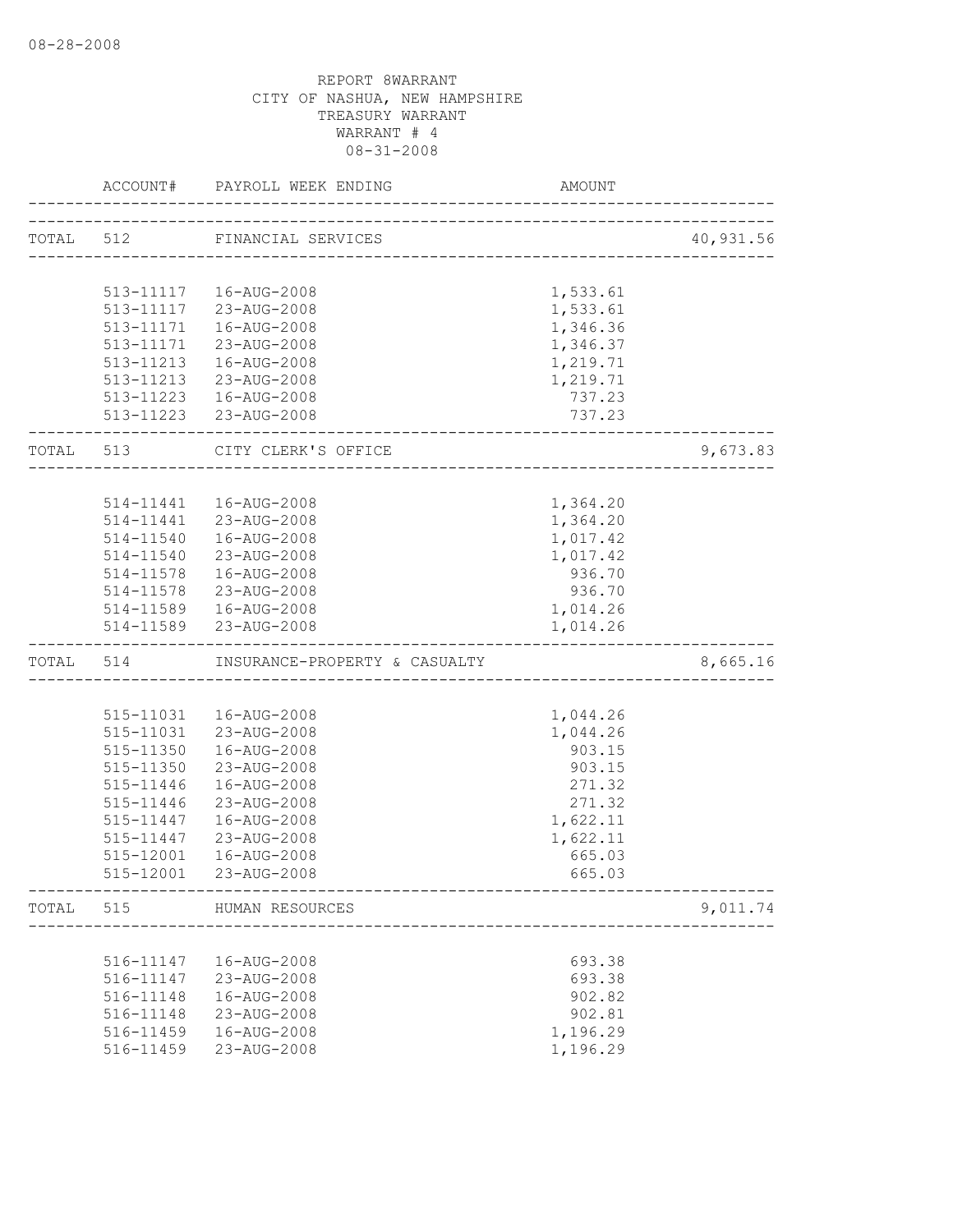08-28-2008

REPORT 8WARRANT
CITY OF NASHUA, NEW HAMPSHIRE
TREASURY WARRANT
WARRANT # 4
08-31-2008

| | ACCOUNT# | PAYROLL WEEK ENDING | AMOUNT | |
|---|---|---|---|---|
| TOTAL | 512 | FINANCIAL SERVICES | | 40,931.56 |
| | 513-11117 | 16-AUG-2008 | 1,533.61 | |
| | 513-11117 | 23-AUG-2008 | 1,533.61 | |
| | 513-11171 | 16-AUG-2008 | 1,346.36 | |
| | 513-11171 | 23-AUG-2008 | 1,346.37 | |
| | 513-11213 | 16-AUG-2008 | 1,219.71 | |
| | 513-11213 | 23-AUG-2008 | 1,219.71 | |
| | 513-11223 | 16-AUG-2008 | 737.23 | |
| | 513-11223 | 23-AUG-2008 | 737.23 | |
| TOTAL | 513 | CITY CLERK'S OFFICE | | 9,673.83 |
| | 514-11441 | 16-AUG-2008 | 1,364.20 | |
| | 514-11441 | 23-AUG-2008 | 1,364.20 | |
| | 514-11540 | 16-AUG-2008 | 1,017.42 | |
| | 514-11540 | 23-AUG-2008 | 1,017.42 | |
| | 514-11578 | 16-AUG-2008 | 936.70 | |
| | 514-11578 | 23-AUG-2008 | 936.70 | |
| | 514-11589 | 16-AUG-2008 | 1,014.26 | |
| | 514-11589 | 23-AUG-2008 | 1,014.26 | |
| TOTAL | 514 | INSURANCE-PROPERTY & CASUALTY | | 8,665.16 |
| | 515-11031 | 16-AUG-2008 | 1,044.26 | |
| | 515-11031 | 23-AUG-2008 | 1,044.26 | |
| | 515-11350 | 16-AUG-2008 | 903.15 | |
| | 515-11350 | 23-AUG-2008 | 903.15 | |
| | 515-11446 | 16-AUG-2008 | 271.32 | |
| | 515-11446 | 23-AUG-2008 | 271.32 | |
| | 515-11447 | 16-AUG-2008 | 1,622.11 | |
| | 515-11447 | 23-AUG-2008 | 1,622.11 | |
| | 515-12001 | 16-AUG-2008 | 665.03 | |
| | 515-12001 | 23-AUG-2008 | 665.03 | |
| TOTAL | 515 | HUMAN RESOURCES | | 9,011.74 |
| | 516-11147 | 16-AUG-2008 | 693.38 | |
| | 516-11147 | 23-AUG-2008 | 693.38 | |
| | 516-11148 | 16-AUG-2008 | 902.82 | |
| | 516-11148 | 23-AUG-2008 | 902.81 | |
| | 516-11459 | 16-AUG-2008 | 1,196.29 | |
| | 516-11459 | 23-AUG-2008 | 1,196.29 | |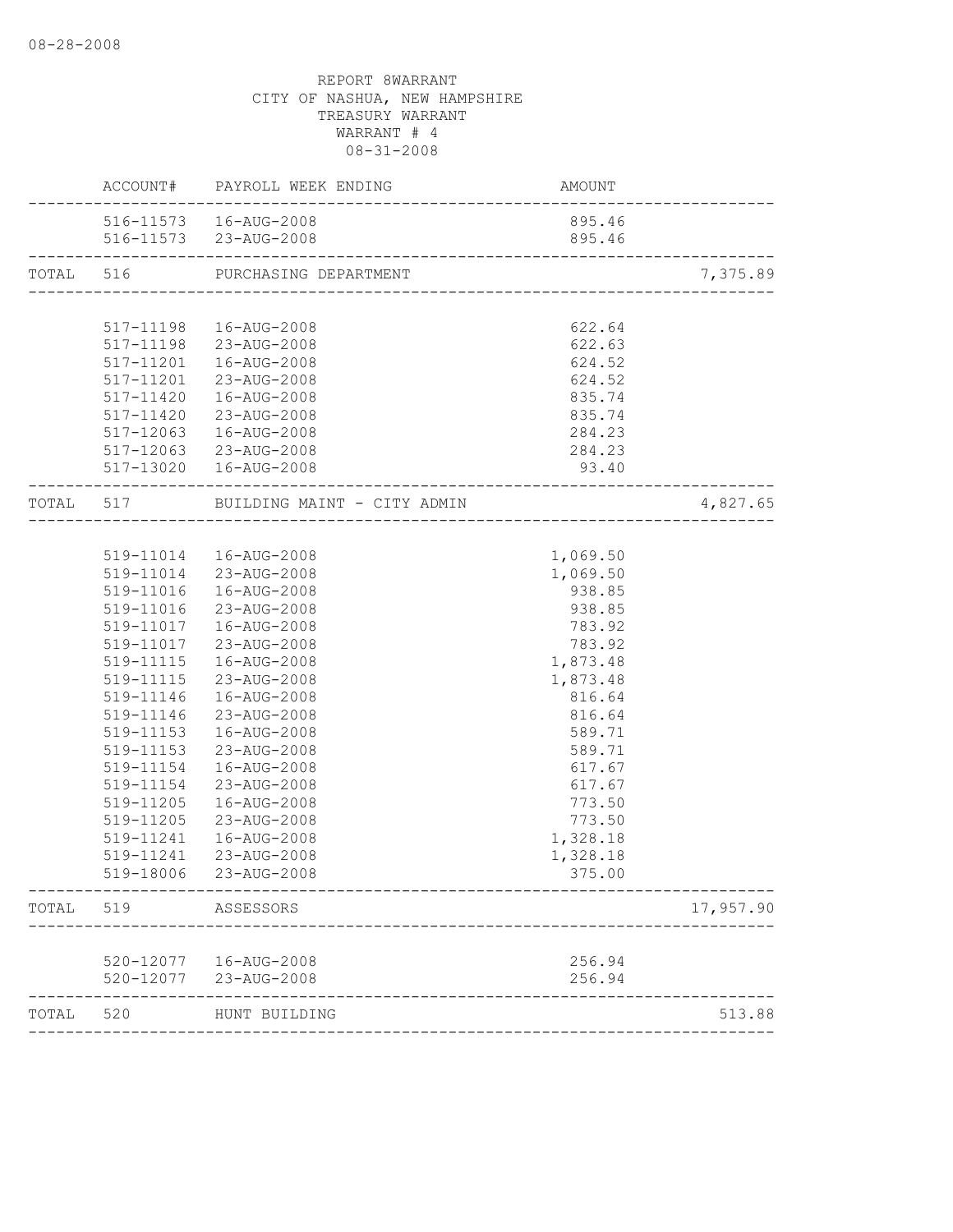REPORT 8WARRANT
CITY OF NASHUA, NEW HAMPSHIRE
TREASURY WARRANT
WARRANT # 4
08-31-2008

| | ACCOUNT# | PAYROLL WEEK ENDING | AMOUNT | |
|---|---|---|---|---|
| | 516-11573 | 16-AUG-2008 | 895.46 | |
| | 516-11573 | 23-AUG-2008 | 895.46 | |
| TOTAL | 516 | PURCHASING DEPARTMENT | | 7,375.89 |
| | 517-11198 | 16-AUG-2008 | 622.64 | |
| | 517-11198 | 23-AUG-2008 | 622.63 | |
| | 517-11201 | 16-AUG-2008 | 624.52 | |
| | 517-11201 | 23-AUG-2008 | 624.52 | |
| | 517-11420 | 16-AUG-2008 | 835.74 | |
| | 517-11420 | 23-AUG-2008 | 835.74 | |
| | 517-12063 | 16-AUG-2008 | 284.23 | |
| | 517-12063 | 23-AUG-2008 | 284.23 | |
| | 517-13020 | 16-AUG-2008 | 93.40 | |
| TOTAL | 517 | BUILDING MAINT - CITY ADMIN | | 4,827.65 |
| | 519-11014 | 16-AUG-2008 | 1,069.50 | |
| | 519-11014 | 23-AUG-2008 | 1,069.50 | |
| | 519-11016 | 16-AUG-2008 | 938.85 | |
| | 519-11016 | 23-AUG-2008 | 938.85 | |
| | 519-11017 | 16-AUG-2008 | 783.92 | |
| | 519-11017 | 23-AUG-2008 | 783.92 | |
| | 519-11115 | 16-AUG-2008 | 1,873.48 | |
| | 519-11115 | 23-AUG-2008 | 1,873.48 | |
| | 519-11146 | 16-AUG-2008 | 816.64 | |
| | 519-11146 | 23-AUG-2008 | 816.64 | |
| | 519-11153 | 16-AUG-2008 | 589.71 | |
| | 519-11153 | 23-AUG-2008 | 589.71 | |
| | 519-11154 | 16-AUG-2008 | 617.67 | |
| | 519-11154 | 23-AUG-2008 | 617.67 | |
| | 519-11205 | 16-AUG-2008 | 773.50 | |
| | 519-11205 | 23-AUG-2008 | 773.50 | |
| | 519-11241 | 16-AUG-2008 | 1,328.18 | |
| | 519-11241 | 23-AUG-2008 | 1,328.18 | |
| | 519-18006 | 23-AUG-2008 | 375.00 | |
| TOTAL | 519 | ASSESSORS | | 17,957.90 |
| | 520-12077 | 16-AUG-2008 | 256.94 | |
| | 520-12077 | 23-AUG-2008 | 256.94 | |
| TOTAL | 520 | HUNT BUILDING | | 513.88 |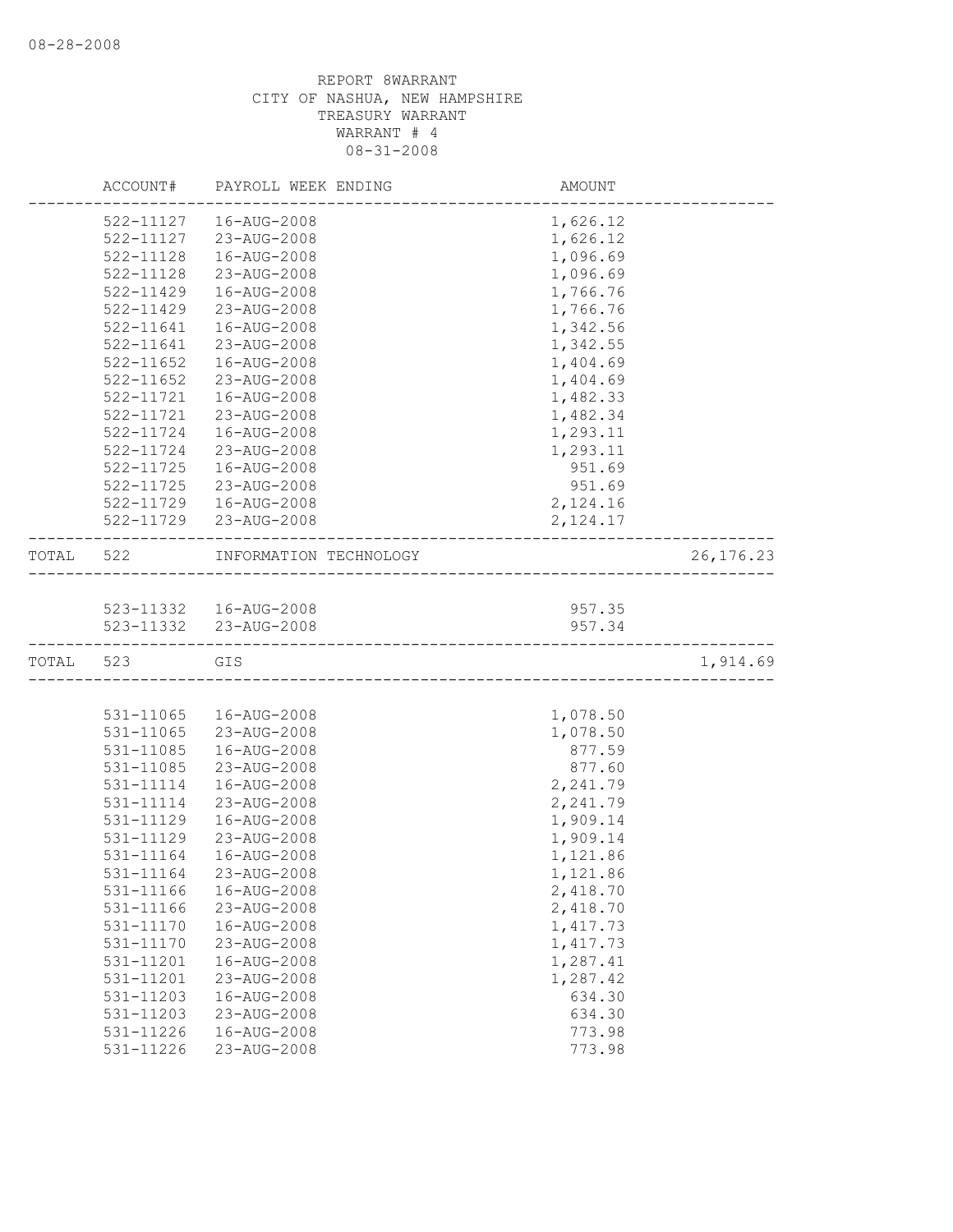08-28-2008

REPORT 8WARRANT
CITY OF NASHUA, NEW HAMPSHIRE
TREASURY WARRANT
WARRANT # 4
08-31-2008

| | ACCOUNT# | PAYROLL WEEK ENDING | AMOUNT | |
|---|---|---|---|---|
| | 522-11127 | 16-AUG-2008 | 1,626.12 | |
| | 522-11127 | 23-AUG-2008 | 1,626.12 | |
| | 522-11128 | 16-AUG-2008 | 1,096.69 | |
| | 522-11128 | 23-AUG-2008 | 1,096.69 | |
| | 522-11429 | 16-AUG-2008 | 1,766.76 | |
| | 522-11429 | 23-AUG-2008 | 1,766.76 | |
| | 522-11641 | 16-AUG-2008 | 1,342.56 | |
| | 522-11641 | 23-AUG-2008 | 1,342.55 | |
| | 522-11652 | 16-AUG-2008 | 1,404.69 | |
| | 522-11652 | 23-AUG-2008 | 1,404.69 | |
| | 522-11721 | 16-AUG-2008 | 1,482.33 | |
| | 522-11721 | 23-AUG-2008 | 1,482.34 | |
| | 522-11724 | 16-AUG-2008 | 1,293.11 | |
| | 522-11724 | 23-AUG-2008 | 1,293.11 | |
| | 522-11725 | 16-AUG-2008 | 951.69 | |
| | 522-11725 | 23-AUG-2008 | 951.69 | |
| | 522-11729 | 16-AUG-2008 | 2,124.16 | |
| | 522-11729 | 23-AUG-2008 | 2,124.17 | |
| TOTAL | 522 | INFORMATION TECHNOLOGY | | 26,176.23 |
| | 523-11332 | 16-AUG-2008 | 957.35 | |
| | 523-11332 | 23-AUG-2008 | 957.34 | |
| TOTAL | 523 | GIS | | 1,914.69 |
| | 531-11065 | 16-AUG-2008 | 1,078.50 | |
| | 531-11065 | 23-AUG-2008 | 1,078.50 | |
| | 531-11085 | 16-AUG-2008 | 877.59 | |
| | 531-11085 | 23-AUG-2008 | 877.60 | |
| | 531-11114 | 16-AUG-2008 | 2,241.79 | |
| | 531-11114 | 23-AUG-2008 | 2,241.79 | |
| | 531-11129 | 16-AUG-2008 | 1,909.14 | |
| | 531-11129 | 23-AUG-2008 | 1,909.14 | |
| | 531-11164 | 16-AUG-2008 | 1,121.86 | |
| | 531-11164 | 23-AUG-2008 | 1,121.86 | |
| | 531-11166 | 16-AUG-2008 | 2,418.70 | |
| | 531-11166 | 23-AUG-2008 | 2,418.70 | |
| | 531-11170 | 16-AUG-2008 | 1,417.73 | |
| | 531-11170 | 23-AUG-2008 | 1,417.73 | |
| | 531-11201 | 16-AUG-2008 | 1,287.41 | |
| | 531-11201 | 23-AUG-2008 | 1,287.42 | |
| | 531-11203 | 16-AUG-2008 | 634.30 | |
| | 531-11203 | 23-AUG-2008 | 634.30 | |
| | 531-11226 | 16-AUG-2008 | 773.98 | |
| | 531-11226 | 23-AUG-2008 | 773.98 | |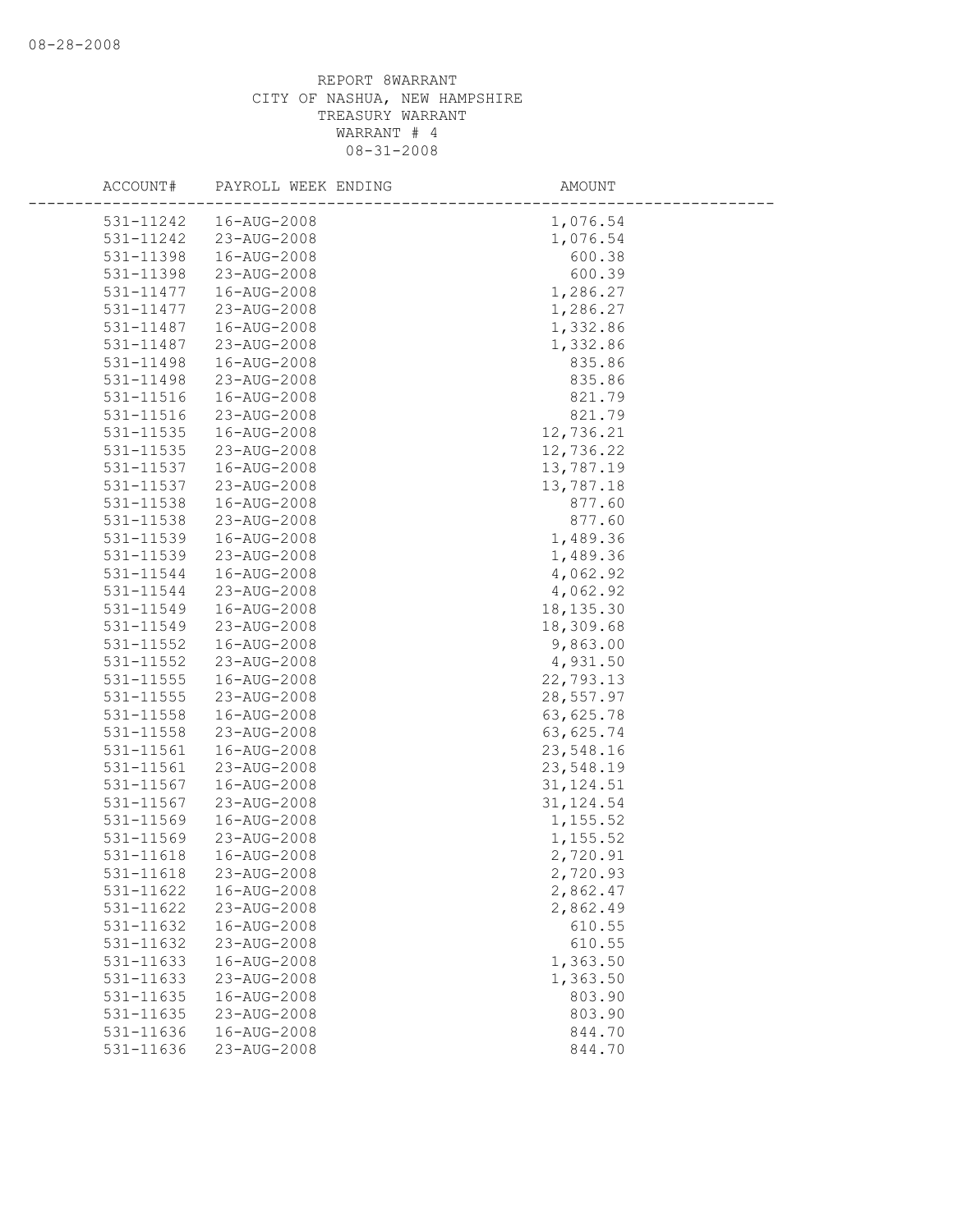08-28-2008

REPORT 8WARRANT
CITY OF NASHUA, NEW HAMPSHIRE
TREASURY WARRANT
WARRANT # 4
08-31-2008

| ACCOUNT# | PAYROLL WEEK ENDING | AMOUNT |
|---|---|---|
| 531-11242 | 16-AUG-2008 | 1,076.54 |
| 531-11242 | 23-AUG-2008 | 1,076.54 |
| 531-11398 | 16-AUG-2008 | 600.38 |
| 531-11398 | 23-AUG-2008 | 600.39 |
| 531-11477 | 16-AUG-2008 | 1,286.27 |
| 531-11477 | 23-AUG-2008 | 1,286.27 |
| 531-11487 | 16-AUG-2008 | 1,332.86 |
| 531-11487 | 23-AUG-2008 | 1,332.86 |
| 531-11498 | 16-AUG-2008 | 835.86 |
| 531-11498 | 23-AUG-2008 | 835.86 |
| 531-11516 | 16-AUG-2008 | 821.79 |
| 531-11516 | 23-AUG-2008 | 821.79 |
| 531-11535 | 16-AUG-2008 | 12,736.21 |
| 531-11535 | 23-AUG-2008 | 12,736.22 |
| 531-11537 | 16-AUG-2008 | 13,787.19 |
| 531-11537 | 23-AUG-2008 | 13,787.18 |
| 531-11538 | 16-AUG-2008 | 877.60 |
| 531-11538 | 23-AUG-2008 | 877.60 |
| 531-11539 | 16-AUG-2008 | 1,489.36 |
| 531-11539 | 23-AUG-2008 | 1,489.36 |
| 531-11544 | 16-AUG-2008 | 4,062.92 |
| 531-11544 | 23-AUG-2008 | 4,062.92 |
| 531-11549 | 16-AUG-2008 | 18,135.30 |
| 531-11549 | 23-AUG-2008 | 18,309.68 |
| 531-11552 | 16-AUG-2008 | 9,863.00 |
| 531-11552 | 23-AUG-2008 | 4,931.50 |
| 531-11555 | 16-AUG-2008 | 22,793.13 |
| 531-11555 | 23-AUG-2008 | 28,557.97 |
| 531-11558 | 16-AUG-2008 | 63,625.78 |
| 531-11558 | 23-AUG-2008 | 63,625.74 |
| 531-11561 | 16-AUG-2008 | 23,548.16 |
| 531-11561 | 23-AUG-2008 | 23,548.19 |
| 531-11567 | 16-AUG-2008 | 31,124.51 |
| 531-11567 | 23-AUG-2008 | 31,124.54 |
| 531-11569 | 16-AUG-2008 | 1,155.52 |
| 531-11569 | 23-AUG-2008 | 1,155.52 |
| 531-11618 | 16-AUG-2008 | 2,720.91 |
| 531-11618 | 23-AUG-2008 | 2,720.93 |
| 531-11622 | 16-AUG-2008 | 2,862.47 |
| 531-11622 | 23-AUG-2008 | 2,862.49 |
| 531-11632 | 16-AUG-2008 | 610.55 |
| 531-11632 | 23-AUG-2008 | 610.55 |
| 531-11633 | 16-AUG-2008 | 1,363.50 |
| 531-11633 | 23-AUG-2008 | 1,363.50 |
| 531-11635 | 16-AUG-2008 | 803.90 |
| 531-11635 | 23-AUG-2008 | 803.90 |
| 531-11636 | 16-AUG-2008 | 844.70 |
| 531-11636 | 23-AUG-2008 | 844.70 |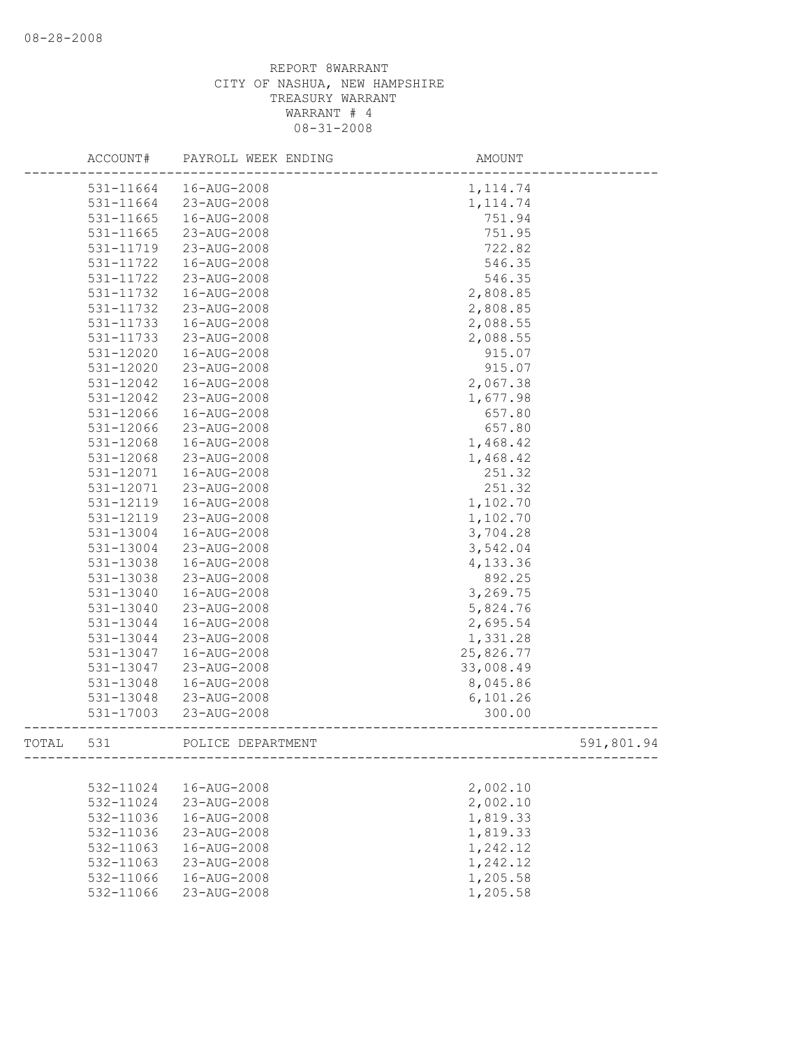08-28-2008

REPORT 8WARRANT
CITY OF NASHUA, NEW HAMPSHIRE
TREASURY WARRANT
WARRANT # 4
08-31-2008

| | ACCOUNT# | PAYROLL WEEK ENDING | AMOUNT | |
|---|---|---|---|---|
| | 531-11664 | 16-AUG-2008 | 1,114.74 | |
| | 531-11664 | 23-AUG-2008 | 1,114.74 | |
| | 531-11665 | 16-AUG-2008 | 751.94 | |
| | 531-11665 | 23-AUG-2008 | 751.95 | |
| | 531-11719 | 23-AUG-2008 | 722.82 | |
| | 531-11722 | 16-AUG-2008 | 546.35 | |
| | 531-11722 | 23-AUG-2008 | 546.35 | |
| | 531-11732 | 16-AUG-2008 | 2,808.85 | |
| | 531-11732 | 23-AUG-2008 | 2,808.85 | |
| | 531-11733 | 16-AUG-2008 | 2,088.55 | |
| | 531-11733 | 23-AUG-2008 | 2,088.55 | |
| | 531-12020 | 16-AUG-2008 | 915.07 | |
| | 531-12020 | 23-AUG-2008 | 915.07 | |
| | 531-12042 | 16-AUG-2008 | 2,067.38 | |
| | 531-12042 | 23-AUG-2008 | 1,677.98 | |
| | 531-12066 | 16-AUG-2008 | 657.80 | |
| | 531-12066 | 23-AUG-2008 | 657.80 | |
| | 531-12068 | 16-AUG-2008 | 1,468.42 | |
| | 531-12068 | 23-AUG-2008 | 1,468.42 | |
| | 531-12071 | 16-AUG-2008 | 251.32 | |
| | 531-12071 | 23-AUG-2008 | 251.32 | |
| | 531-12119 | 16-AUG-2008 | 1,102.70 | |
| | 531-12119 | 23-AUG-2008 | 1,102.70 | |
| | 531-13004 | 16-AUG-2008 | 3,704.28 | |
| | 531-13004 | 23-AUG-2008 | 3,542.04 | |
| | 531-13038 | 16-AUG-2008 | 4,133.36 | |
| | 531-13038 | 23-AUG-2008 | 892.25 | |
| | 531-13040 | 16-AUG-2008 | 3,269.75 | |
| | 531-13040 | 23-AUG-2008 | 5,824.76 | |
| | 531-13044 | 16-AUG-2008 | 2,695.54 | |
| | 531-13044 | 23-AUG-2008 | 1,331.28 | |
| | 531-13047 | 16-AUG-2008 | 25,826.77 | |
| | 531-13047 | 23-AUG-2008 | 33,008.49 | |
| | 531-13048 | 16-AUG-2008 | 8,045.86 | |
| | 531-13048 | 23-AUG-2008 | 6,101.26 | |
| | 531-17003 | 23-AUG-2008 | 300.00 | |
| TOTAL | 531 | POLICE DEPARTMENT | | 591,801.94 |
| | 532-11024 | 16-AUG-2008 | 2,002.10 | |
| | 532-11024 | 23-AUG-2008 | 2,002.10 | |
| | 532-11036 | 16-AUG-2008 | 1,819.33 | |
| | 532-11036 | 23-AUG-2008 | 1,819.33 | |
| | 532-11063 | 16-AUG-2008 | 1,242.12 | |
| | 532-11063 | 23-AUG-2008 | 1,242.12 | |
| | 532-11066 | 16-AUG-2008 | 1,205.58 | |
| | 532-11066 | 23-AUG-2008 | 1,205.58 | |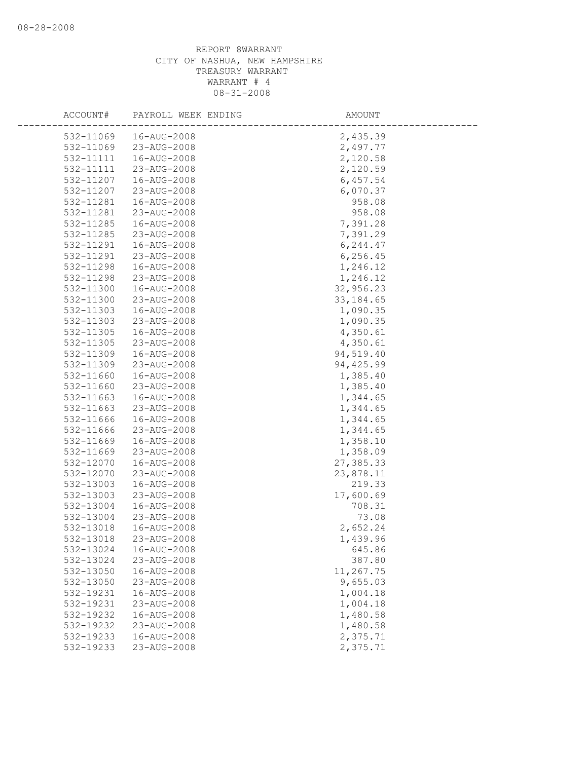REPORT 8WARRANT
CITY OF NASHUA, NEW HAMPSHIRE
TREASURY WARRANT
WARRANT # 4
08-31-2008

| ACCOUNT# | PAYROLL WEEK ENDING | AMOUNT |
|---|---|---|
| 532-11069 | 16-AUG-2008 | 2,435.39 |
| 532-11069 | 23-AUG-2008 | 2,497.77 |
| 532-11111 | 16-AUG-2008 | 2,120.58 |
| 532-11111 | 23-AUG-2008 | 2,120.59 |
| 532-11207 | 16-AUG-2008 | 6,457.54 |
| 532-11207 | 23-AUG-2008 | 6,070.37 |
| 532-11281 | 16-AUG-2008 | 958.08 |
| 532-11281 | 23-AUG-2008 | 958.08 |
| 532-11285 | 16-AUG-2008 | 7,391.28 |
| 532-11285 | 23-AUG-2008 | 7,391.29 |
| 532-11291 | 16-AUG-2008 | 6,244.47 |
| 532-11291 | 23-AUG-2008 | 6,256.45 |
| 532-11298 | 16-AUG-2008 | 1,246.12 |
| 532-11298 | 23-AUG-2008 | 1,246.12 |
| 532-11300 | 16-AUG-2008 | 32,956.23 |
| 532-11300 | 23-AUG-2008 | 33,184.65 |
| 532-11303 | 16-AUG-2008 | 1,090.35 |
| 532-11303 | 23-AUG-2008 | 1,090.35 |
| 532-11305 | 16-AUG-2008 | 4,350.61 |
| 532-11305 | 23-AUG-2008 | 4,350.61 |
| 532-11309 | 16-AUG-2008 | 94,519.40 |
| 532-11309 | 23-AUG-2008 | 94,425.99 |
| 532-11660 | 16-AUG-2008 | 1,385.40 |
| 532-11660 | 23-AUG-2008 | 1,385.40 |
| 532-11663 | 16-AUG-2008 | 1,344.65 |
| 532-11663 | 23-AUG-2008 | 1,344.65 |
| 532-11666 | 16-AUG-2008 | 1,344.65 |
| 532-11666 | 23-AUG-2008 | 1,344.65 |
| 532-11669 | 16-AUG-2008 | 1,358.10 |
| 532-11669 | 23-AUG-2008 | 1,358.09 |
| 532-12070 | 16-AUG-2008 | 27,385.33 |
| 532-12070 | 23-AUG-2008 | 23,878.11 |
| 532-13003 | 16-AUG-2008 | 219.33 |
| 532-13003 | 23-AUG-2008 | 17,600.69 |
| 532-13004 | 16-AUG-2008 | 708.31 |
| 532-13004 | 23-AUG-2008 | 73.08 |
| 532-13018 | 16-AUG-2008 | 2,652.24 |
| 532-13018 | 23-AUG-2008 | 1,439.96 |
| 532-13024 | 16-AUG-2008 | 645.86 |
| 532-13024 | 23-AUG-2008 | 387.80 |
| 532-13050 | 16-AUG-2008 | 11,267.75 |
| 532-13050 | 23-AUG-2008 | 9,655.03 |
| 532-19231 | 16-AUG-2008 | 1,004.18 |
| 532-19231 | 23-AUG-2008 | 1,004.18 |
| 532-19232 | 16-AUG-2008 | 1,480.58 |
| 532-19232 | 23-AUG-2008 | 1,480.58 |
| 532-19233 | 16-AUG-2008 | 2,375.71 |
| 532-19233 | 23-AUG-2008 | 2,375.71 |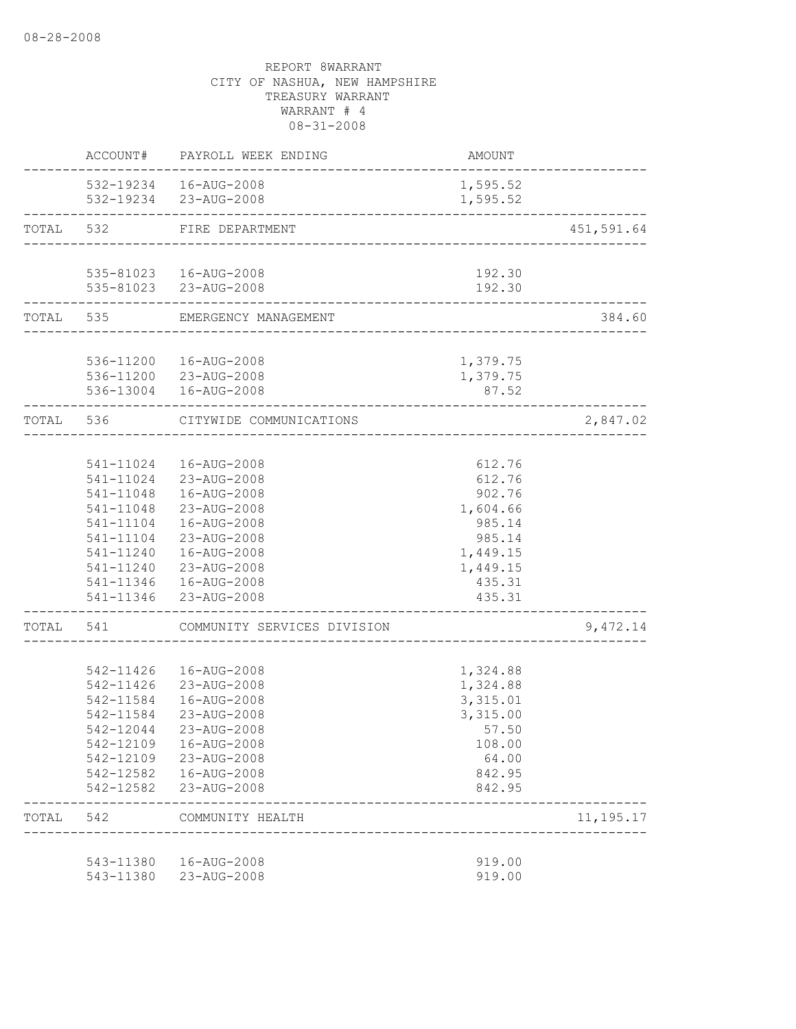REPORT 8WARRANT
CITY OF NASHUA, NEW HAMPSHIRE
TREASURY WARRANT
WARRANT # 4
08-31-2008

| | ACCOUNT# | PAYROLL WEEK ENDING | AMOUNT | |
|---|---|---|---|---|
| | 532-19234 | 16-AUG-2008 | 1,595.52 | |
| | 532-19234 | 23-AUG-2008 | 1,595.52 | |
| TOTAL | 532 | FIRE DEPARTMENT | | 451,591.64 |
| | 535-81023 | 16-AUG-2008 | 192.30 | |
| | 535-81023 | 23-AUG-2008 | 192.30 | |
| TOTAL | 535 | EMERGENCY MANAGEMENT | | 384.60 |
| | 536-11200 | 16-AUG-2008 | 1,379.75 | |
| | 536-11200 | 23-AUG-2008 | 1,379.75 | |
| | 536-13004 | 16-AUG-2008 | 87.52 | |
| TOTAL | 536 | CITYWIDE COMMUNICATIONS | | 2,847.02 |
| | 541-11024 | 16-AUG-2008 | 612.76 | |
| | 541-11024 | 23-AUG-2008 | 612.76 | |
| | 541-11048 | 16-AUG-2008 | 902.76 | |
| | 541-11048 | 23-AUG-2008 | 1,604.66 | |
| | 541-11104 | 16-AUG-2008 | 985.14 | |
| | 541-11104 | 23-AUG-2008 | 985.14 | |
| | 541-11240 | 16-AUG-2008 | 1,449.15 | |
| | 541-11240 | 23-AUG-2008 | 1,449.15 | |
| | 541-11346 | 16-AUG-2008 | 435.31 | |
| | 541-11346 | 23-AUG-2008 | 435.31 | |
| TOTAL | 541 | COMMUNITY SERVICES DIVISION | | 9,472.14 |
| | 542-11426 | 16-AUG-2008 | 1,324.88 | |
| | 542-11426 | 23-AUG-2008 | 1,324.88 | |
| | 542-11584 | 16-AUG-2008 | 3,315.01 | |
| | 542-11584 | 23-AUG-2008 | 3,315.00 | |
| | 542-12044 | 23-AUG-2008 | 57.50 | |
| | 542-12109 | 16-AUG-2008 | 108.00 | |
| | 542-12109 | 23-AUG-2008 | 64.00 | |
| | 542-12582 | 16-AUG-2008 | 842.95 | |
| | 542-12582 | 23-AUG-2008 | 842.95 | |
| TOTAL | 542 | COMMUNITY HEALTH | | 11,195.17 |
| | 543-11380 | 16-AUG-2008 | 919.00 | |
| | 543-11380 | 23-AUG-2008 | 919.00 | |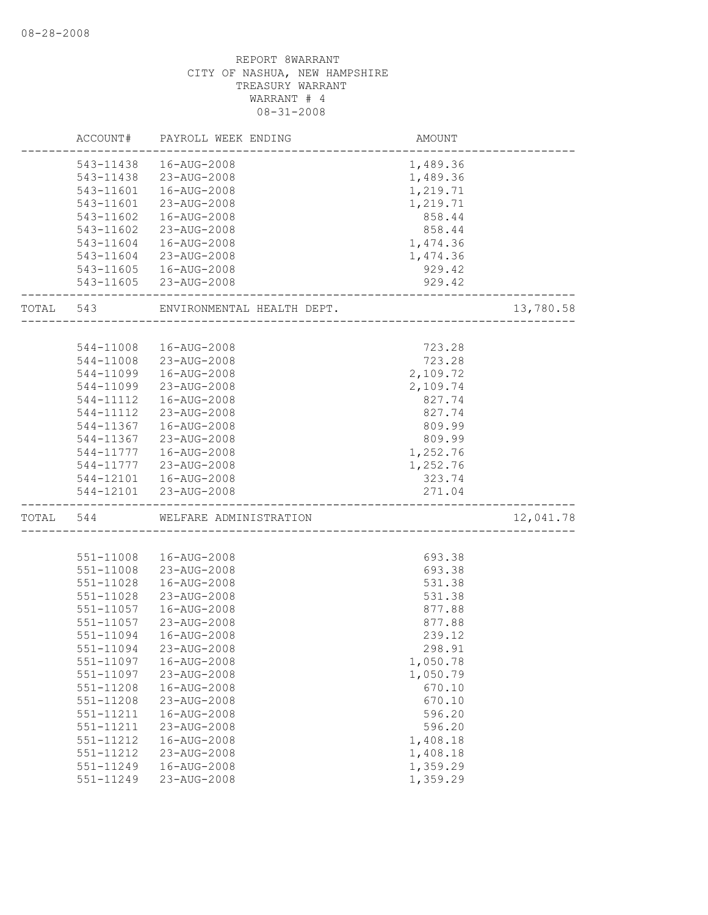08-28-2008

REPORT 8WARRANT
CITY OF NASHUA, NEW HAMPSHIRE
TREASURY WARRANT
WARRANT # 4
08-31-2008

| | ACCOUNT# | PAYROLL WEEK ENDING | AMOUNT | |
|---|---|---|---|---|
| | 543-11438 | 16-AUG-2008 | 1,489.36 | |
| | 543-11438 | 23-AUG-2008 | 1,489.36 | |
| | 543-11601 | 16-AUG-2008 | 1,219.71 | |
| | 543-11601 | 23-AUG-2008 | 1,219.71 | |
| | 543-11602 | 16-AUG-2008 | 858.44 | |
| | 543-11602 | 23-AUG-2008 | 858.44 | |
| | 543-11604 | 16-AUG-2008 | 1,474.36 | |
| | 543-11604 | 23-AUG-2008 | 1,474.36 | |
| | 543-11605 | 16-AUG-2008 | 929.42 | |
| | 543-11605 | 23-AUG-2008 | 929.42 | |
| TOTAL | 543 | ENVIRONMENTAL HEALTH DEPT. | | 13,780.58 |
| | 544-11008 | 16-AUG-2008 | 723.28 | |
| | 544-11008 | 23-AUG-2008 | 723.28 | |
| | 544-11099 | 16-AUG-2008 | 2,109.72 | |
| | 544-11099 | 23-AUG-2008 | 2,109.74 | |
| | 544-11112 | 16-AUG-2008 | 827.74 | |
| | 544-11112 | 23-AUG-2008 | 827.74 | |
| | 544-11367 | 16-AUG-2008 | 809.99 | |
| | 544-11367 | 23-AUG-2008 | 809.99 | |
| | 544-11777 | 16-AUG-2008 | 1,252.76 | |
| | 544-11777 | 23-AUG-2008 | 1,252.76 | |
| | 544-12101 | 16-AUG-2008 | 323.74 | |
| | 544-12101 | 23-AUG-2008 | 271.04 | |
| TOTAL | 544 | WELFARE ADMINISTRATION | | 12,041.78 |
| | 551-11008 | 16-AUG-2008 | 693.38 | |
| | 551-11008 | 23-AUG-2008 | 693.38 | |
| | 551-11028 | 16-AUG-2008 | 531.38 | |
| | 551-11028 | 23-AUG-2008 | 531.38 | |
| | 551-11057 | 16-AUG-2008 | 877.88 | |
| | 551-11057 | 23-AUG-2008 | 877.88 | |
| | 551-11094 | 16-AUG-2008 | 239.12 | |
| | 551-11094 | 23-AUG-2008 | 298.91 | |
| | 551-11097 | 16-AUG-2008 | 1,050.78 | |
| | 551-11097 | 23-AUG-2008 | 1,050.79 | |
| | 551-11208 | 16-AUG-2008 | 670.10 | |
| | 551-11208 | 23-AUG-2008 | 670.10 | |
| | 551-11211 | 16-AUG-2008 | 596.20 | |
| | 551-11211 | 23-AUG-2008 | 596.20 | |
| | 551-11212 | 16-AUG-2008 | 1,408.18 | |
| | 551-11212 | 23-AUG-2008 | 1,408.18 | |
| | 551-11249 | 16-AUG-2008 | 1,359.29 | |
| | 551-11249 | 23-AUG-2008 | 1,359.29 | |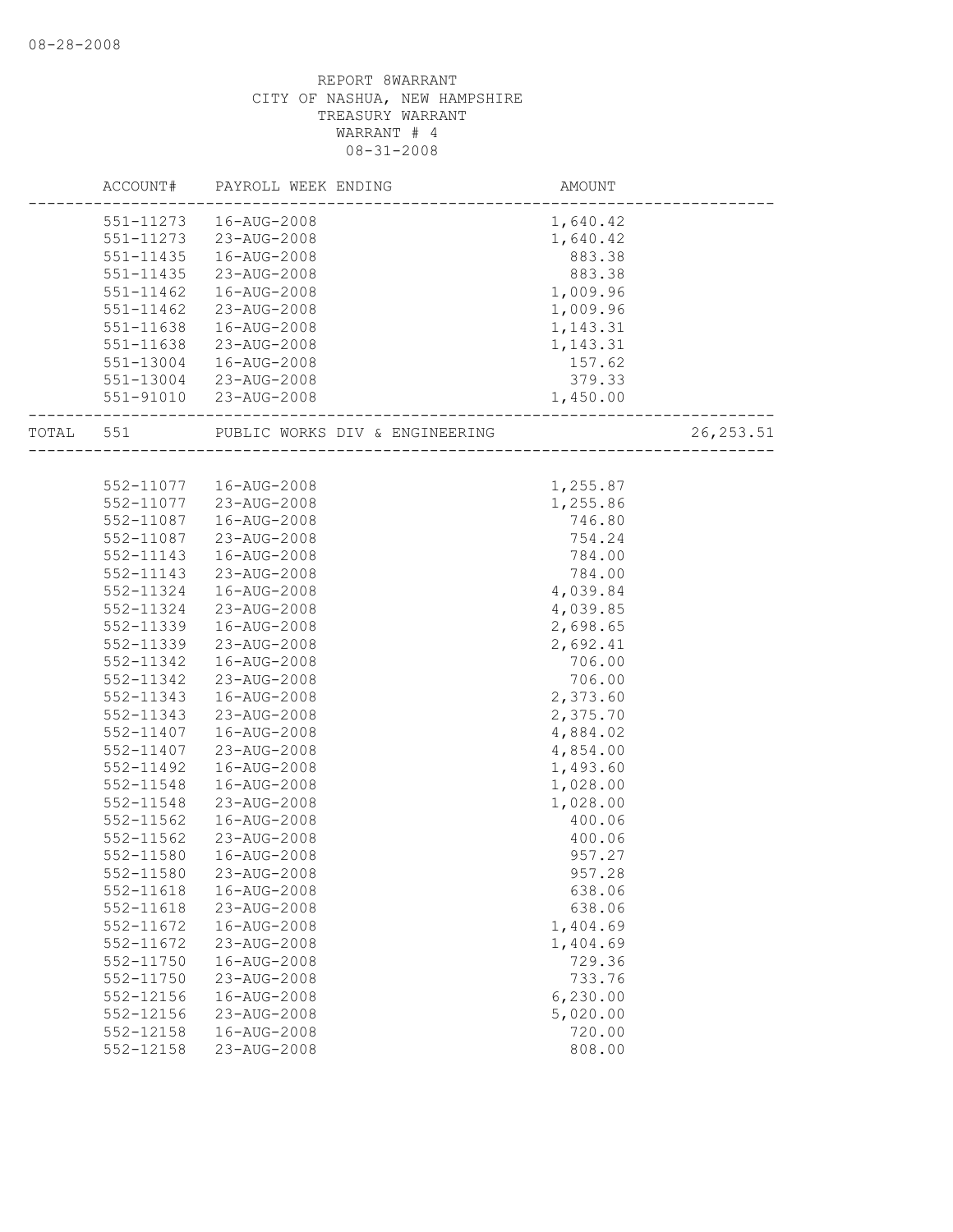08-28-2008

REPORT 8WARRANT
CITY OF NASHUA, NEW HAMPSHIRE
TREASURY WARRANT
WARRANT # 4
08-31-2008

| | ACCOUNT# | PAYROLL WEEK ENDING | AMOUNT | |
|---|---|---|---|---|
| | 551-11273 | 16-AUG-2008 | 1,640.42 | |
| | 551-11273 | 23-AUG-2008 | 1,640.42 | |
| | 551-11435 | 16-AUG-2008 | 883.38 | |
| | 551-11435 | 23-AUG-2008 | 883.38 | |
| | 551-11462 | 16-AUG-2008 | 1,009.96 | |
| | 551-11462 | 23-AUG-2008 | 1,009.96 | |
| | 551-11638 | 16-AUG-2008 | 1,143.31 | |
| | 551-11638 | 23-AUG-2008 | 1,143.31 | |
| | 551-13004 | 16-AUG-2008 | 157.62 | |
| | 551-13004 | 23-AUG-2008 | 379.33 | |
| | 551-91010 | 23-AUG-2008 | 1,450.00 | |
| TOTAL | 551 | PUBLIC WORKS DIV & ENGINEERING | | 26,253.51 |
| | 552-11077 | 16-AUG-2008 | 1,255.87 | |
| | 552-11077 | 23-AUG-2008 | 1,255.86 | |
| | 552-11087 | 16-AUG-2008 | 746.80 | |
| | 552-11087 | 23-AUG-2008 | 754.24 | |
| | 552-11143 | 16-AUG-2008 | 784.00 | |
| | 552-11143 | 23-AUG-2008 | 784.00 | |
| | 552-11324 | 16-AUG-2008 | 4,039.84 | |
| | 552-11324 | 23-AUG-2008 | 4,039.85 | |
| | 552-11339 | 16-AUG-2008 | 2,698.65 | |
| | 552-11339 | 23-AUG-2008 | 2,692.41 | |
| | 552-11342 | 16-AUG-2008 | 706.00 | |
| | 552-11342 | 23-AUG-2008 | 706.00 | |
| | 552-11343 | 16-AUG-2008 | 2,373.60 | |
| | 552-11343 | 23-AUG-2008 | 2,375.70 | |
| | 552-11407 | 16-AUG-2008 | 4,884.02 | |
| | 552-11407 | 23-AUG-2008 | 4,854.00 | |
| | 552-11492 | 16-AUG-2008 | 1,493.60 | |
| | 552-11548 | 16-AUG-2008 | 1,028.00 | |
| | 552-11548 | 23-AUG-2008 | 1,028.00 | |
| | 552-11562 | 16-AUG-2008 | 400.06 | |
| | 552-11562 | 23-AUG-2008 | 400.06 | |
| | 552-11580 | 16-AUG-2008 | 957.27 | |
| | 552-11580 | 23-AUG-2008 | 957.28 | |
| | 552-11618 | 16-AUG-2008 | 638.06 | |
| | 552-11618 | 23-AUG-2008 | 638.06 | |
| | 552-11672 | 16-AUG-2008 | 1,404.69 | |
| | 552-11672 | 23-AUG-2008 | 1,404.69 | |
| | 552-11750 | 16-AUG-2008 | 729.36 | |
| | 552-11750 | 23-AUG-2008 | 733.76 | |
| | 552-12156 | 16-AUG-2008 | 6,230.00 | |
| | 552-12156 | 23-AUG-2008 | 5,020.00 | |
| | 552-12158 | 16-AUG-2008 | 720.00 | |
| | 552-12158 | 23-AUG-2008 | 808.00 | |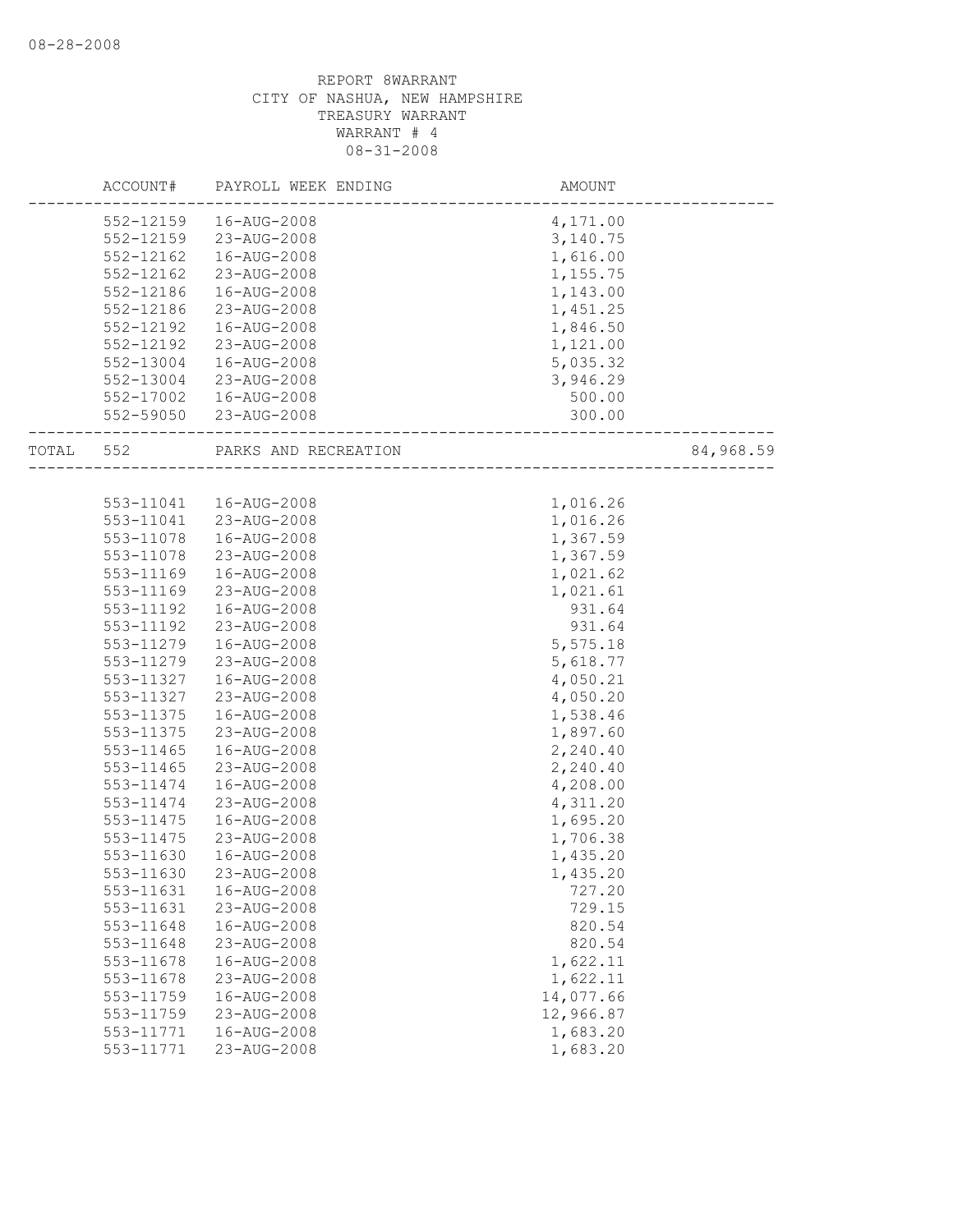REPORT 8WARRANT
CITY OF NASHUA, NEW HAMPSHIRE
TREASURY WARRANT
WARRANT # 4
08-31-2008

| ACCOUNT# | PAYROLL WEEK ENDING | AMOUNT | |
|---|---|---|---|
| 552-12159 | 16-AUG-2008 | 4,171.00 | |
| 552-12159 | 23-AUG-2008 | 3,140.75 | |
| 552-12162 | 16-AUG-2008 | 1,616.00 | |
| 552-12162 | 23-AUG-2008 | 1,155.75 | |
| 552-12186 | 16-AUG-2008 | 1,143.00 | |
| 552-12186 | 23-AUG-2008 | 1,451.25 | |
| 552-12192 | 16-AUG-2008 | 1,846.50 | |
| 552-12192 | 23-AUG-2008 | 1,121.00 | |
| 552-13004 | 16-AUG-2008 | 5,035.32 | |
| 552-13004 | 23-AUG-2008 | 3,946.29 | |
| 552-17002 | 16-AUG-2008 | 500.00 | |
| 552-59050 | 23-AUG-2008 | 300.00 | |
| TOTAL 552 | PARKS AND RECREATION | | 84,968.59 |
| 553-11041 | 16-AUG-2008 | 1,016.26 | |
| 553-11041 | 23-AUG-2008 | 1,016.26 | |
| 553-11078 | 16-AUG-2008 | 1,367.59 | |
| 553-11078 | 23-AUG-2008 | 1,367.59 | |
| 553-11169 | 16-AUG-2008 | 1,021.62 | |
| 553-11169 | 23-AUG-2008 | 1,021.61 | |
| 553-11192 | 16-AUG-2008 | 931.64 | |
| 553-11192 | 23-AUG-2008 | 931.64 | |
| 553-11279 | 16-AUG-2008 | 5,575.18 | |
| 553-11279 | 23-AUG-2008 | 5,618.77 | |
| 553-11327 | 16-AUG-2008 | 4,050.21 | |
| 553-11327 | 23-AUG-2008 | 4,050.20 | |
| 553-11375 | 16-AUG-2008 | 1,538.46 | |
| 553-11375 | 23-AUG-2008 | 1,897.60 | |
| 553-11465 | 16-AUG-2008 | 2,240.40 | |
| 553-11465 | 23-AUG-2008 | 2,240.40 | |
| 553-11474 | 16-AUG-2008 | 4,208.00 | |
| 553-11474 | 23-AUG-2008 | 4,311.20 | |
| 553-11475 | 16-AUG-2008 | 1,695.20 | |
| 553-11475 | 23-AUG-2008 | 1,706.38 | |
| 553-11630 | 16-AUG-2008 | 1,435.20 | |
| 553-11630 | 23-AUG-2008 | 1,435.20 | |
| 553-11631 | 16-AUG-2008 | 727.20 | |
| 553-11631 | 23-AUG-2008 | 729.15 | |
| 553-11648 | 16-AUG-2008 | 820.54 | |
| 553-11648 | 23-AUG-2008 | 820.54 | |
| 553-11678 | 16-AUG-2008 | 1,622.11 | |
| 553-11678 | 23-AUG-2008 | 1,622.11 | |
| 553-11759 | 16-AUG-2008 | 14,077.66 | |
| 553-11759 | 23-AUG-2008 | 12,966.87 | |
| 553-11771 | 16-AUG-2008 | 1,683.20 | |
| 553-11771 | 23-AUG-2008 | 1,683.20 | |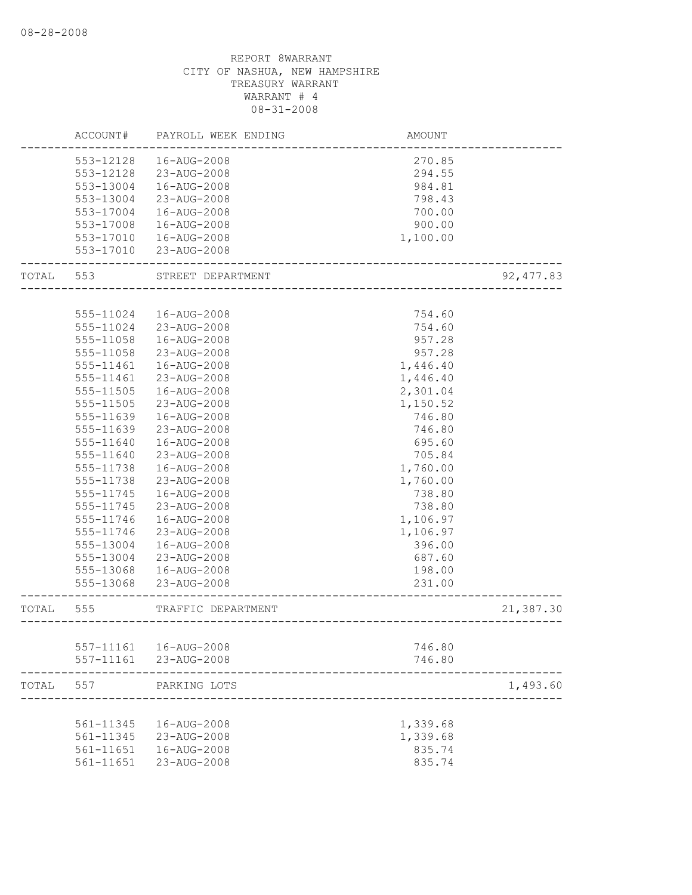08-28-2008

REPORT 8WARRANT
CITY OF NASHUA, NEW HAMPSHIRE
TREASURY WARRANT
WARRANT # 4
08-31-2008

| | ACCOUNT# | PAYROLL WEEK ENDING | AMOUNT | |
|---|---|---|---|---|
| | 553-12128 | 16-AUG-2008 | 270.85 | |
| | 553-12128 | 23-AUG-2008 | 294.55 | |
| | 553-13004 | 16-AUG-2008 | 984.81 | |
| | 553-13004 | 23-AUG-2008 | 798.43 | |
| | 553-17004 | 16-AUG-2008 | 700.00 | |
| | 553-17008 | 16-AUG-2008 | 900.00 | |
| | 553-17010 | 16-AUG-2008 | 1,100.00 | |
| | 553-17010 | 23-AUG-2008 | | |
| TOTAL | 553 | STREET DEPARTMENT | | 92,477.83 |
| | 555-11024 | 16-AUG-2008 | 754.60 | |
| | 555-11024 | 23-AUG-2008 | 754.60 | |
| | 555-11058 | 16-AUG-2008 | 957.28 | |
| | 555-11058 | 23-AUG-2008 | 957.28 | |
| | 555-11461 | 16-AUG-2008 | 1,446.40 | |
| | 555-11461 | 23-AUG-2008 | 1,446.40 | |
| | 555-11505 | 16-AUG-2008 | 2,301.04 | |
| | 555-11505 | 23-AUG-2008 | 1,150.52 | |
| | 555-11639 | 16-AUG-2008 | 746.80 | |
| | 555-11639 | 23-AUG-2008 | 746.80 | |
| | 555-11640 | 16-AUG-2008 | 695.60 | |
| | 555-11640 | 23-AUG-2008 | 705.84 | |
| | 555-11738 | 16-AUG-2008 | 1,760.00 | |
| | 555-11738 | 23-AUG-2008 | 1,760.00 | |
| | 555-11745 | 16-AUG-2008 | 738.80 | |
| | 555-11745 | 23-AUG-2008 | 738.80 | |
| | 555-11746 | 16-AUG-2008 | 1,106.97 | |
| | 555-11746 | 23-AUG-2008 | 1,106.97 | |
| | 555-13004 | 16-AUG-2008 | 396.00 | |
| | 555-13004 | 23-AUG-2008 | 687.60 | |
| | 555-13068 | 16-AUG-2008 | 198.00 | |
| | 555-13068 | 23-AUG-2008 | 231.00 | |
| TOTAL | 555 | TRAFFIC DEPARTMENT | | 21,387.30 |
| | 557-11161 | 16-AUG-2008 | 746.80 | |
| | 557-11161 | 23-AUG-2008 | 746.80 | |
| TOTAL | 557 | PARKING LOTS | | 1,493.60 |
| | 561-11345 | 16-AUG-2008 | 1,339.68 | |
| | 561-11345 | 23-AUG-2008 | 1,339.68 | |
| | 561-11651 | 16-AUG-2008 | 835.74 | |
| | 561-11651 | 23-AUG-2008 | 835.74 | |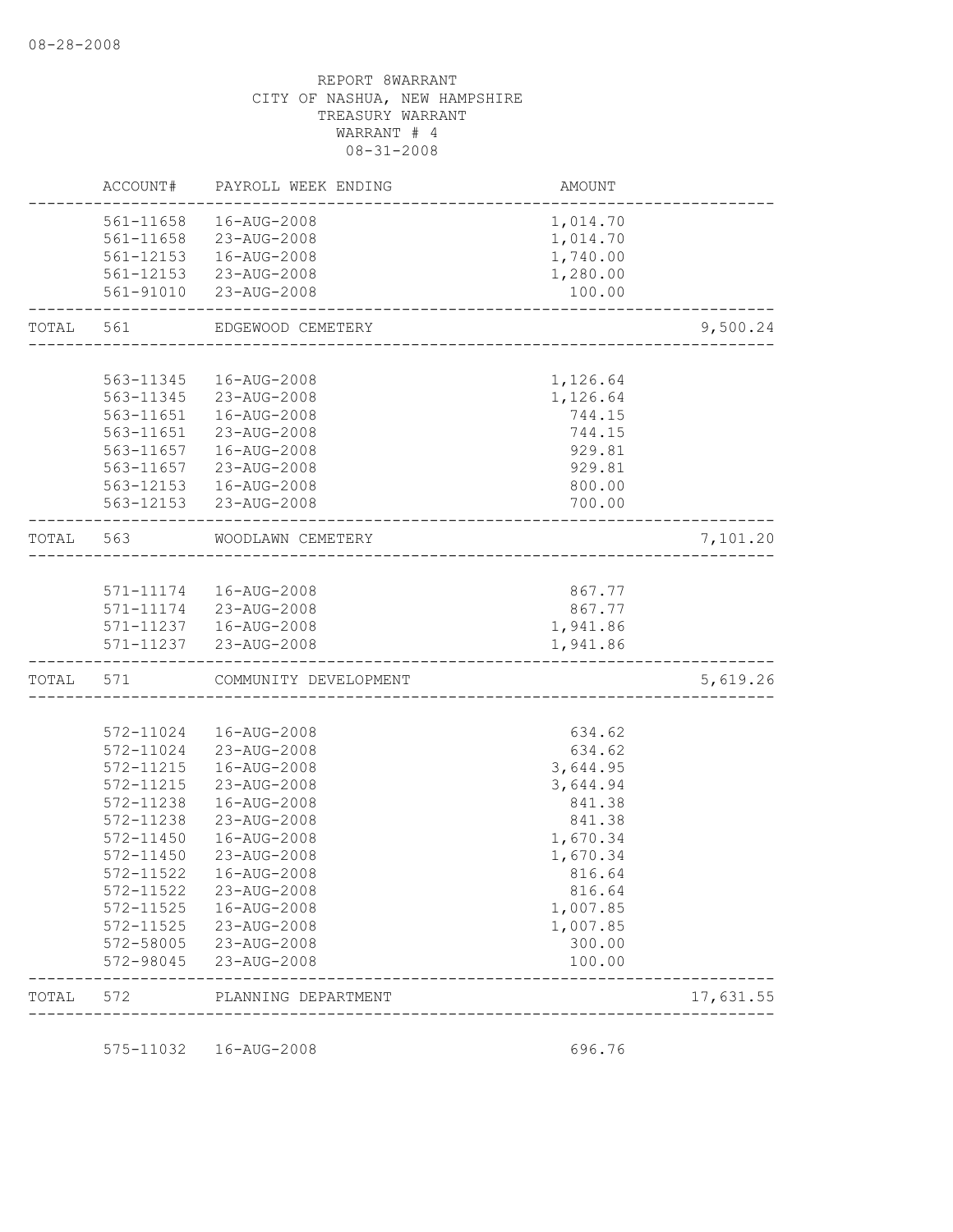08-28-2008

REPORT 8WARRANT
CITY OF NASHUA, NEW HAMPSHIRE
TREASURY WARRANT
WARRANT # 4
08-31-2008

| | ACCOUNT# | PAYROLL WEEK ENDING | AMOUNT | |
|---|---|---|---|---|
| | 561-11658 | 16-AUG-2008 | 1,014.70 | |
| | 561-11658 | 23-AUG-2008 | 1,014.70 | |
| | 561-12153 | 16-AUG-2008 | 1,740.00 | |
| | 561-12153 | 23-AUG-2008 | 1,280.00 | |
| | 561-91010 | 23-AUG-2008 | 100.00 | |
| TOTAL | 561 | EDGEWOOD CEMETERY | | 9,500.24 |
| | 563-11345 | 16-AUG-2008 | 1,126.64 | |
| | 563-11345 | 23-AUG-2008 | 1,126.64 | |
| | 563-11651 | 16-AUG-2008 | 744.15 | |
| | 563-11651 | 23-AUG-2008 | 744.15 | |
| | 563-11657 | 16-AUG-2008 | 929.81 | |
| | 563-11657 | 23-AUG-2008 | 929.81 | |
| | 563-12153 | 16-AUG-2008 | 800.00 | |
| | 563-12153 | 23-AUG-2008 | 700.00 | |
| TOTAL | 563 | WOODLAWN CEMETERY | | 7,101.20 |
| | 571-11174 | 16-AUG-2008 | 867.77 | |
| | 571-11174 | 23-AUG-2008 | 867.77 | |
| | 571-11237 | 16-AUG-2008 | 1,941.86 | |
| | 571-11237 | 23-AUG-2008 | 1,941.86 | |
| TOTAL | 571 | COMMUNITY DEVELOPMENT | | 5,619.26 |
| | 572-11024 | 16-AUG-2008 | 634.62 | |
| | 572-11024 | 23-AUG-2008 | 634.62 | |
| | 572-11215 | 16-AUG-2008 | 3,644.95 | |
| | 572-11215 | 23-AUG-2008 | 3,644.94 | |
| | 572-11238 | 16-AUG-2008 | 841.38 | |
| | 572-11238 | 23-AUG-2008 | 841.38 | |
| | 572-11450 | 16-AUG-2008 | 1,670.34 | |
| | 572-11450 | 23-AUG-2008 | 1,670.34 | |
| | 572-11522 | 16-AUG-2008 | 816.64 | |
| | 572-11522 | 23-AUG-2008 | 816.64 | |
| | 572-11525 | 16-AUG-2008 | 1,007.85 | |
| | 572-11525 | 23-AUG-2008 | 1,007.85 | |
| | 572-58005 | 23-AUG-2008 | 300.00 | |
| | 572-98045 | 23-AUG-2008 | 100.00 | |
| TOTAL | 572 | PLANNING DEPARTMENT | | 17,631.55 |
| | 575-11032 | 16-AUG-2008 | 696.76 | |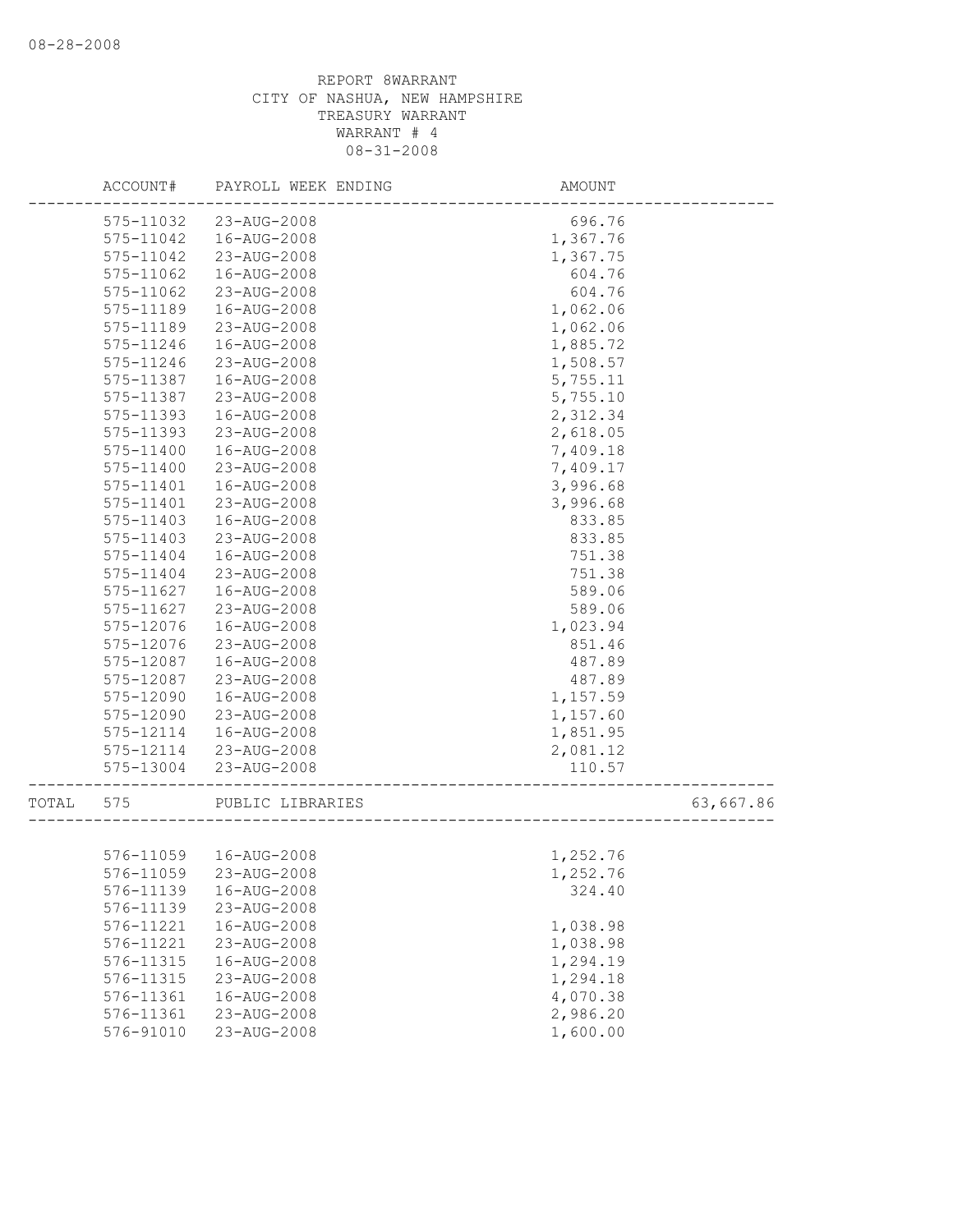REPORT 8WARRANT
CITY OF NASHUA, NEW HAMPSHIRE
TREASURY WARRANT
WARRANT # 4
08-31-2008

| ACCOUNT# | PAYROLL WEEK ENDING | AMOUNT | |
|---|---|---|---|
| 575-11032 | 23-AUG-2008 | 696.76 | |
| 575-11042 | 16-AUG-2008 | 1,367.76 | |
| 575-11042 | 23-AUG-2008 | 1,367.75 | |
| 575-11062 | 16-AUG-2008 | 604.76 | |
| 575-11062 | 23-AUG-2008 | 604.76 | |
| 575-11189 | 16-AUG-2008 | 1,062.06 | |
| 575-11189 | 23-AUG-2008 | 1,062.06 | |
| 575-11246 | 16-AUG-2008 | 1,885.72 | |
| 575-11246 | 23-AUG-2008 | 1,508.57 | |
| 575-11387 | 16-AUG-2008 | 5,755.11 | |
| 575-11387 | 23-AUG-2008 | 5,755.10 | |
| 575-11393 | 16-AUG-2008 | 2,312.34 | |
| 575-11393 | 23-AUG-2008 | 2,618.05 | |
| 575-11400 | 16-AUG-2008 | 7,409.18 | |
| 575-11400 | 23-AUG-2008 | 7,409.17 | |
| 575-11401 | 16-AUG-2008 | 3,996.68 | |
| 575-11401 | 23-AUG-2008 | 3,996.68 | |
| 575-11403 | 16-AUG-2008 | 833.85 | |
| 575-11403 | 23-AUG-2008 | 833.85 | |
| 575-11404 | 16-AUG-2008 | 751.38 | |
| 575-11404 | 23-AUG-2008 | 751.38 | |
| 575-11627 | 16-AUG-2008 | 589.06 | |
| 575-11627 | 23-AUG-2008 | 589.06 | |
| 575-12076 | 16-AUG-2008 | 1,023.94 | |
| 575-12076 | 23-AUG-2008 | 851.46 | |
| 575-12087 | 16-AUG-2008 | 487.89 | |
| 575-12087 | 23-AUG-2008 | 487.89 | |
| 575-12090 | 16-AUG-2008 | 1,157.59 | |
| 575-12090 | 23-AUG-2008 | 1,157.60 | |
| 575-12114 | 16-AUG-2008 | 1,851.95 | |
| 575-12114 | 23-AUG-2008 | 2,081.12 | |
| 575-13004 | 23-AUG-2008 | 110.57 | |
| TOTAL 575 | PUBLIC LIBRARIES | | 63,667.86 |
| 576-11059 | 16-AUG-2008 | 1,252.76 | |
| 576-11059 | 23-AUG-2008 | 1,252.76 | |
| 576-11139 | 16-AUG-2008 | 324.40 | |
| 576-11139 | 23-AUG-2008 | | |
| 576-11221 | 16-AUG-2008 | 1,038.98 | |
| 576-11221 | 23-AUG-2008 | 1,038.98 | |
| 576-11315 | 16-AUG-2008 | 1,294.19 | |
| 576-11315 | 23-AUG-2008 | 1,294.18 | |
| 576-11361 | 16-AUG-2008 | 4,070.38 | |
| 576-11361 | 23-AUG-2008 | 2,986.20 | |
| 576-91010 | 23-AUG-2008 | 1,600.00 | |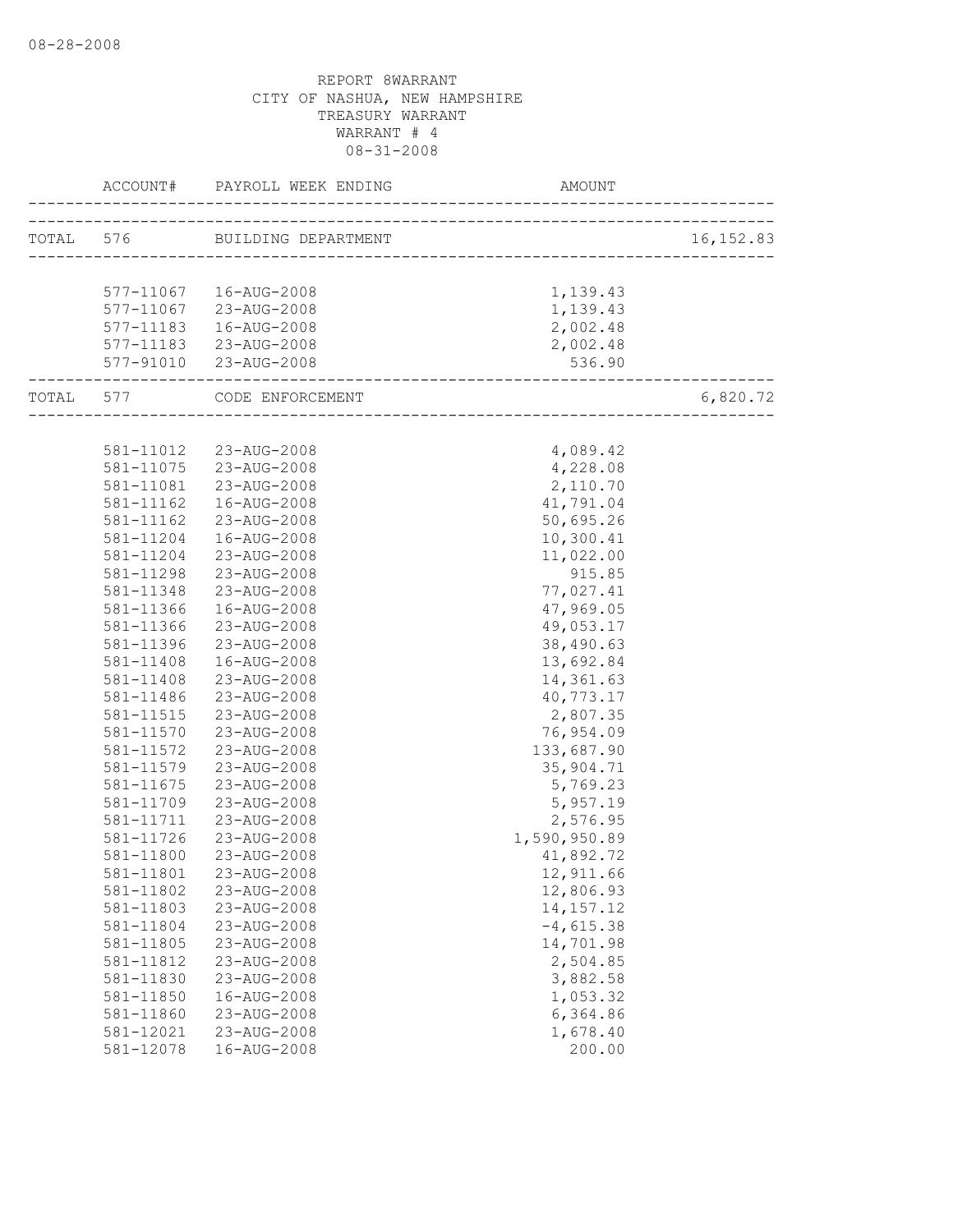REPORT 8WARRANT
CITY OF NASHUA, NEW HAMPSHIRE
TREASURY WARRANT
WARRANT # 4
08-31-2008

| ACCOUNT# | PAYROLL WEEK ENDING | AMOUNT | |
|---|---|---|---|
| TOTAL 576 | BUILDING DEPARTMENT | | 16,152.83 |
| 577-11067 | 16-AUG-2008 | 1,139.43 | |
| 577-11067 | 23-AUG-2008 | 1,139.43 | |
| 577-11183 | 16-AUG-2008 | 2,002.48 | |
| 577-11183 | 23-AUG-2008 | 2,002.48 | |
| 577-91010 | 23-AUG-2008 | 536.90 | |
| TOTAL 577 | CODE ENFORCEMENT | | 6,820.72 |
| 581-11012 | 23-AUG-2008 | 4,089.42 | |
| 581-11075 | 23-AUG-2008 | 4,228.08 | |
| 581-11081 | 23-AUG-2008 | 2,110.70 | |
| 581-11162 | 16-AUG-2008 | 41,791.04 | |
| 581-11162 | 23-AUG-2008 | 50,695.26 | |
| 581-11204 | 16-AUG-2008 | 10,300.41 | |
| 581-11204 | 23-AUG-2008 | 11,022.00 | |
| 581-11298 | 23-AUG-2008 | 915.85 | |
| 581-11348 | 23-AUG-2008 | 77,027.41 | |
| 581-11366 | 16-AUG-2008 | 47,969.05 | |
| 581-11366 | 23-AUG-2008 | 49,053.17 | |
| 581-11396 | 23-AUG-2008 | 38,490.63 | |
| 581-11408 | 16-AUG-2008 | 13,692.84 | |
| 581-11408 | 23-AUG-2008 | 14,361.63 | |
| 581-11486 | 23-AUG-2008 | 40,773.17 | |
| 581-11515 | 23-AUG-2008 | 2,807.35 | |
| 581-11570 | 23-AUG-2008 | 76,954.09 | |
| 581-11572 | 23-AUG-2008 | 133,687.90 | |
| 581-11579 | 23-AUG-2008 | 35,904.71 | |
| 581-11675 | 23-AUG-2008 | 5,769.23 | |
| 581-11709 | 23-AUG-2008 | 5,957.19 | |
| 581-11711 | 23-AUG-2008 | 2,576.95 | |
| 581-11726 | 23-AUG-2008 | 1,590,950.89 | |
| 581-11800 | 23-AUG-2008 | 41,892.72 | |
| 581-11801 | 23-AUG-2008 | 12,911.66 | |
| 581-11802 | 23-AUG-2008 | 12,806.93 | |
| 581-11803 | 23-AUG-2008 | 14,157.12 | |
| 581-11804 | 23-AUG-2008 | -4,615.38 | |
| 581-11805 | 23-AUG-2008 | 14,701.98 | |
| 581-11812 | 23-AUG-2008 | 2,504.85 | |
| 581-11830 | 23-AUG-2008 | 3,882.58 | |
| 581-11850 | 16-AUG-2008 | 1,053.32 | |
| 581-11860 | 23-AUG-2008 | 6,364.86 | |
| 581-12021 | 23-AUG-2008 | 1,678.40 | |
| 581-12078 | 16-AUG-2008 | 200.00 | |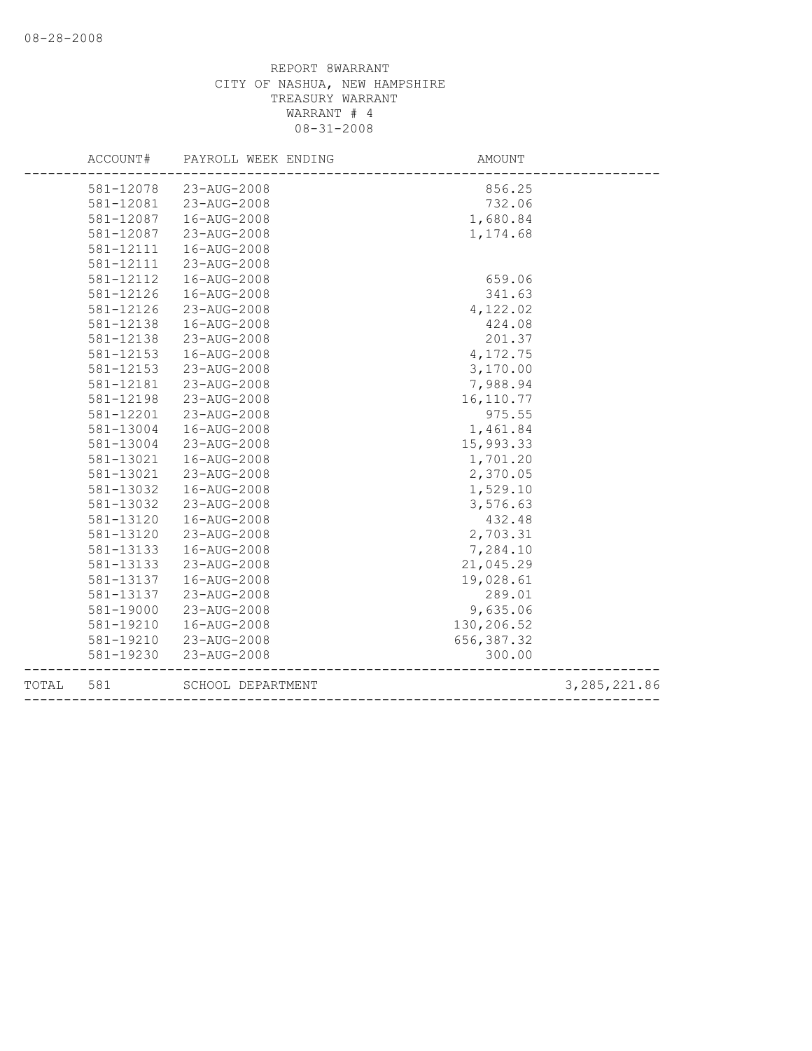REPORT 8WARRANT
CITY OF NASHUA, NEW HAMPSHIRE
TREASURY WARRANT
WARRANT # 4
08-31-2008

| | ACCOUNT# | PAYROLL WEEK ENDING | AMOUNT | |
|---|---|---|---|---|
| | 581-12078 | 23-AUG-2008 | 856.25 | |
| | 581-12081 | 23-AUG-2008 | 732.06 | |
| | 581-12087 | 16-AUG-2008 | 1,680.84 | |
| | 581-12087 | 23-AUG-2008 | 1,174.68 | |
| | 581-12111 | 16-AUG-2008 | | |
| | 581-12111 | 23-AUG-2008 | | |
| | 581-12112 | 16-AUG-2008 | 659.06 | |
| | 581-12126 | 16-AUG-2008 | 341.63 | |
| | 581-12126 | 23-AUG-2008 | 4,122.02 | |
| | 581-12138 | 16-AUG-2008 | 424.08 | |
| | 581-12138 | 23-AUG-2008 | 201.37 | |
| | 581-12153 | 16-AUG-2008 | 4,172.75 | |
| | 581-12153 | 23-AUG-2008 | 3,170.00 | |
| | 581-12181 | 23-AUG-2008 | 7,988.94 | |
| | 581-12198 | 23-AUG-2008 | 16,110.77 | |
| | 581-12201 | 23-AUG-2008 | 975.55 | |
| | 581-13004 | 16-AUG-2008 | 1,461.84 | |
| | 581-13004 | 23-AUG-2008 | 15,993.33 | |
| | 581-13021 | 16-AUG-2008 | 1,701.20 | |
| | 581-13021 | 23-AUG-2008 | 2,370.05 | |
| | 581-13032 | 16-AUG-2008 | 1,529.10 | |
| | 581-13032 | 23-AUG-2008 | 3,576.63 | |
| | 581-13120 | 16-AUG-2008 | 432.48 | |
| | 581-13120 | 23-AUG-2008 | 2,703.31 | |
| | 581-13133 | 16-AUG-2008 | 7,284.10 | |
| | 581-13133 | 23-AUG-2008 | 21,045.29 | |
| | 581-13137 | 16-AUG-2008 | 19,028.61 | |
| | 581-13137 | 23-AUG-2008 | 289.01 | |
| | 581-19000 | 23-AUG-2008 | 9,635.06 | |
| | 581-19210 | 16-AUG-2008 | 130,206.52 | |
| | 581-19210 | 23-AUG-2008 | 656,387.32 | |
| | 581-19230 | 23-AUG-2008 | 300.00 | |
| TOTAL | 581 | SCHOOL DEPARTMENT | | 3,285,221.86 |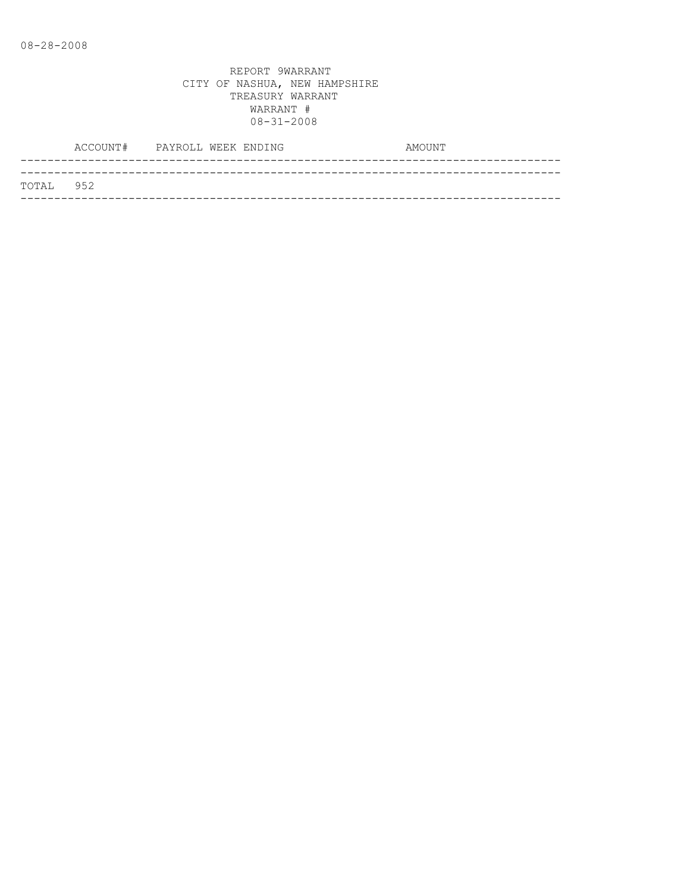08-28-2008

REPORT 9WARRANT
CITY OF NASHUA, NEW HAMPSHIRE
TREASURY WARRANT
WARRANT #
08-31-2008

| ACCOUNT# | PAYROLL WEEK ENDING | AMOUNT |
|---|---|---|
| TOTAL 952 | | |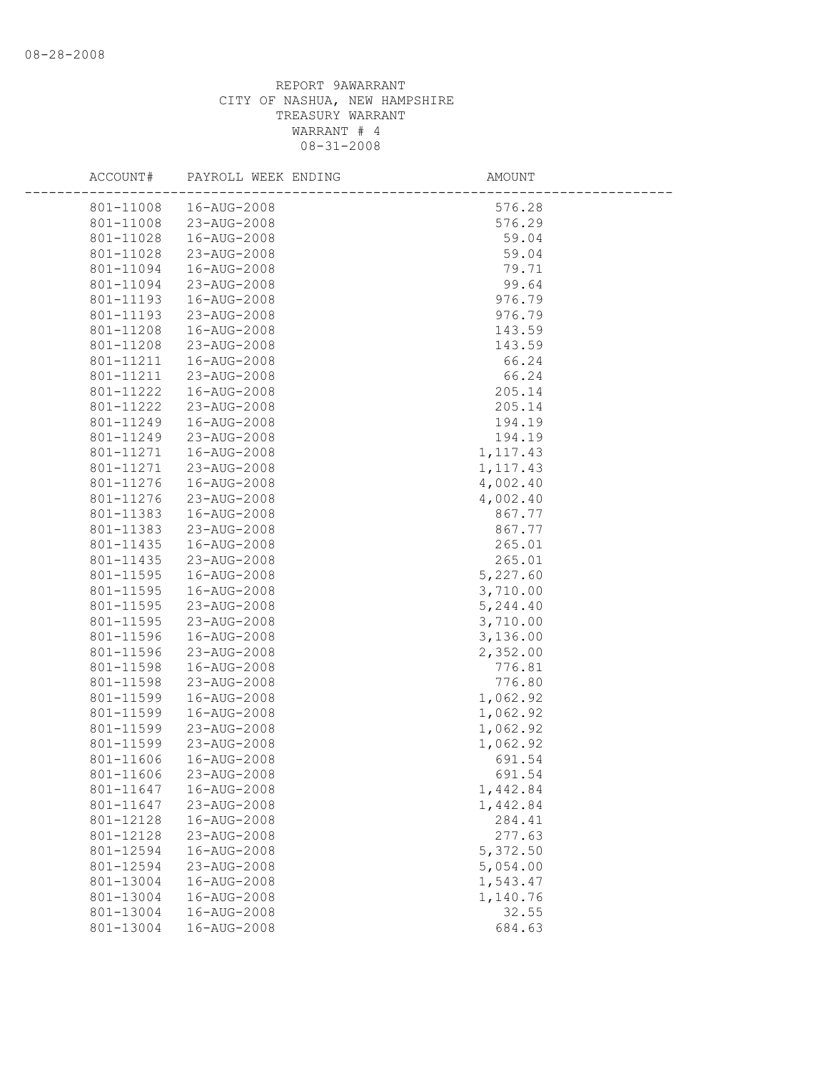REPORT 9AWARRANT
CITY OF NASHUA, NEW HAMPSHIRE
TREASURY WARRANT
WARRANT # 4
08-31-2008

| ACCOUNT# | PAYROLL WEEK ENDING | AMOUNT |
|---|---|---|
| 801-11008 | 16-AUG-2008 | 576.28 |
| 801-11008 | 23-AUG-2008 | 576.29 |
| 801-11028 | 16-AUG-2008 | 59.04 |
| 801-11028 | 23-AUG-2008 | 59.04 |
| 801-11094 | 16-AUG-2008 | 79.71 |
| 801-11094 | 23-AUG-2008 | 99.64 |
| 801-11193 | 16-AUG-2008 | 976.79 |
| 801-11193 | 23-AUG-2008 | 976.79 |
| 801-11208 | 16-AUG-2008 | 143.59 |
| 801-11208 | 23-AUG-2008 | 143.59 |
| 801-11211 | 16-AUG-2008 | 66.24 |
| 801-11211 | 23-AUG-2008 | 66.24 |
| 801-11222 | 16-AUG-2008 | 205.14 |
| 801-11222 | 23-AUG-2008 | 205.14 |
| 801-11249 | 16-AUG-2008 | 194.19 |
| 801-11249 | 23-AUG-2008 | 194.19 |
| 801-11271 | 16-AUG-2008 | 1,117.43 |
| 801-11271 | 23-AUG-2008 | 1,117.43 |
| 801-11276 | 16-AUG-2008 | 4,002.40 |
| 801-11276 | 23-AUG-2008 | 4,002.40 |
| 801-11383 | 16-AUG-2008 | 867.77 |
| 801-11383 | 23-AUG-2008 | 867.77 |
| 801-11435 | 16-AUG-2008 | 265.01 |
| 801-11435 | 23-AUG-2008 | 265.01 |
| 801-11595 | 16-AUG-2008 | 5,227.60 |
| 801-11595 | 16-AUG-2008 | 3,710.00 |
| 801-11595 | 23-AUG-2008 | 5,244.40 |
| 801-11595 | 23-AUG-2008 | 3,710.00 |
| 801-11596 | 16-AUG-2008 | 3,136.00 |
| 801-11596 | 23-AUG-2008 | 2,352.00 |
| 801-11598 | 16-AUG-2008 | 776.81 |
| 801-11598 | 23-AUG-2008 | 776.80 |
| 801-11599 | 16-AUG-2008 | 1,062.92 |
| 801-11599 | 16-AUG-2008 | 1,062.92 |
| 801-11599 | 23-AUG-2008 | 1,062.92 |
| 801-11599 | 23-AUG-2008 | 1,062.92 |
| 801-11606 | 16-AUG-2008 | 691.54 |
| 801-11606 | 23-AUG-2008 | 691.54 |
| 801-11647 | 16-AUG-2008 | 1,442.84 |
| 801-11647 | 23-AUG-2008 | 1,442.84 |
| 801-12128 | 16-AUG-2008 | 284.41 |
| 801-12128 | 23-AUG-2008 | 277.63 |
| 801-12594 | 16-AUG-2008 | 5,372.50 |
| 801-12594 | 23-AUG-2008 | 5,054.00 |
| 801-13004 | 16-AUG-2008 | 1,543.47 |
| 801-13004 | 16-AUG-2008 | 1,140.76 |
| 801-13004 | 16-AUG-2008 | 32.55 |
| 801-13004 | 16-AUG-2008 | 684.63 |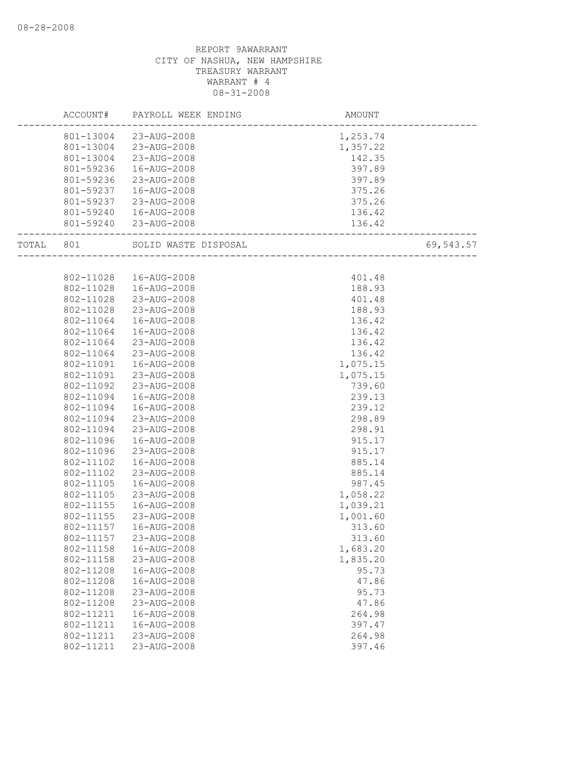REPORT 9AWARRANT
CITY OF NASHUA, NEW HAMPSHIRE
TREASURY WARRANT
WARRANT # 4
08-31-2008

| | ACCOUNT# | PAYROLL WEEK ENDING | AMOUNT | |
|---|---|---|---|---|
| | 801-13004 | 23-AUG-2008 | 1,253.74 | |
| | 801-13004 | 23-AUG-2008 | 1,357.22 | |
| | 801-13004 | 23-AUG-2008 | 142.35 | |
| | 801-59236 | 16-AUG-2008 | 397.89 | |
| | 801-59236 | 23-AUG-2008 | 397.89 | |
| | 801-59237 | 16-AUG-2008 | 375.26 | |
| | 801-59237 | 23-AUG-2008 | 375.26 | |
| | 801-59240 | 16-AUG-2008 | 136.42 | |
| | 801-59240 | 23-AUG-2008 | 136.42 | |
| TOTAL | 801 | SOLID WASTE DISPOSAL | | 69,543.57 |
| | 802-11028 | 16-AUG-2008 | 401.48 | |
| | 802-11028 | 16-AUG-2008 | 188.93 | |
| | 802-11028 | 23-AUG-2008 | 401.48 | |
| | 802-11028 | 23-AUG-2008 | 188.93 | |
| | 802-11064 | 16-AUG-2008 | 136.42 | |
| | 802-11064 | 16-AUG-2008 | 136.42 | |
| | 802-11064 | 23-AUG-2008 | 136.42 | |
| | 802-11064 | 23-AUG-2008 | 136.42 | |
| | 802-11091 | 16-AUG-2008 | 1,075.15 | |
| | 802-11091 | 23-AUG-2008 | 1,075.15 | |
| | 802-11092 | 23-AUG-2008 | 739.60 | |
| | 802-11094 | 16-AUG-2008 | 239.13 | |
| | 802-11094 | 16-AUG-2008 | 239.12 | |
| | 802-11094 | 23-AUG-2008 | 298.89 | |
| | 802-11094 | 23-AUG-2008 | 298.91 | |
| | 802-11096 | 16-AUG-2008 | 915.17 | |
| | 802-11096 | 23-AUG-2008 | 915.17 | |
| | 802-11102 | 16-AUG-2008 | 885.14 | |
| | 802-11102 | 23-AUG-2008 | 885.14 | |
| | 802-11105 | 16-AUG-2008 | 987.45 | |
| | 802-11105 | 23-AUG-2008 | 1,058.22 | |
| | 802-11155 | 16-AUG-2008 | 1,039.21 | |
| | 802-11155 | 23-AUG-2008 | 1,001.60 | |
| | 802-11157 | 16-AUG-2008 | 313.60 | |
| | 802-11157 | 23-AUG-2008 | 313.60 | |
| | 802-11158 | 16-AUG-2008 | 1,683.20 | |
| | 802-11158 | 23-AUG-2008 | 1,835.20 | |
| | 802-11208 | 16-AUG-2008 | 95.73 | |
| | 802-11208 | 16-AUG-2008 | 47.86 | |
| | 802-11208 | 23-AUG-2008 | 95.73 | |
| | 802-11208 | 23-AUG-2008 | 47.86 | |
| | 802-11211 | 16-AUG-2008 | 264.98 | |
| | 802-11211 | 16-AUG-2008 | 397.47 | |
| | 802-11211 | 23-AUG-2008 | 264.98 | |
| | 802-11211 | 23-AUG-2008 | 397.46 | |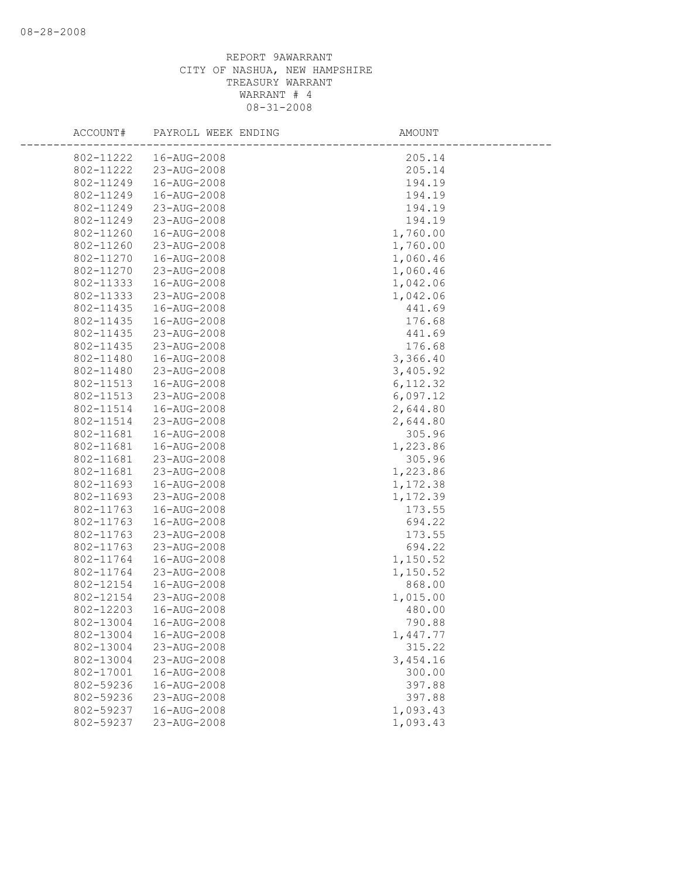REPORT 9AWARRANT
CITY OF NASHUA, NEW HAMPSHIRE
TREASURY WARRANT
WARRANT # 4
08-31-2008

| ACCOUNT# | PAYROLL WEEK ENDING | AMOUNT |
|---|---|---|
| 802-11222 | 16-AUG-2008 | 205.14 |
| 802-11222 | 23-AUG-2008 | 205.14 |
| 802-11249 | 16-AUG-2008 | 194.19 |
| 802-11249 | 16-AUG-2008 | 194.19 |
| 802-11249 | 23-AUG-2008 | 194.19 |
| 802-11249 | 23-AUG-2008 | 194.19 |
| 802-11260 | 16-AUG-2008 | 1,760.00 |
| 802-11260 | 23-AUG-2008 | 1,760.00 |
| 802-11270 | 16-AUG-2008 | 1,060.46 |
| 802-11270 | 23-AUG-2008 | 1,060.46 |
| 802-11333 | 16-AUG-2008 | 1,042.06 |
| 802-11333 | 23-AUG-2008 | 1,042.06 |
| 802-11435 | 16-AUG-2008 | 441.69 |
| 802-11435 | 16-AUG-2008 | 176.68 |
| 802-11435 | 23-AUG-2008 | 441.69 |
| 802-11435 | 23-AUG-2008 | 176.68 |
| 802-11480 | 16-AUG-2008 | 3,366.40 |
| 802-11480 | 23-AUG-2008 | 3,405.92 |
| 802-11513 | 16-AUG-2008 | 6,112.32 |
| 802-11513 | 23-AUG-2008 | 6,097.12 |
| 802-11514 | 16-AUG-2008 | 2,644.80 |
| 802-11514 | 23-AUG-2008 | 2,644.80 |
| 802-11681 | 16-AUG-2008 | 305.96 |
| 802-11681 | 16-AUG-2008 | 1,223.86 |
| 802-11681 | 23-AUG-2008 | 305.96 |
| 802-11681 | 23-AUG-2008 | 1,223.86 |
| 802-11693 | 16-AUG-2008 | 1,172.38 |
| 802-11693 | 23-AUG-2008 | 1,172.39 |
| 802-11763 | 16-AUG-2008 | 173.55 |
| 802-11763 | 16-AUG-2008 | 694.22 |
| 802-11763 | 23-AUG-2008 | 173.55 |
| 802-11763 | 23-AUG-2008 | 694.22 |
| 802-11764 | 16-AUG-2008 | 1,150.52 |
| 802-11764 | 23-AUG-2008 | 1,150.52 |
| 802-12154 | 16-AUG-2008 | 868.00 |
| 802-12154 | 23-AUG-2008 | 1,015.00 |
| 802-12203 | 16-AUG-2008 | 480.00 |
| 802-13004 | 16-AUG-2008 | 790.88 |
| 802-13004 | 16-AUG-2008 | 1,447.77 |
| 802-13004 | 23-AUG-2008 | 315.22 |
| 802-13004 | 23-AUG-2008 | 3,454.16 |
| 802-17001 | 16-AUG-2008 | 300.00 |
| 802-59236 | 16-AUG-2008 | 397.88 |
| 802-59236 | 23-AUG-2008 | 397.88 |
| 802-59237 | 16-AUG-2008 | 1,093.43 |
| 802-59237 | 23-AUG-2008 | 1,093.43 |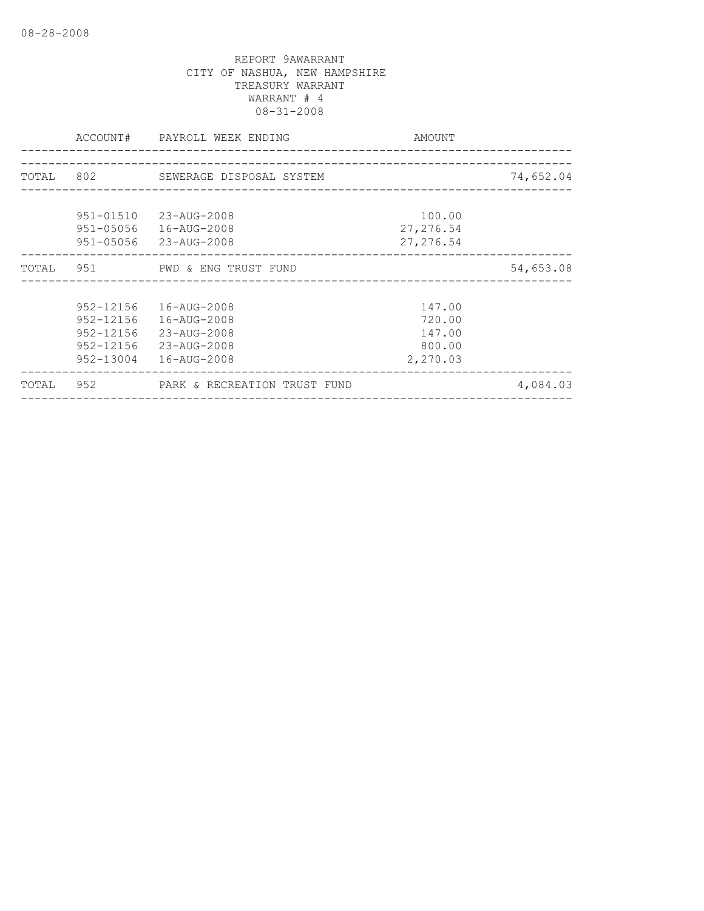08-28-2008

REPORT 9AWARRANT
CITY OF NASHUA, NEW HAMPSHIRE
TREASURY WARRANT
WARRANT # 4
08-31-2008

| | ACCOUNT# | PAYROLL WEEK ENDING | AMOUNT | |
|---|---|---|---|---|
| TOTAL | 802 | SEWERAGE DISPOSAL SYSTEM | | 74,652.04 |
| | 951-01510 | 23-AUG-2008 | 100.00 | |
| | 951-05056 | 16-AUG-2008 | 27,276.54 | |
| | 951-05056 | 23-AUG-2008 | 27,276.54 | |
| TOTAL | 951 | PWD & ENG TRUST FUND | | 54,653.08 |
| | 952-12156 | 16-AUG-2008 | 147.00 | |
| | 952-12156 | 16-AUG-2008 | 720.00 | |
| | 952-12156 | 23-AUG-2008 | 147.00 | |
| | 952-12156 | 23-AUG-2008 | 800.00 | |
| | 952-13004 | 16-AUG-2008 | 2,270.03 | |
| TOTAL | 952 | PARK & RECREATION TRUST FUND | | 4,084.03 |